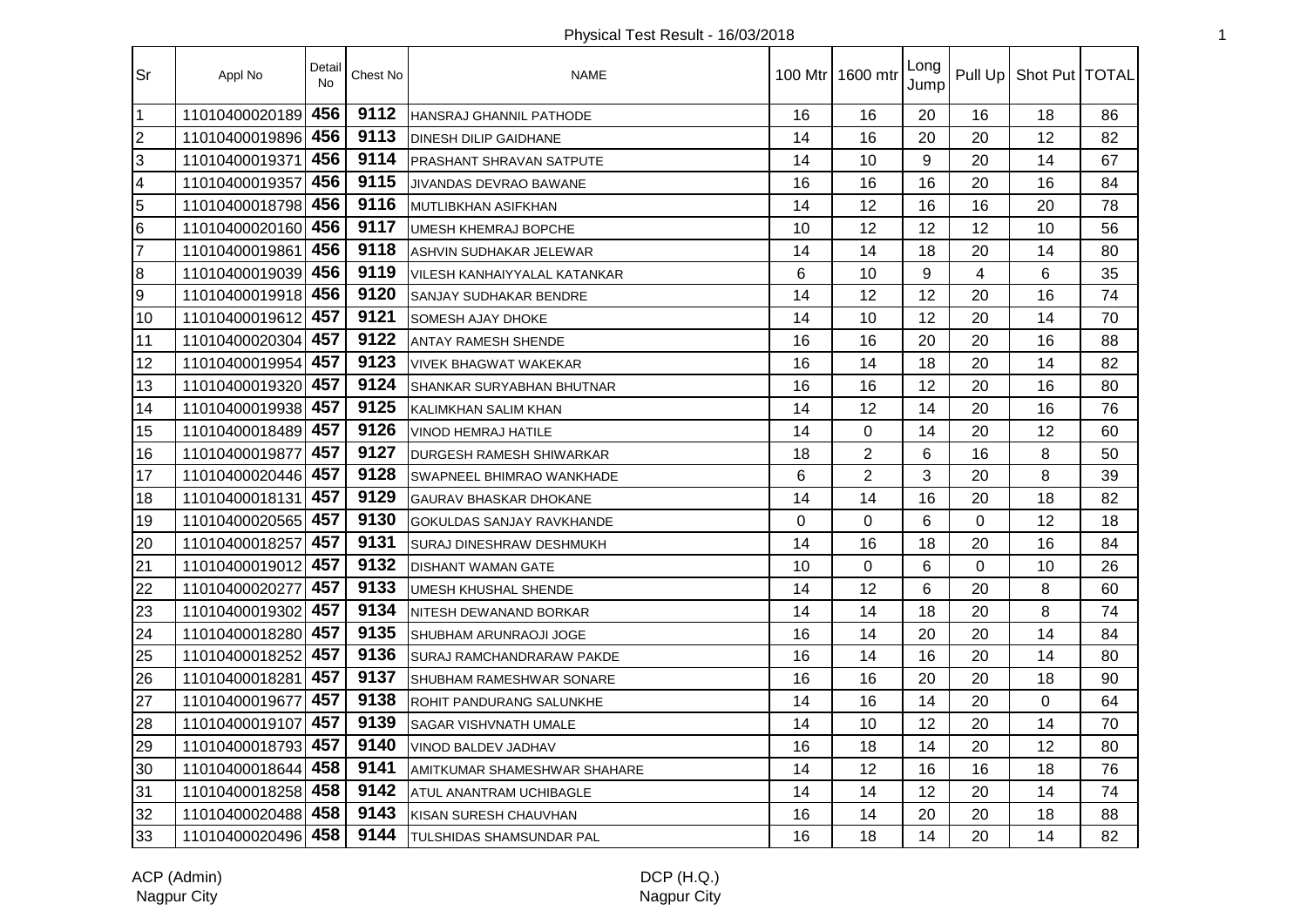# Physical Test Result - 16/03/2018

| Sr | Appl No | Detail No | Chest No | NAME | 100 Mtr | 1600 mtr | Long Jump | Pull Up | Shot Put | TOTAL |
|---|---|---|---|---|---|---|---|---|---|---|
| 1 | 11010400020189 | 456 | 9112 | HANSRAJ GHANNIL PATHODE | 16 | 16 | 20 | 16 | 18 | 86 |
| 2 | 11010400019896 | 456 | 9113 | DINESH DILIP GAIDHANE | 14 | 16 | 20 | 20 | 12 | 82 |
| 3 | 11010400019371 | 456 | 9114 | PRASHANT SHRAVAN SATPUTE | 14 | 10 | 9 | 20 | 14 | 67 |
| 4 | 11010400019357 | 456 | 9115 | JIVANDAS DEVRAO BAWANE | 16 | 16 | 16 | 20 | 16 | 84 |
| 5 | 11010400018798 | 456 | 9116 | MUTLIBKHAN ASIFKHAN | 14 | 12 | 16 | 16 | 20 | 78 |
| 6 | 11010400020160 | 456 | 9117 | UMESH KHEMRAJ BOPCHE | 10 | 12 | 12 | 12 | 10 | 56 |
| 7 | 11010400019861 | 456 | 9118 | ASHVIN SUDHAKAR JELEWAR | 14 | 14 | 18 | 20 | 14 | 80 |
| 8 | 11010400019039 | 456 | 9119 | VILESH KANHAIYYALAL KATANKAR | 6 | 10 | 9 | 4 | 6 | 35 |
| 9 | 11010400019918 | 456 | 9120 | SANJAY SUDHAKAR BENDRE | 14 | 12 | 12 | 20 | 16 | 74 |
| 10 | 11010400019612 | 457 | 9121 | SOMESH AJAY DHOKE | 14 | 10 | 12 | 20 | 14 | 70 |
| 11 | 11010400020304 | 457 | 9122 | ANTAY RAMESH SHENDE | 16 | 16 | 20 | 20 | 16 | 88 |
| 12 | 11010400019954 | 457 | 9123 | VIVEK BHAGWAT WAKEKAR | 16 | 14 | 18 | 20 | 14 | 82 |
| 13 | 11010400019320 | 457 | 9124 | SHANKAR SURYABHAN BHUTNAR | 16 | 16 | 12 | 20 | 16 | 80 |
| 14 | 11010400019938 | 457 | 9125 | KALIMKHAN SALIM KHAN | 14 | 12 | 14 | 20 | 16 | 76 |
| 15 | 11010400018489 | 457 | 9126 | VINOD HEMRAJ HATILE | 14 | 0 | 14 | 20 | 12 | 60 |
| 16 | 11010400019877 | 457 | 9127 | DURGESH RAMESH SHIWARKAR | 18 | 2 | 6 | 16 | 8 | 50 |
| 17 | 11010400020446 | 457 | 9128 | SWAPNEEL BHIMRAO WANKHADE | 6 | 2 | 3 | 20 | 8 | 39 |
| 18 | 11010400018131 | 457 | 9129 | GAURAV BHASKAR DHOKANE | 14 | 14 | 16 | 20 | 18 | 82 |
| 19 | 11010400020565 | 457 | 9130 | GOKULDAS SANJAY RAVKHANDE | 0 | 0 | 6 | 0 | 12 | 18 |
| 20 | 11010400018257 | 457 | 9131 | SURAJ DINESHRAW DESHMUKH | 14 | 16 | 18 | 20 | 16 | 84 |
| 21 | 11010400019012 | 457 | 9132 | DISHANT WAMAN GATE | 10 | 0 | 6 | 0 | 10 | 26 |
| 22 | 11010400020277 | 457 | 9133 | UMESH KHUSHAL SHENDE | 14 | 12 | 6 | 20 | 8 | 60 |
| 23 | 11010400019302 | 457 | 9134 | NITESH DEWANAND BORKAR | 14 | 14 | 18 | 20 | 8 | 74 |
| 24 | 11010400018280 | 457 | 9135 | SHUBHAM ARUNRAOJI JOGE | 16 | 14 | 20 | 20 | 14 | 84 |
| 25 | 11010400018252 | 457 | 9136 | SURAJ RAMCHANDRARAW PAKDE | 16 | 14 | 16 | 20 | 14 | 80 |
| 26 | 11010400018281 | 457 | 9137 | SHUBHAM RAMESHWAR SONARE | 16 | 16 | 20 | 20 | 18 | 90 |
| 27 | 11010400019677 | 457 | 9138 | ROHIT PANDURANG SALUNKHE | 14 | 16 | 14 | 20 | 0 | 64 |
| 28 | 11010400019107 | 457 | 9139 | SAGAR VISHVNATH UMALE | 14 | 10 | 12 | 20 | 14 | 70 |
| 29 | 11010400018793 | 457 | 9140 | VINOD BALDEV JADHAV | 16 | 18 | 14 | 20 | 12 | 80 |
| 30 | 11010400018644 | 458 | 9141 | AMITKUMAR SHAMESHWAR SHAHARE | 14 | 12 | 16 | 16 | 18 | 76 |
| 31 | 11010400018258 | 458 | 9142 | ATUL ANANTRAM UCHIBAGLE | 14 | 14 | 12 | 20 | 14 | 74 |
| 32 | 11010400020488 | 458 | 9143 | KISAN SURESH CHAUVHAN | 16 | 14 | 20 | 20 | 18 | 88 |
| 33 | 11010400020496 | 458 | 9144 | TULSHIDAS SHAMSUNDAR PAL | 16 | 18 | 14 | 20 | 14 | 82 |

ACP (Admin)
Nagpur City

DCP (H.Q.)
Nagpur City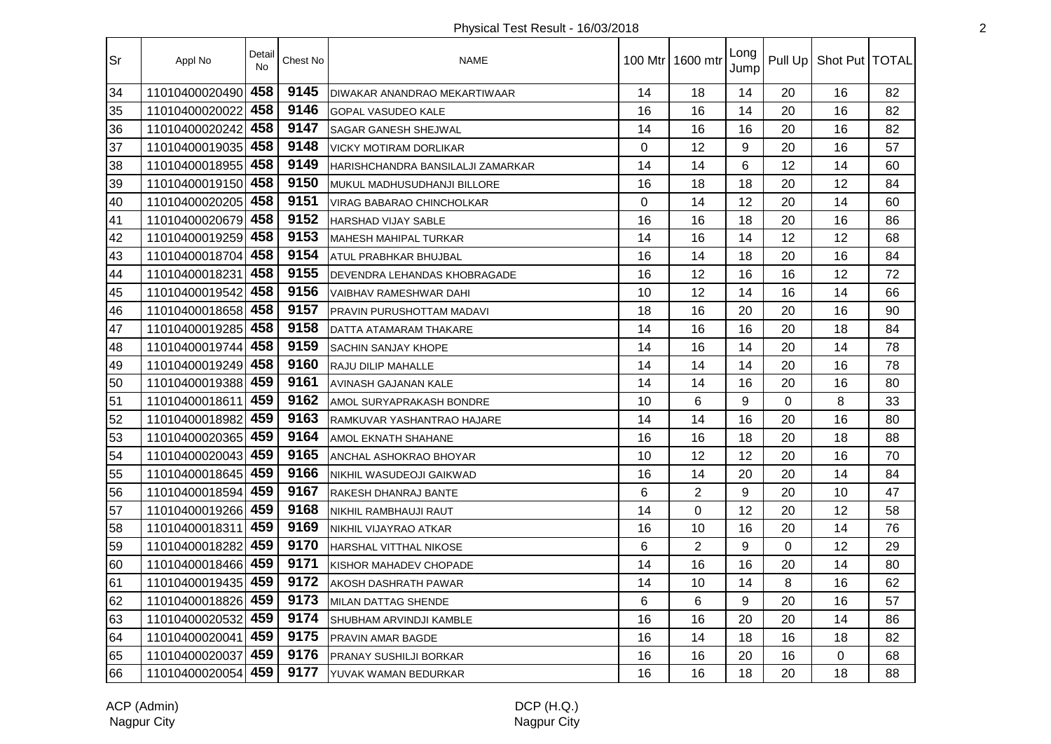Physical Test Result - 16/03/2018

| Sr | Appl No | Detail No | Chest No | NAME | 100 Mtr | 1600 mtr | Long Jump | Pull Up | Shot Put | TOTAL |
|---|---|---|---|---|---|---|---|---|---|---|
| 34 | 11010400020490 | 458 | 9145 | DIWAKAR ANANDRAO MEKARTIWAAR | 14 | 18 | 14 | 20 | 16 | 82 |
| 35 | 11010400020022 | 458 | 9146 | GOPAL VASUDEO KALE | 16 | 16 | 14 | 20 | 16 | 82 |
| 36 | 11010400020242 | 458 | 9147 | SAGAR GANESH SHEJWAL | 14 | 16 | 16 | 20 | 16 | 82 |
| 37 | 11010400019035 | 458 | 9148 | VICKY MOTIRAM DORLIKAR | 0 | 12 | 9 | 20 | 16 | 57 |
| 38 | 11010400018955 | 458 | 9149 | HARISHCHANDRA BANSILALJI ZAMARKAR | 14 | 14 | 6 | 12 | 14 | 60 |
| 39 | 11010400019150 | 458 | 9150 | MUKUL MADHUSUDHANJI BILLORE | 16 | 18 | 18 | 20 | 12 | 84 |
| 40 | 11010400020205 | 458 | 9151 | VIRAG BABARAO CHINCHOLKAR | 0 | 14 | 12 | 20 | 14 | 60 |
| 41 | 11010400020679 | 458 | 9152 | HARSHAD VIJAY SABLE | 16 | 16 | 18 | 20 | 16 | 86 |
| 42 | 11010400019259 | 458 | 9153 | MAHESH MAHIPAL TURKAR | 14 | 16 | 14 | 12 | 12 | 68 |
| 43 | 11010400018704 | 458 | 9154 | ATUL PRABHKAR BHUJBAL | 16 | 14 | 18 | 20 | 16 | 84 |
| 44 | 11010400018231 | 458 | 9155 | DEVENDRA LEHANDAS KHOBRAGADE | 16 | 12 | 16 | 16 | 12 | 72 |
| 45 | 11010400019542 | 458 | 9156 | VAIBHAV RAMESHWAR DAHI | 10 | 12 | 14 | 16 | 14 | 66 |
| 46 | 11010400018658 | 458 | 9157 | PRAVIN PURUSHOTTAM MADAVI | 18 | 16 | 20 | 20 | 16 | 90 |
| 47 | 11010400019285 | 458 | 9158 | DATTA ATAMARAM THAKARE | 14 | 16 | 16 | 20 | 18 | 84 |
| 48 | 11010400019744 | 458 | 9159 | SACHIN SANJAY KHOPE | 14 | 16 | 14 | 20 | 14 | 78 |
| 49 | 11010400019249 | 458 | 9160 | RAJU DILIP MAHALLE | 14 | 14 | 14 | 20 | 16 | 78 |
| 50 | 11010400019388 | 459 | 9161 | AVINASH GAJANAN KALE | 14 | 14 | 16 | 20 | 16 | 80 |
| 51 | 11010400018611 | 459 | 9162 | AMOL SURYAPRAKASH BONDRE | 10 | 6 | 9 | 0 | 8 | 33 |
| 52 | 11010400018982 | 459 | 9163 | RAMKUVAR YASHANTRAO HAJARE | 14 | 14 | 16 | 20 | 16 | 80 |
| 53 | 11010400020365 | 459 | 9164 | AMOL EKNATH SHAHANE | 16 | 16 | 18 | 20 | 18 | 88 |
| 54 | 11010400020043 | 459 | 9165 | ANCHAL ASHOKRAO BHOYAR | 10 | 12 | 12 | 20 | 16 | 70 |
| 55 | 11010400018645 | 459 | 9166 | NIKHIL WASUDEOJI GAIKWAD | 16 | 14 | 20 | 20 | 14 | 84 |
| 56 | 11010400018594 | 459 | 9167 | RAKESH DHANRAJ BANTE | 6 | 2 | 9 | 20 | 10 | 47 |
| 57 | 11010400019266 | 459 | 9168 | NIKHIL RAMBHAUJI RAUT | 14 | 0 | 12 | 20 | 12 | 58 |
| 58 | 11010400018311 | 459 | 9169 | NIKHIL VIJAYRAO ATKAR | 16 | 10 | 16 | 20 | 14 | 76 |
| 59 | 11010400018282 | 459 | 9170 | HARSHAL VITTHAL NIKOSE | 6 | 2 | 9 | 0 | 12 | 29 |
| 60 | 11010400018466 | 459 | 9171 | KISHOR MAHADEV CHOPADE | 14 | 16 | 16 | 20 | 14 | 80 |
| 61 | 11010400019435 | 459 | 9172 | AKOSH DASHRATH PAWAR | 14 | 10 | 14 | 8 | 16 | 62 |
| 62 | 11010400018826 | 459 | 9173 | MILAN DATTAG SHENDE | 6 | 6 | 9 | 20 | 16 | 57 |
| 63 | 11010400020532 | 459 | 9174 | SHUBHAM ARVINDJI KAMBLE | 16 | 16 | 20 | 20 | 14 | 86 |
| 64 | 11010400020041 | 459 | 9175 | PRAVIN AMAR BAGDE | 16 | 14 | 18 | 16 | 18 | 82 |
| 65 | 11010400020037 | 459 | 9176 | PRANAY SUSHILJI BORKAR | 16 | 16 | 20 | 16 | 0 | 68 |
| 66 | 11010400020054 | 459 | 9177 | YUVAK WAMAN BEDURKAR | 16 | 16 | 18 | 20 | 18 | 88 |

ACP (Admin)
Nagpur City

DCP (H.Q.)
Nagpur City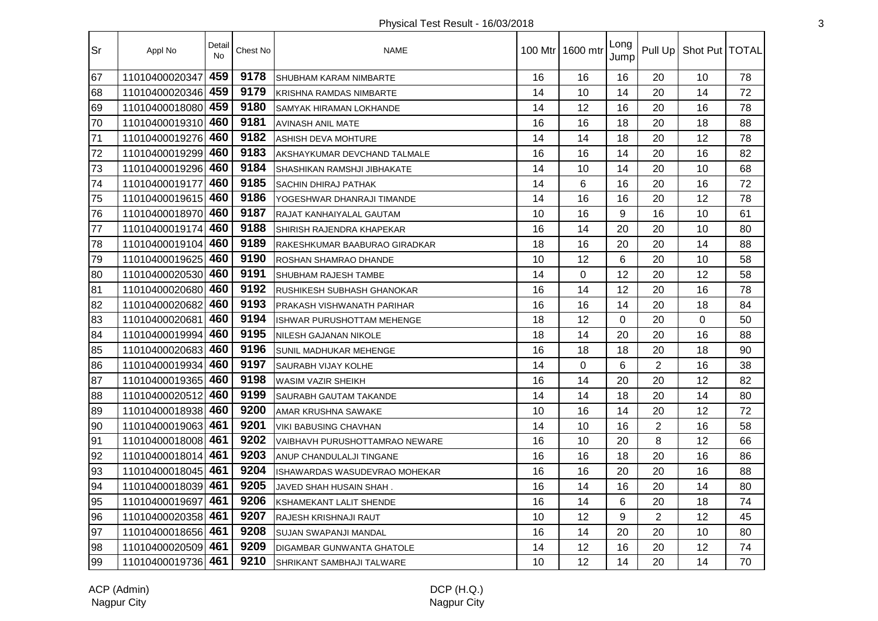Physical Test Result - 16/03/2018

| Sr | Appl No | Detail No | Chest No | NAME | 100 Mtr | 1600 mtr | Long Jump | Pull Up | Shot Put | TOTAL |
|---|---|---|---|---|---|---|---|---|---|---|
| 67 | 11010400020347 | 459 | 9178 | SHUBHAM KARAM NIMBARTE | 16 | 16 | 16 | 20 | 10 | 78 |
| 68 | 11010400020346 | 459 | 9179 | KRISHNA RAMDAS NIMBARTE | 14 | 10 | 14 | 20 | 14 | 72 |
| 69 | 11010400018080 | 459 | 9180 | SAMYAK HIRAMAN LOKHANDE | 14 | 12 | 16 | 20 | 16 | 78 |
| 70 | 11010400019310 | 460 | 9181 | AVINASH ANIL MATE | 16 | 16 | 18 | 20 | 18 | 88 |
| 71 | 11010400019276 | 460 | 9182 | ASHISH DEVA MOHTURE | 14 | 14 | 18 | 20 | 12 | 78 |
| 72 | 11010400019299 | 460 | 9183 | AKSHAYKUMAR DEVCHAND TALMALE | 16 | 16 | 14 | 20 | 16 | 82 |
| 73 | 11010400019296 | 460 | 9184 | SHASHIKAN RAMSHJI JIBHAKATE | 14 | 10 | 14 | 20 | 10 | 68 |
| 74 | 11010400019177 | 460 | 9185 | SACHIN DHIRAJ PATHAK | 14 | 6 | 16 | 20 | 16 | 72 |
| 75 | 11010400019615 | 460 | 9186 | YOGESHWAR DHANRAJI TIMANDE | 14 | 16 | 16 | 20 | 12 | 78 |
| 76 | 11010400018970 | 460 | 9187 | RAJAT KANHAIYALAL GAUTAM | 10 | 16 | 9 | 16 | 10 | 61 |
| 77 | 11010400019174 | 460 | 9188 | SHIRISH RAJENDRA KHAPEKAR | 16 | 14 | 20 | 20 | 10 | 80 |
| 78 | 11010400019104 | 460 | 9189 | RAKESHKUMAR BAABURAO GIRADKAR | 18 | 16 | 20 | 20 | 14 | 88 |
| 79 | 11010400019625 | 460 | 9190 | ROSHAN SHAMRAO DHANDE | 10 | 12 | 6 | 20 | 10 | 58 |
| 80 | 11010400020530 | 460 | 9191 | SHUBHAM RAJESH TAMBE | 14 | 0 | 12 | 20 | 12 | 58 |
| 81 | 11010400020680 | 460 | 9192 | RUSHIKESH SUBHASH GHANOKAR | 16 | 14 | 12 | 20 | 16 | 78 |
| 82 | 11010400020682 | 460 | 9193 | PRAKASH VISHWANATH PARIHAR | 16 | 16 | 14 | 20 | 18 | 84 |
| 83 | 11010400020681 | 460 | 9194 | ISHWAR PURUSHOTTAM MEHENGE | 18 | 12 | 0 | 20 | 0 | 50 |
| 84 | 11010400019994 | 460 | 9195 | NILESH GAJANAN NIKOLE | 18 | 14 | 20 | 20 | 16 | 88 |
| 85 | 11010400020683 | 460 | 9196 | SUNIL MADHUKAR MEHENGE | 16 | 18 | 18 | 20 | 18 | 90 |
| 86 | 11010400019934 | 460 | 9197 | SAURABH VIJAY KOLHE | 14 | 0 | 6 | 2 | 16 | 38 |
| 87 | 11010400019365 | 460 | 9198 | WASIM VAZIR SHEIKH | 16 | 14 | 20 | 20 | 12 | 82 |
| 88 | 11010400020512 | 460 | 9199 | SAURABH GAUTAM TAKANDE | 14 | 14 | 18 | 20 | 14 | 80 |
| 89 | 11010400018938 | 460 | 9200 | AMAR KRUSHNA SAWAKE | 10 | 16 | 14 | 20 | 12 | 72 |
| 90 | 11010400019063 | 461 | 9201 | VIKI BABUSING CHAVHAN | 14 | 10 | 16 | 2 | 16 | 58 |
| 91 | 11010400018008 | 461 | 9202 | VAIBHAVH PURUSHOTTAMRAO NEWARE | 16 | 10 | 20 | 8 | 12 | 66 |
| 92 | 11010400018014 | 461 | 9203 | ANUP CHANDULALJI TINGANE | 16 | 16 | 18 | 20 | 16 | 86 |
| 93 | 11010400018045 | 461 | 9204 | ISHAWARDAS WASUDEVRAO MOHEKAR | 16 | 16 | 20 | 20 | 16 | 88 |
| 94 | 11010400018039 | 461 | 9205 | JAVED SHAH HUSAIN SHAH . | 16 | 14 | 16 | 20 | 14 | 80 |
| 95 | 11010400019697 | 461 | 9206 | KSHAMEKANT LALIT SHENDE | 16 | 14 | 6 | 20 | 18 | 74 |
| 96 | 11010400020358 | 461 | 9207 | RAJESH KRISHNAJI RAUT | 10 | 12 | 9 | 2 | 12 | 45 |
| 97 | 11010400018656 | 461 | 9208 | SUJAN SWAPANJI MANDAL | 16 | 14 | 20 | 20 | 10 | 80 |
| 98 | 11010400020509 | 461 | 9209 | DIGAMBAR GUNWANTA GHATOLE | 14 | 12 | 16 | 20 | 12 | 74 |
| 99 | 11010400019736 | 461 | 9210 | SHRIKANT SAMBHAJI TALWARE | 10 | 12 | 14 | 20 | 14 | 70 |

ACP (Admin)
Nagpur City

DCP (H.Q.)
Nagpur City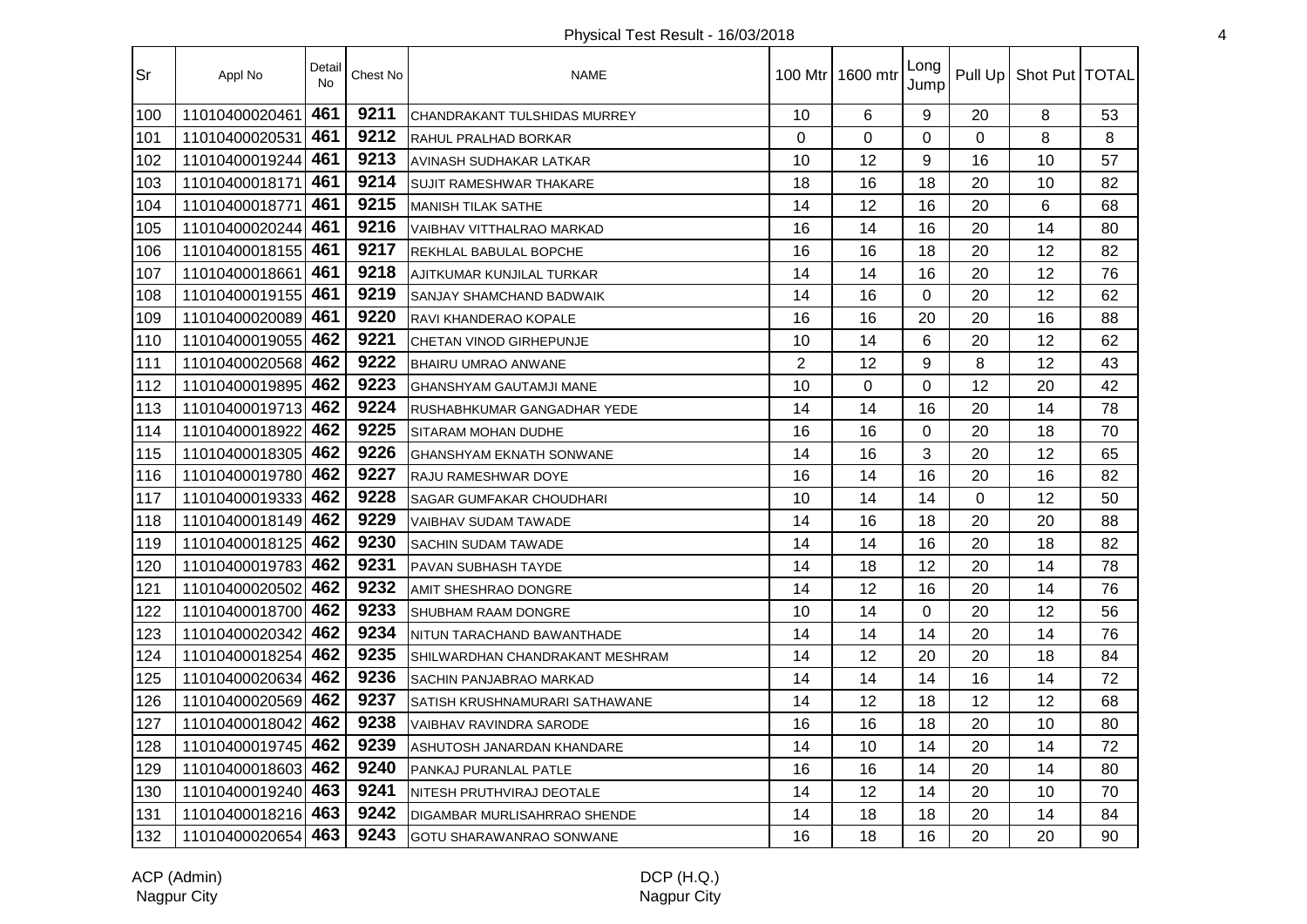Physical Test Result - 16/03/2018

| Sr | Appl No | Detail No | Chest No | NAME | 100 Mtr | 1600 mtr | Long Jump | Pull Up | Shot Put | TOTAL |
|---|---|---|---|---|---|---|---|---|---|---|
| 100 | 11010400020461 | 461 | 9211 | CHANDRAKANT TULSHIDAS MURREY | 10 | 6 | 9 | 20 | 8 | 53 |
| 101 | 11010400020531 | 461 | 9212 | RAHUL PRALHAD BORKAR | 0 | 0 | 0 | 0 | 8 | 8 |
| 102 | 11010400019244 | 461 | 9213 | AVINASH SUDHAKAR LATKAR | 10 | 12 | 9 | 16 | 10 | 57 |
| 103 | 11010400018171 | 461 | 9214 | SUJIT RAMESHWAR THAKARE | 18 | 16 | 18 | 20 | 10 | 82 |
| 104 | 11010400018771 | 461 | 9215 | MANISH TILAK SATHE | 14 | 12 | 16 | 20 | 6 | 68 |
| 105 | 11010400020244 | 461 | 9216 | VAIBHAV VITTHALRAO MARKAD | 16 | 14 | 16 | 20 | 14 | 80 |
| 106 | 11010400018155 | 461 | 9217 | REKHLAL BABULAL BOPCHE | 16 | 16 | 18 | 20 | 12 | 82 |
| 107 | 11010400018661 | 461 | 9218 | AJITKUMAR KUNJILAL TURKAR | 14 | 14 | 16 | 20 | 12 | 76 |
| 108 | 11010400019155 | 461 | 9219 | SANJAY SHAMCHAND BADWAIK | 14 | 16 | 0 | 20 | 12 | 62 |
| 109 | 11010400020089 | 461 | 9220 | RAVI KHANDERAO KOPALE | 16 | 16 | 20 | 20 | 16 | 88 |
| 110 | 11010400019055 | 462 | 9221 | CHETAN VINOD GIRHEPUNJE | 10 | 14 | 6 | 20 | 12 | 62 |
| 111 | 11010400020568 | 462 | 9222 | BHAIRU UMRAO ANWANE | 2 | 12 | 9 | 8 | 12 | 43 |
| 112 | 11010400019895 | 462 | 9223 | GHANSHYAM GAUTAMJI MANE | 10 | 0 | 0 | 12 | 20 | 42 |
| 113 | 11010400019713 | 462 | 9224 | RUSHABHKUMAR GANGADHAR YEDE | 14 | 14 | 16 | 20 | 14 | 78 |
| 114 | 11010400018922 | 462 | 9225 | SITARAM MOHAN DUDHE | 16 | 16 | 0 | 20 | 18 | 70 |
| 115 | 11010400018305 | 462 | 9226 | GHANSHYAM EKNATH SONWANE | 14 | 16 | 3 | 20 | 12 | 65 |
| 116 | 11010400019780 | 462 | 9227 | RAJU RAMESHWAR DOYE | 16 | 14 | 16 | 20 | 16 | 82 |
| 117 | 11010400019333 | 462 | 9228 | SAGAR GUMFAKAR CHOUDHARI | 10 | 14 | 14 | 0 | 12 | 50 |
| 118 | 11010400018149 | 462 | 9229 | VAIBHAV SUDAM TAWADE | 14 | 16 | 18 | 20 | 20 | 88 |
| 119 | 11010400018125 | 462 | 9230 | SACHIN SUDAM TAWADE | 14 | 14 | 16 | 20 | 18 | 82 |
| 120 | 11010400019783 | 462 | 9231 | PAVAN SUBHASH TAYDE | 14 | 18 | 12 | 20 | 14 | 78 |
| 121 | 11010400020502 | 462 | 9232 | AMIT SHESHRAO DONGRE | 14 | 12 | 16 | 20 | 14 | 76 |
| 122 | 11010400018700 | 462 | 9233 | SHUBHAM RAAM DONGRE | 10 | 14 | 0 | 20 | 12 | 56 |
| 123 | 11010400020342 | 462 | 9234 | NITUN TARACHAND BAWANTHADE | 14 | 14 | 14 | 20 | 14 | 76 |
| 124 | 11010400018254 | 462 | 9235 | SHILWARDHAN CHANDRAKANT MESHRAM | 14 | 12 | 20 | 20 | 18 | 84 |
| 125 | 11010400020634 | 462 | 9236 | SACHIN PANJABRAO MARKAD | 14 | 14 | 14 | 16 | 14 | 72 |
| 126 | 11010400020569 | 462 | 9237 | SATISH KRUSHNAMURARI SATHAWANE | 14 | 12 | 18 | 12 | 12 | 68 |
| 127 | 11010400018042 | 462 | 9238 | VAIBHAV RAVINDRA SARODE | 16 | 16 | 18 | 20 | 10 | 80 |
| 128 | 11010400019745 | 462 | 9239 | ASHUTOSH JANARDAN KHANDARE | 14 | 10 | 14 | 20 | 14 | 72 |
| 129 | 11010400018603 | 462 | 9240 | PANKAJ PURANLAL PATLE | 16 | 16 | 14 | 20 | 14 | 80 |
| 130 | 11010400019240 | 463 | 9241 | NITESH PRUTHVIRAJ DEOTALE | 14 | 12 | 14 | 20 | 10 | 70 |
| 131 | 11010400018216 | 463 | 9242 | DIGAMBAR MURLISAHRRAO SHENDE | 14 | 18 | 18 | 20 | 14 | 84 |
| 132 | 11010400020654 | 463 | 9243 | GOTU SHARAWANRAO SONWANE | 16 | 18 | 16 | 20 | 20 | 90 |

ACP (Admin)
Nagpur City

DCP (H.Q.)
Nagpur City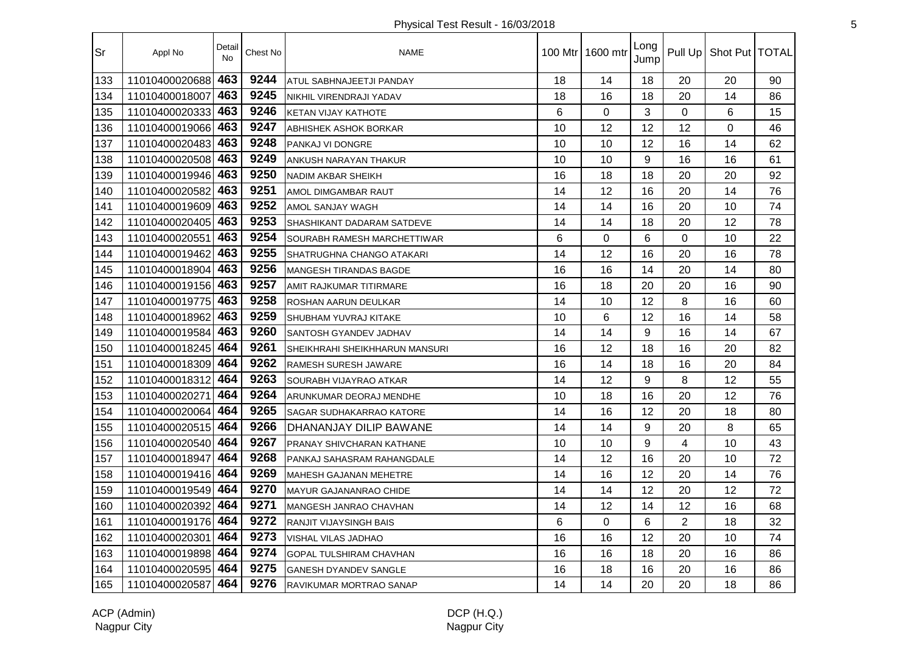Physical Test Result - 16/03/2018

| Sr | Appl No | Detail No | Chest No | NAME | 100 Mtr | 1600 mtr | Long Jump | Pull Up | Shot Put | TOTAL |
|---|---|---|---|---|---|---|---|---|---|---|
| 133 | 11010400020688 | 463 | 9244 | ATUL SABHNAJEETJI PANDAY | 18 | 14 | 18 | 20 | 20 | 90 |
| 134 | 11010400018007 | 463 | 9245 | NIKHIL VIRENDRAJI YADAV | 18 | 16 | 18 | 20 | 14 | 86 |
| 135 | 11010400020333 | 463 | 9246 | KETAN VIJAY KATHOTE | 6 | 0 | 3 | 0 | 6 | 15 |
| 136 | 11010400019066 | 463 | 9247 | ABHISHEK ASHOK BORKAR | 10 | 12 | 12 | 12 | 0 | 46 |
| 137 | 11010400020483 | 463 | 9248 | PANKAJ VI DONGRE | 10 | 10 | 12 | 16 | 14 | 62 |
| 138 | 11010400020508 | 463 | 9249 | ANKUSH NARAYAN THAKUR | 10 | 10 | 9 | 16 | 16 | 61 |
| 139 | 11010400019946 | 463 | 9250 | NADIM AKBAR SHEIKH | 16 | 18 | 18 | 20 | 20 | 92 |
| 140 | 11010400020582 | 463 | 9251 | AMOL DIMGAMBAR RAUT | 14 | 12 | 16 | 20 | 14 | 76 |
| 141 | 11010400019609 | 463 | 9252 | AMOL SANJAY WAGH | 14 | 14 | 16 | 20 | 10 | 74 |
| 142 | 11010400020405 | 463 | 9253 | SHASHIKANT DADARAM SATDEVE | 14 | 14 | 18 | 20 | 12 | 78 |
| 143 | 11010400020551 | 463 | 9254 | SOURABH RAMESH MARCHETTIWAR | 6 | 0 | 6 | 0 | 10 | 22 |
| 144 | 11010400019462 | 463 | 9255 | SHATRUGHNA CHANGO ATAKARI | 14 | 12 | 16 | 20 | 16 | 78 |
| 145 | 11010400018904 | 463 | 9256 | MANGESH TIRANDAS BAGDE | 16 | 16 | 14 | 20 | 14 | 80 |
| 146 | 11010400019156 | 463 | 9257 | AMIT RAJKUMAR TITIRMARE | 16 | 18 | 20 | 20 | 16 | 90 |
| 147 | 11010400019775 | 463 | 9258 | ROSHAN AARUN DEULKAR | 14 | 10 | 12 | 8 | 16 | 60 |
| 148 | 11010400018962 | 463 | 9259 | SHUBHAM YUVRAJ KITAKE | 10 | 6 | 12 | 16 | 14 | 58 |
| 149 | 11010400019584 | 463 | 9260 | SANTOSH GYANDEV JADHAV | 14 | 14 | 9 | 16 | 14 | 67 |
| 150 | 11010400018245 | 464 | 9261 | SHEIKHRAHI SHEIKHHARUN MANSURI | 16 | 12 | 18 | 16 | 20 | 82 |
| 151 | 11010400018309 | 464 | 9262 | RAMESH SURESH JAWARE | 16 | 14 | 18 | 16 | 20 | 84 |
| 152 | 11010400018312 | 464 | 9263 | SOURABH VIJAYRAO ATKAR | 14 | 12 | 9 | 8 | 12 | 55 |
| 153 | 11010400020271 | 464 | 9264 | ARUNKUMAR DEORAJ MENDHE | 10 | 18 | 16 | 20 | 12 | 76 |
| 154 | 11010400020064 | 464 | 9265 | SAGAR SUDHAKARRAO KATORE | 14 | 16 | 12 | 20 | 18 | 80 |
| 155 | 11010400020515 | 464 | 9266 | DHANANJAY DILIP BAWANE | 14 | 14 | 9 | 20 | 8 | 65 |
| 156 | 11010400020540 | 464 | 9267 | PRANAY SHIVCHARAN KATHANE | 10 | 10 | 9 | 4 | 10 | 43 |
| 157 | 11010400018947 | 464 | 9268 | PANKAJ SAHASRAM RAHANGDALE | 14 | 12 | 16 | 20 | 10 | 72 |
| 158 | 11010400019416 | 464 | 9269 | MAHESH GAJANAN MEHETRE | 14 | 16 | 12 | 20 | 14 | 76 |
| 159 | 11010400019549 | 464 | 9270 | MAYUR GAJANANRAO CHIDE | 14 | 14 | 12 | 20 | 12 | 72 |
| 160 | 11010400020392 | 464 | 9271 | MANGESH JANRAO CHAVHAN | 14 | 12 | 14 | 12 | 16 | 68 |
| 161 | 11010400019176 | 464 | 9272 | RANJIT VIJAYSINGH BAIS | 6 | 0 | 6 | 2 | 18 | 32 |
| 162 | 11010400020301 | 464 | 9273 | VISHAL VILAS JADHAO | 16 | 16 | 12 | 20 | 10 | 74 |
| 163 | 11010400019898 | 464 | 9274 | GOPAL TULSHIRAM CHAVHAN | 16 | 16 | 18 | 20 | 16 | 86 |
| 164 | 11010400020595 | 464 | 9275 | GANESH DYANDEV SANGLE | 16 | 18 | 16 | 20 | 16 | 86 |
| 165 | 11010400020587 | 464 | 9276 | RAVIKUMAR MORTRAO SANAP | 14 | 14 | 20 | 20 | 18 | 86 |

ACP (Admin)
Nagpur City

DCP (H.Q.)
Nagpur City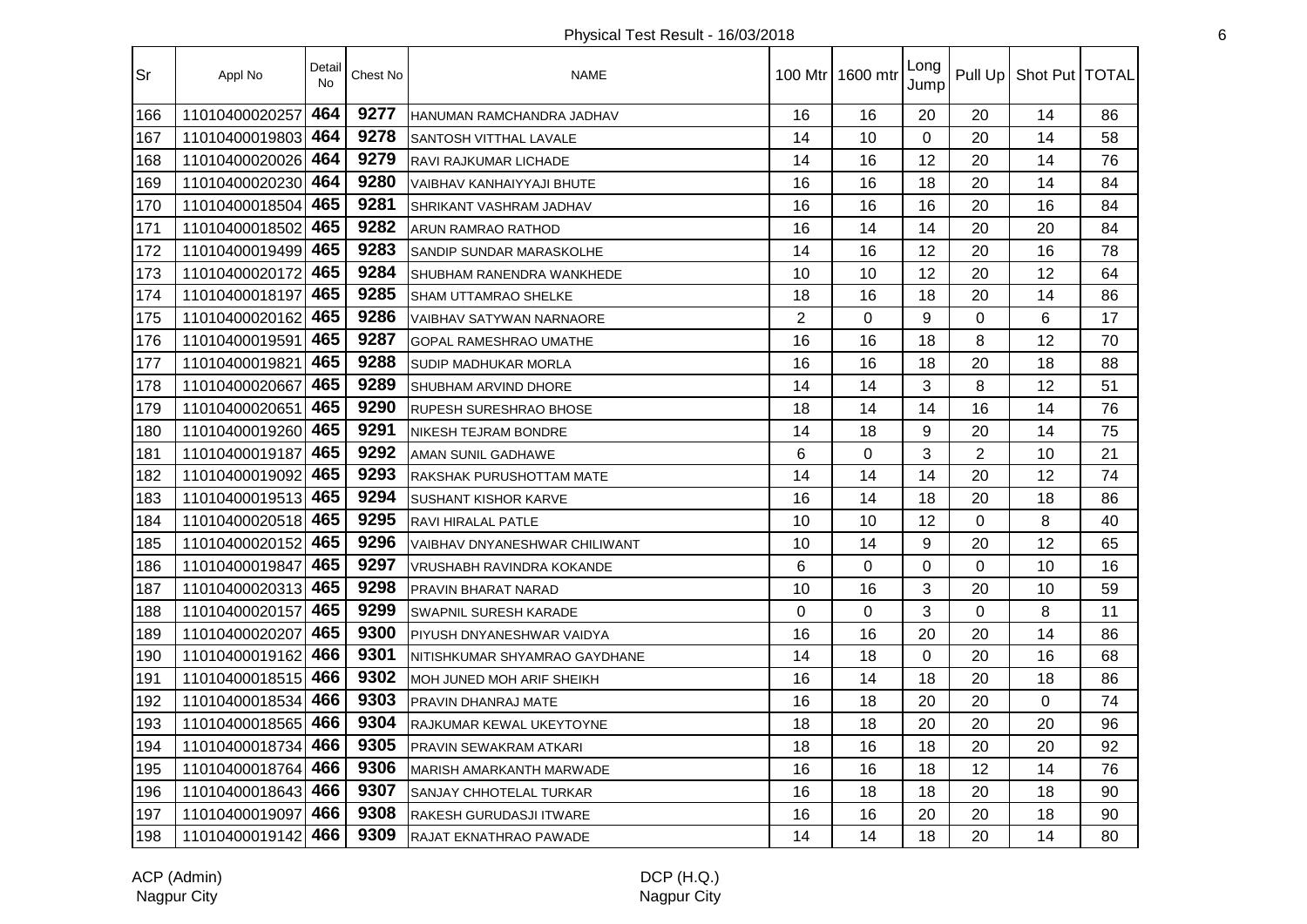Physical Test Result - 16/03/2018

| Sr | Appl No | Detail No | Chest No | NAME | 100 Mtr | 1600 mtr | Long Jump | Pull Up | Shot Put | TOTAL |
|---|---|---|---|---|---|---|---|---|---|---|
| 166 | 11010400020257 | 464 | 9277 | HANUMAN RAMCHANDRA JADHAV | 16 | 16 | 20 | 20 | 14 | 86 |
| 167 | 11010400019803 | 464 | 9278 | SANTOSH VITTHAL LAVALE | 14 | 10 | 0 | 20 | 14 | 58 |
| 168 | 11010400020026 | 464 | 9279 | RAVI RAJKUMAR LICHADE | 14 | 16 | 12 | 20 | 14 | 76 |
| 169 | 11010400020230 | 464 | 9280 | VAIBHAV KANHAIYYAJI BHUTE | 16 | 16 | 18 | 20 | 14 | 84 |
| 170 | 11010400018504 | 465 | 9281 | SHRIKANT VASHRAM JADHAV | 16 | 16 | 16 | 20 | 16 | 84 |
| 171 | 11010400018502 | 465 | 9282 | ARUN RAMRAO RATHOD | 16 | 14 | 14 | 20 | 20 | 84 |
| 172 | 11010400019499 | 465 | 9283 | SANDIP SUNDAR MARASKOLHE | 14 | 16 | 12 | 20 | 16 | 78 |
| 173 | 11010400020172 | 465 | 9284 | SHUBHAM RANENDRA WANKHEDE | 10 | 10 | 12 | 20 | 12 | 64 |
| 174 | 11010400018197 | 465 | 9285 | SHAM UTTAMRAO SHELKE | 18 | 16 | 18 | 20 | 14 | 86 |
| 175 | 11010400020162 | 465 | 9286 | VAIBHAV SATYWAN NARNAORE | 2 | 0 | 9 | 0 | 6 | 17 |
| 176 | 11010400019591 | 465 | 9287 | GOPAL RAMESHRAO UMATHE | 16 | 16 | 18 | 8 | 12 | 70 |
| 177 | 11010400019821 | 465 | 9288 | SUDIP MADHUKAR MORLA | 16 | 16 | 18 | 20 | 18 | 88 |
| 178 | 11010400020667 | 465 | 9289 | SHUBHAM ARVIND DHORE | 14 | 14 | 3 | 8 | 12 | 51 |
| 179 | 11010400020651 | 465 | 9290 | RUPESH SURESHRAO BHOSE | 18 | 14 | 14 | 16 | 14 | 76 |
| 180 | 11010400019260 | 465 | 9291 | NIKESH TEJRAM BONDRE | 14 | 18 | 9 | 20 | 14 | 75 |
| 181 | 11010400019187 | 465 | 9292 | AMAN SUNIL GADHAWE | 6 | 0 | 3 | 2 | 10 | 21 |
| 182 | 11010400019092 | 465 | 9293 | RAKSHAK PURUSHOTTAM MATE | 14 | 14 | 14 | 20 | 12 | 74 |
| 183 | 11010400019513 | 465 | 9294 | SUSHANT KISHOR KARVE | 16 | 14 | 18 | 20 | 18 | 86 |
| 184 | 11010400020518 | 465 | 9295 | RAVI HIRALAL PATLE | 10 | 10 | 12 | 0 | 8 | 40 |
| 185 | 11010400020152 | 465 | 9296 | VAIBHAV DNYANESHWAR CHILIWANT | 10 | 14 | 9 | 20 | 12 | 65 |
| 186 | 11010400019847 | 465 | 9297 | VRUSHABH RAVINDRA KOKANDE | 6 | 0 | 0 | 0 | 10 | 16 |
| 187 | 11010400020313 | 465 | 9298 | PRAVIN BHARAT NARAD | 10 | 16 | 3 | 20 | 10 | 59 |
| 188 | 11010400020157 | 465 | 9299 | SWAPNIL SURESH KARADE | 0 | 0 | 3 | 0 | 8 | 11 |
| 189 | 11010400020207 | 465 | 9300 | PIYUSH DNYANESHWAR VAIDYA | 16 | 16 | 20 | 20 | 14 | 86 |
| 190 | 11010400019162 | 466 | 9301 | NITISHKUMAR SHYAMRAO GAYDHANE | 14 | 18 | 0 | 20 | 16 | 68 |
| 191 | 11010400018515 | 466 | 9302 | MOH JUNED MOH ARIF SHEIKH | 16 | 14 | 18 | 20 | 18 | 86 |
| 192 | 11010400018534 | 466 | 9303 | PRAVIN DHANRAJ MATE | 16 | 18 | 20 | 20 | 0 | 74 |
| 193 | 11010400018565 | 466 | 9304 | RAJKUMAR KEWAL UKEYTOYNE | 18 | 18 | 20 | 20 | 20 | 96 |
| 194 | 11010400018734 | 466 | 9305 | PRAVIN SEWAKRAM ATKARI | 18 | 16 | 18 | 20 | 20 | 92 |
| 195 | 11010400018764 | 466 | 9306 | MARISH AMARKANTH MARWADE | 16 | 16 | 18 | 12 | 14 | 76 |
| 196 | 11010400018643 | 466 | 9307 | SANJAY CHHOTELAL TURKAR | 16 | 18 | 18 | 20 | 18 | 90 |
| 197 | 11010400019097 | 466 | 9308 | RAKESH GURUDASJI ITWARE | 16 | 16 | 20 | 20 | 18 | 90 |
| 198 | 11010400019142 | 466 | 9309 | RAJAT EKNATHRAO PAWADE | 14 | 14 | 18 | 20 | 14 | 80 |

ACP (Admin)
Nagpur City

DCP (H.Q.)
Nagpur City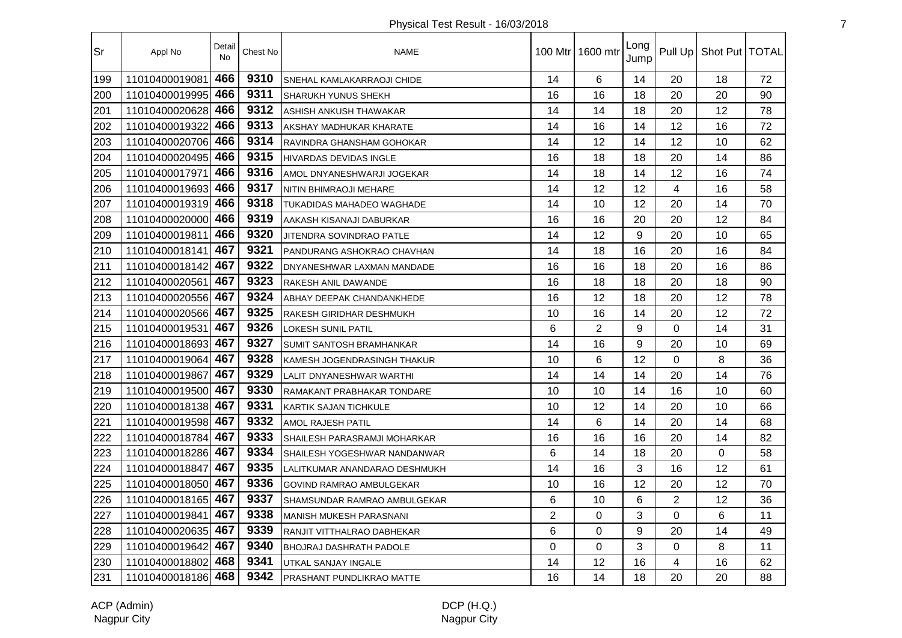Physical Test Result - 16/03/2018

| Sr | Appl No | Detail No | Chest No | NAME | 100 Mtr | 1600 mtr | Long Jump | Pull Up | Shot Put | TOTAL |
|---|---|---|---|---|---|---|---|---|---|---|
| 199 | 11010400019081 | 466 | 9310 | SNEHAL KAMLAKARRAOJI CHIDE | 14 | 6 | 14 | 20 | 18 | 72 |
| 200 | 11010400019995 | 466 | 9311 | SHARUKH YUNUS SHEKH | 16 | 16 | 18 | 20 | 20 | 90 |
| 201 | 11010400020628 | 466 | 9312 | ASHISH ANKUSH THAWAKAR | 14 | 14 | 18 | 20 | 12 | 78 |
| 202 | 11010400019322 | 466 | 9313 | AKSHAY MADHUKAR KHARATE | 14 | 16 | 14 | 12 | 16 | 72 |
| 203 | 11010400020706 | 466 | 9314 | RAVINDRA GHANSHAM GOHOKAR | 14 | 12 | 14 | 12 | 10 | 62 |
| 204 | 11010400020495 | 466 | 9315 | HIVARDAS DEVIDAS INGLE | 16 | 18 | 18 | 20 | 14 | 86 |
| 205 | 11010400017971 | 466 | 9316 | AMOL DNYANESHWARJI JOGEKAR | 14 | 18 | 14 | 12 | 16 | 74 |
| 206 | 11010400019693 | 466 | 9317 | NITIN BHIMRAOJI MEHARE | 14 | 12 | 12 | 4 | 16 | 58 |
| 207 | 11010400019319 | 466 | 9318 | TUKADIDAS MAHADEO WAGHADE | 14 | 10 | 12 | 20 | 14 | 70 |
| 208 | 11010400020000 | 466 | 9319 | AAKASH KISANAJI DABURKAR | 16 | 16 | 20 | 20 | 12 | 84 |
| 209 | 11010400019811 | 466 | 9320 | JITENDRA SOVINDRAO PATLE | 14 | 12 | 9 | 20 | 10 | 65 |
| 210 | 11010400018141 | 467 | 9321 | PANDURANG ASHOKRAO CHAVHAN | 14 | 18 | 16 | 20 | 16 | 84 |
| 211 | 11010400018142 | 467 | 9322 | DNYANESHWAR LAXMAN MANDADE | 16 | 16 | 18 | 20 | 16 | 86 |
| 212 | 11010400020561 | 467 | 9323 | RAKESH ANIL DAWANDE | 16 | 18 | 18 | 20 | 18 | 90 |
| 213 | 11010400020556 | 467 | 9324 | ABHAY DEEPAK CHANDANKHEDE | 16 | 12 | 18 | 20 | 12 | 78 |
| 214 | 11010400020566 | 467 | 9325 | RAKESH GIRIDHAR DESHMUKH | 10 | 16 | 14 | 20 | 12 | 72 |
| 215 | 11010400019531 | 467 | 9326 | LOKESH SUNIL PATIL | 6 | 2 | 9 | 0 | 14 | 31 |
| 216 | 11010400018693 | 467 | 9327 | SUMIT SANTOSH BRAMHANKAR | 14 | 16 | 9 | 20 | 10 | 69 |
| 217 | 11010400019064 | 467 | 9328 | KAMESH JOGENDRASINGH THAKUR | 10 | 6 | 12 | 0 | 8 | 36 |
| 218 | 11010400019867 | 467 | 9329 | LALIT DNYANESHWAR WARTHI | 14 | 14 | 14 | 20 | 14 | 76 |
| 219 | 11010400019500 | 467 | 9330 | RAMAKANT PRABHAKAR TONDARE | 10 | 10 | 14 | 16 | 10 | 60 |
| 220 | 11010400018138 | 467 | 9331 | KARTIK SAJAN TICHKULE | 10 | 12 | 14 | 20 | 10 | 66 |
| 221 | 11010400019598 | 467 | 9332 | AMOL RAJESH PATIL | 14 | 6 | 14 | 20 | 14 | 68 |
| 222 | 11010400018784 | 467 | 9333 | SHAILESH PARASRAMJI MOHARKAR | 16 | 16 | 16 | 20 | 14 | 82 |
| 223 | 11010400018286 | 467 | 9334 | SHAILESH YOGESHWAR NANDANWAR | 6 | 14 | 18 | 20 | 0 | 58 |
| 224 | 11010400018847 | 467 | 9335 | LALITKUMAR ANANDARAO DESHMUKH | 14 | 16 | 3 | 16 | 12 | 61 |
| 225 | 11010400018050 | 467 | 9336 | GOVIND RAMRAO AMBULGEKAR | 10 | 16 | 12 | 20 | 12 | 70 |
| 226 | 11010400018165 | 467 | 9337 | SHAMSUNDAR RAMRAO AMBULGEKAR | 6 | 10 | 6 | 2 | 12 | 36 |
| 227 | 11010400019841 | 467 | 9338 | MANISH MUKESH PARASNANI | 2 | 0 | 3 | 0 | 6 | 11 |
| 228 | 11010400020635 | 467 | 9339 | RANJIT VITTHALRAO DABHEKAR | 6 | 0 | 9 | 20 | 14 | 49 |
| 229 | 11010400019642 | 467 | 9340 | BHOJRAJ DASHRATH PADOLE | 0 | 0 | 3 | 0 | 8 | 11 |
| 230 | 11010400018802 | 468 | 9341 | UTKAL SANJAY INGALE | 14 | 12 | 16 | 4 | 16 | 62 |
| 231 | 11010400018186 | 468 | 9342 | PRASHANT PUNDLIKRAO MATTE | 16 | 14 | 18 | 20 | 20 | 88 |

ACP (Admin)
Nagpur City

DCP (H.Q.)
Nagpur City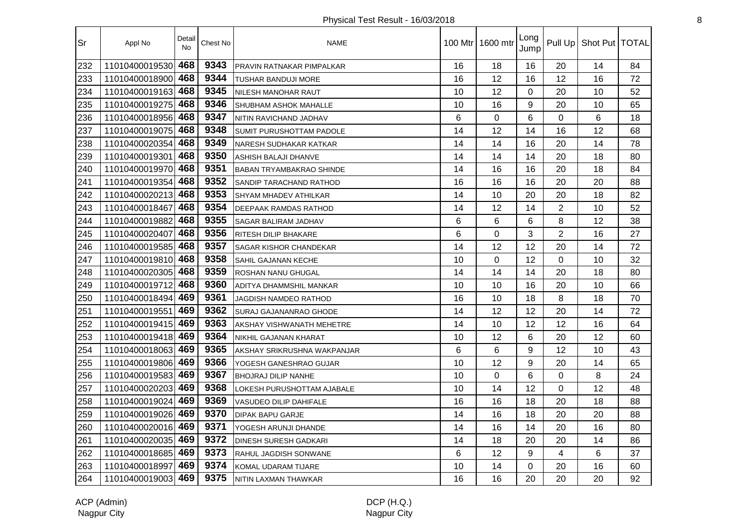Physical Test Result - 16/03/2018

| Sr | Appl No | Detail No | Chest No | NAME | 100 Mtr | 1600 mtr | Long Jump | Pull Up | Shot Put | TOTAL |
|---|---|---|---|---|---|---|---|---|---|---|
| 232 | 11010400019530 | 468 | 9343 | PRAVIN RATNAKAR PIMPALKAR | 16 | 18 | 16 | 20 | 14 | 84 |
| 233 | 11010400018900 | 468 | 9344 | TUSHAR BANDUJI MORE | 16 | 12 | 16 | 12 | 16 | 72 |
| 234 | 11010400019163 | 468 | 9345 | NILESH MANOHAR RAUT | 10 | 12 | 0 | 20 | 10 | 52 |
| 235 | 11010400019275 | 468 | 9346 | SHUBHAM ASHOK MAHALLE | 10 | 16 | 9 | 20 | 10 | 65 |
| 236 | 11010400018956 | 468 | 9347 | NITIN RAVICHAND JADHAV | 6 | 0 | 6 | 0 | 6 | 18 |
| 237 | 11010400019075 | 468 | 9348 | SUMIT PURUSHOTTAM PADOLE | 14 | 12 | 14 | 16 | 12 | 68 |
| 238 | 11010400020354 | 468 | 9349 | NARESH SUDHAKAR KATKAR | 14 | 14 | 16 | 20 | 14 | 78 |
| 239 | 11010400019301 | 468 | 9350 | ASHISH BALAJI DHANVE | 14 | 14 | 14 | 20 | 18 | 80 |
| 240 | 11010400019970 | 468 | 9351 | BABAN TRYAMBAKRAO SHINDE | 14 | 16 | 16 | 20 | 18 | 84 |
| 241 | 11010400019354 | 468 | 9352 | SANDIP TARACHAND RATHOD | 16 | 16 | 16 | 20 | 20 | 88 |
| 242 | 11010400020213 | 468 | 9353 | SHYAM MHADEV ATHILKAR | 14 | 10 | 20 | 20 | 18 | 82 |
| 243 | 11010400018467 | 468 | 9354 | DEEPAAK RAMDAS RATHOD | 14 | 12 | 14 | 2 | 10 | 52 |
| 244 | 11010400019882 | 468 | 9355 | SAGAR BALIRAM JADHAV | 6 | 6 | 6 | 8 | 12 | 38 |
| 245 | 11010400020407 | 468 | 9356 | RITESH DILIP BHAKARE | 6 | 0 | 3 | 2 | 16 | 27 |
| 246 | 11010400019585 | 468 | 9357 | SAGAR KISHOR CHANDEKAR | 14 | 12 | 12 | 20 | 14 | 72 |
| 247 | 11010400019810 | 468 | 9358 | SAHIL GAJANAN KECHE | 10 | 0 | 12 | 0 | 10 | 32 |
| 248 | 11010400020305 | 468 | 9359 | ROSHAN NANU GHUGAL | 14 | 14 | 14 | 20 | 18 | 80 |
| 249 | 11010400019712 | 468 | 9360 | ADITYA DHAMMSHIL MANKAR | 10 | 10 | 16 | 20 | 10 | 66 |
| 250 | 11010400018494 | 469 | 9361 | JAGDISH NAMDEO RATHOD | 16 | 10 | 18 | 8 | 18 | 70 |
| 251 | 11010400019551 | 469 | 9362 | SURAJ GAJANANRAO GHODE | 14 | 12 | 12 | 20 | 14 | 72 |
| 252 | 11010400019415 | 469 | 9363 | AKSHAY VISHWANATH MEHETRE | 14 | 10 | 12 | 12 | 16 | 64 |
| 253 | 11010400019418 | 469 | 9364 | NIKHIL GAJANAN KHARAT | 10 | 12 | 6 | 20 | 12 | 60 |
| 254 | 11010400018063 | 469 | 9365 | AKSHAY SRIKRUSHNA WAKPANJAR | 6 | 6 | 9 | 12 | 10 | 43 |
| 255 | 11010400019806 | 469 | 9366 | YOGESH GANESHRAO GUJAR | 10 | 12 | 9 | 20 | 14 | 65 |
| 256 | 11010400019583 | 469 | 9367 | BHOJRAJ DILIP NANHE | 10 | 0 | 6 | 0 | 8 | 24 |
| 257 | 11010400020203 | 469 | 9368 | LOKESH PURUSHOTTAM AJABALE | 10 | 14 | 12 | 0 | 12 | 48 |
| 258 | 11010400019024 | 469 | 9369 | VASUDEO DILIP DAHIFALE | 16 | 16 | 18 | 20 | 18 | 88 |
| 259 | 11010400019026 | 469 | 9370 | DIPAK BAPU GARJE | 14 | 16 | 18 | 20 | 20 | 88 |
| 260 | 11010400020016 | 469 | 9371 | YOGESH ARUNJI DHANDE | 14 | 16 | 14 | 20 | 16 | 80 |
| 261 | 11010400020035 | 469 | 9372 | DINESH SURESH GADKARI | 14 | 18 | 20 | 20 | 14 | 86 |
| 262 | 11010400018685 | 469 | 9373 | RAHUL JAGDISH SONWANE | 6 | 12 | 9 | 4 | 6 | 37 |
| 263 | 11010400018997 | 469 | 9374 | KOMAL UDARAM TIJARE | 10 | 14 | 0 | 20 | 16 | 60 |
| 264 | 11010400019003 | 469 | 9375 | NITIN LAXMAN THAWKAR | 16 | 16 | 20 | 20 | 20 | 92 |

ACP (Admin)
Nagpur City

DCP (H.Q.)
Nagpur City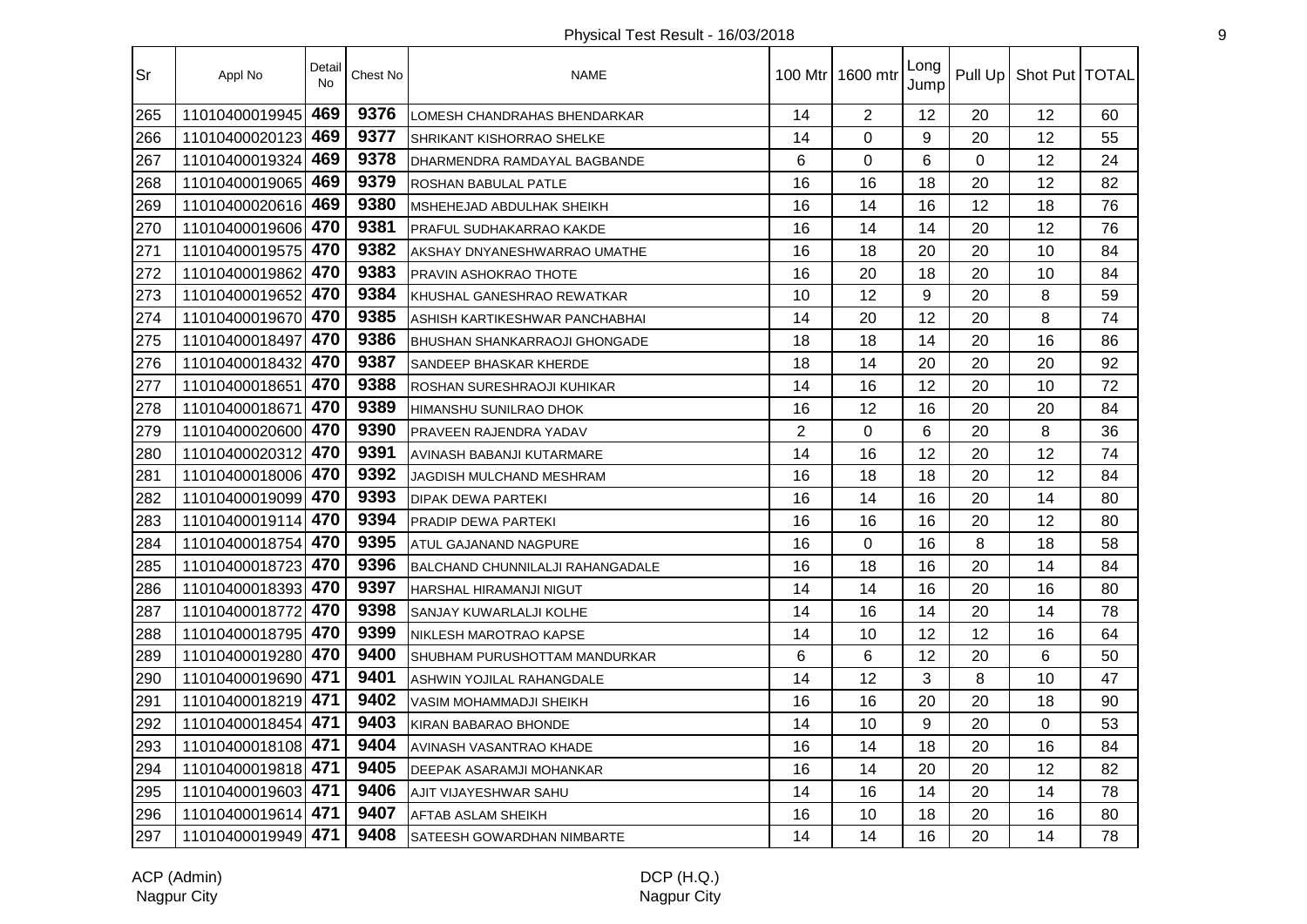Physical Test Result - 16/03/2018

| Sr | Appl No | Detail No | Chest No | NAME | 100 Mtr | 1600 mtr | Long Jump | Pull Up | Shot Put | TOTAL |
|---|---|---|---|---|---|---|---|---|---|---|
| 265 | 11010400019945 | 469 | 9376 | LOMESH CHANDRAHAS BHENDARKAR | 14 | 2 | 12 | 20 | 12 | 60 |
| 266 | 11010400020123 | 469 | 9377 | SHRIKANT KISHORRAO SHELKE | 14 | 0 | 9 | 20 | 12 | 55 |
| 267 | 11010400019324 | 469 | 9378 | DHARMENDRA RAMDAYAL BAGBANDE | 6 | 0 | 6 | 0 | 12 | 24 |
| 268 | 11010400019065 | 469 | 9379 | ROSHAN BABULAL PATLE | 16 | 16 | 18 | 20 | 12 | 82 |
| 269 | 11010400020616 | 469 | 9380 | MSHEHEJAD ABDULHAK SHEIKH | 16 | 14 | 16 | 12 | 18 | 76 |
| 270 | 11010400019606 | 470 | 9381 | PRAFUL SUDHAKARRAO KAKDE | 16 | 14 | 14 | 20 | 12 | 76 |
| 271 | 11010400019575 | 470 | 9382 | AKSHAY DNYANESHWARRAO UMATHE | 16 | 18 | 20 | 20 | 10 | 84 |
| 272 | 11010400019862 | 470 | 9383 | PRAVIN ASHOKRAO THOTE | 16 | 20 | 18 | 20 | 10 | 84 |
| 273 | 11010400019652 | 470 | 9384 | KHUSHAL GANESHRAO REWATKAR | 10 | 12 | 9 | 20 | 8 | 59 |
| 274 | 11010400019670 | 470 | 9385 | ASHISH KARTIKESHWAR PANCHABHAI | 14 | 20 | 12 | 20 | 8 | 74 |
| 275 | 11010400018497 | 470 | 9386 | BHUSHAN SHANKARRAOJI GHONGADE | 18 | 18 | 14 | 20 | 16 | 86 |
| 276 | 11010400018432 | 470 | 9387 | SANDEEP BHASKAR KHERDE | 18 | 14 | 20 | 20 | 20 | 92 |
| 277 | 11010400018651 | 470 | 9388 | ROSHAN SURESHRAOJI KUHIKAR | 14 | 16 | 12 | 20 | 10 | 72 |
| 278 | 11010400018671 | 470 | 9389 | HIMANSHU SUNILRAO DHOK | 16 | 12 | 16 | 20 | 20 | 84 |
| 279 | 11010400020600 | 470 | 9390 | PRAVEEN RAJENDRA YADAV | 2 | 0 | 6 | 20 | 8 | 36 |
| 280 | 11010400020312 | 470 | 9391 | AVINASH BABANJI KUTARMARE | 14 | 16 | 12 | 20 | 12 | 74 |
| 281 | 11010400018006 | 470 | 9392 | JAGDISH MULCHAND MESHRAM | 16 | 18 | 18 | 20 | 12 | 84 |
| 282 | 11010400019099 | 470 | 9393 | DIPAK DEWA PARTEKI | 16 | 14 | 16 | 20 | 14 | 80 |
| 283 | 11010400019114 | 470 | 9394 | PRADIP DEWA PARTEKI | 16 | 16 | 16 | 20 | 12 | 80 |
| 284 | 11010400018754 | 470 | 9395 | ATUL GAJANAND NAGPURE | 16 | 0 | 16 | 8 | 18 | 58 |
| 285 | 11010400018723 | 470 | 9396 | BALCHAND CHUNNILALJI RAHANGADALE | 16 | 18 | 16 | 20 | 14 | 84 |
| 286 | 11010400018393 | 470 | 9397 | HARSHAL HIRAMANJI NIGUT | 14 | 14 | 16 | 20 | 16 | 80 |
| 287 | 11010400018772 | 470 | 9398 | SANJAY KUWARLALJI KOLHE | 14 | 16 | 14 | 20 | 14 | 78 |
| 288 | 11010400018795 | 470 | 9399 | NIKLESH MAROTRAO KAPSE | 14 | 10 | 12 | 12 | 16 | 64 |
| 289 | 11010400019280 | 470 | 9400 | SHUBHAM PURUSHOTTAM MANDURKAR | 6 | 6 | 12 | 20 | 6 | 50 |
| 290 | 11010400019690 | 471 | 9401 | ASHWIN YOJILAL RAHANGDALE | 14 | 12 | 3 | 8 | 10 | 47 |
| 291 | 11010400018219 | 471 | 9402 | VASIM MOHAMMADJI SHEIKH | 16 | 16 | 20 | 20 | 18 | 90 |
| 292 | 11010400018454 | 471 | 9403 | KIRAN BABARAO BHONDE | 14 | 10 | 9 | 20 | 0 | 53 |
| 293 | 11010400018108 | 471 | 9404 | AVINASH VASANTRAO KHADE | 16 | 14 | 18 | 20 | 16 | 84 |
| 294 | 11010400019818 | 471 | 9405 | DEEPAK ASARAMJI MOHANKAR | 16 | 14 | 20 | 20 | 12 | 82 |
| 295 | 11010400019603 | 471 | 9406 | AJIT VIJAYESHWAR SAHU | 14 | 16 | 14 | 20 | 14 | 78 |
| 296 | 11010400019614 | 471 | 9407 | AFTAB ASLAM SHEIKH | 16 | 10 | 18 | 20 | 16 | 80 |
| 297 | 11010400019949 | 471 | 9408 | SATEESH GOWARDHAN NIMBARTE | 14 | 14 | 16 | 20 | 14 | 78 |

ACP (Admin)
Nagpur City

DCP (H.Q.)
Nagpur City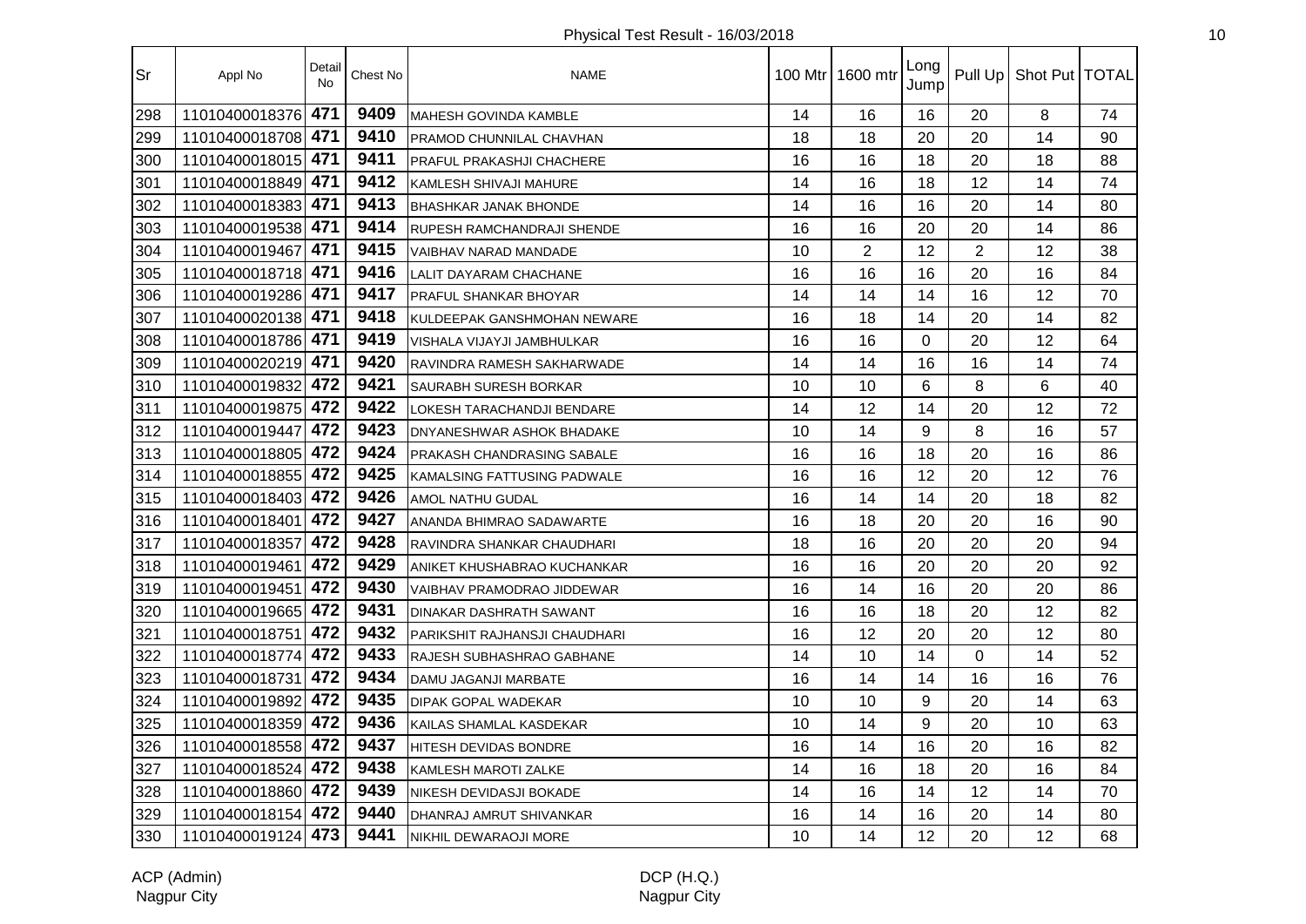| Sr | Appl No | Detail No | Chest No | NAME | 100 Mtr | 1600 mtr | Long Jump | Pull Up | Shot Put | TOTAL |
|---|---|---|---|---|---|---|---|---|---|---|
| 298 | 11010400018376 | 471 | 9409 | MAHESH GOVINDA KAMBLE | 14 | 16 | 16 | 20 | 8 | 74 |
| 299 | 11010400018708 | 471 | 9410 | PRAMOD CHUNNILAL CHAVHAN | 18 | 18 | 20 | 20 | 14 | 90 |
| 300 | 11010400018015 | 471 | 9411 | PRAFUL PRAKASHJI CHACHERE | 16 | 16 | 18 | 20 | 18 | 88 |
| 301 | 11010400018849 | 471 | 9412 | KAMLESH SHIVAJI MAHURE | 14 | 16 | 18 | 12 | 14 | 74 |
| 302 | 11010400018383 | 471 | 9413 | BHASHKAR JANAK BHONDE | 14 | 16 | 16 | 20 | 14 | 80 |
| 303 | 11010400019538 | 471 | 9414 | RUPESH RAMCHANDRAJI SHENDE | 16 | 16 | 20 | 20 | 14 | 86 |
| 304 | 11010400019467 | 471 | 9415 | VAIBHAV NARAD MANDADE | 10 | 2 | 12 | 2 | 12 | 38 |
| 305 | 11010400018718 | 471 | 9416 | LALIT DAYARAM CHACHANE | 16 | 16 | 16 | 20 | 16 | 84 |
| 306 | 11010400019286 | 471 | 9417 | PRAFUL SHANKAR BHOYAR | 14 | 14 | 14 | 16 | 12 | 70 |
| 307 | 11010400020138 | 471 | 9418 | KULDEEPAK GANSHMOHAN NEWARE | 16 | 18 | 14 | 20 | 14 | 82 |
| 308 | 11010400018786 | 471 | 9419 | VISHALA VIJAYJI JAMBHULKAR | 16 | 16 | 0 | 20 | 12 | 64 |
| 309 | 11010400020219 | 471 | 9420 | RAVINDRA RAMESH SAKHARWADE | 14 | 14 | 16 | 16 | 14 | 74 |
| 310 | 11010400019832 | 472 | 9421 | SAURABH SURESH BORKAR | 10 | 10 | 6 | 8 | 6 | 40 |
| 311 | 11010400019875 | 472 | 9422 | LOKESH TARACHANDJI BENDARE | 14 | 12 | 14 | 20 | 12 | 72 |
| 312 | 11010400019447 | 472 | 9423 | DNYANESHWAR ASHOK BHADAKE | 10 | 14 | 9 | 8 | 16 | 57 |
| 313 | 11010400018805 | 472 | 9424 | PRAKASH CHANDRASING SABALE | 16 | 16 | 18 | 20 | 16 | 86 |
| 314 | 11010400018855 | 472 | 9425 | KAMALSING FATTUSING PADWALE | 16 | 16 | 12 | 20 | 12 | 76 |
| 315 | 11010400018403 | 472 | 9426 | AMOL NATHU GUDAL | 16 | 14 | 14 | 20 | 18 | 82 |
| 316 | 11010400018401 | 472 | 9427 | ANANDA BHIMRAO SADAWARTE | 16 | 18 | 20 | 20 | 16 | 90 |
| 317 | 11010400018357 | 472 | 9428 | RAVINDRA SHANKAR CHAUDHARI | 18 | 16 | 20 | 20 | 20 | 94 |
| 318 | 11010400019461 | 472 | 9429 | ANIKET KHUSHABRAO KUCHANKAR | 16 | 16 | 20 | 20 | 20 | 92 |
| 319 | 11010400019451 | 472 | 9430 | VAIBHAV PRAMODRAO JIDDEWAR | 16 | 14 | 16 | 20 | 20 | 86 |
| 320 | 11010400019665 | 472 | 9431 | DINAKAR DASHRATH SAWANT | 16 | 16 | 18 | 20 | 12 | 82 |
| 321 | 11010400018751 | 472 | 9432 | PARIKSHIT RAJHANSJI CHAUDHARI | 16 | 12 | 20 | 20 | 12 | 80 |
| 322 | 11010400018774 | 472 | 9433 | RAJESH SUBHASHRAO GABHANE | 14 | 10 | 14 | 0 | 14 | 52 |
| 323 | 11010400018731 | 472 | 9434 | DAMU JAGANJI MARBATE | 16 | 14 | 14 | 16 | 16 | 76 |
| 324 | 11010400019892 | 472 | 9435 | DIPAK GOPAL WADEKAR | 10 | 10 | 9 | 20 | 14 | 63 |
| 325 | 11010400018359 | 472 | 9436 | KAILAS SHAMLAL KASDEKAR | 10 | 14 | 9 | 20 | 10 | 63 |
| 326 | 11010400018558 | 472 | 9437 | HITESH DEVIDAS BONDRE | 16 | 14 | 16 | 20 | 16 | 82 |
| 327 | 11010400018524 | 472 | 9438 | KAMLESH MAROTI ZALKE | 14 | 16 | 18 | 20 | 16 | 84 |
| 328 | 11010400018860 | 472 | 9439 | NIKESH DEVIDASJI BOKADE | 14 | 16 | 14 | 12 | 14 | 70 |
| 329 | 11010400018154 | 472 | 9440 | DHANRAJ AMRUT SHIVANKAR | 16 | 14 | 16 | 20 | 14 | 80 |
| 330 | 11010400019124 | 473 | 9441 | NIKHIL DEWARAOJI MORE | 10 | 14 | 12 | 20 | 12 | 68 |

ACP (Admin)
Nagpur City

DCP (H.Q.)
Nagpur City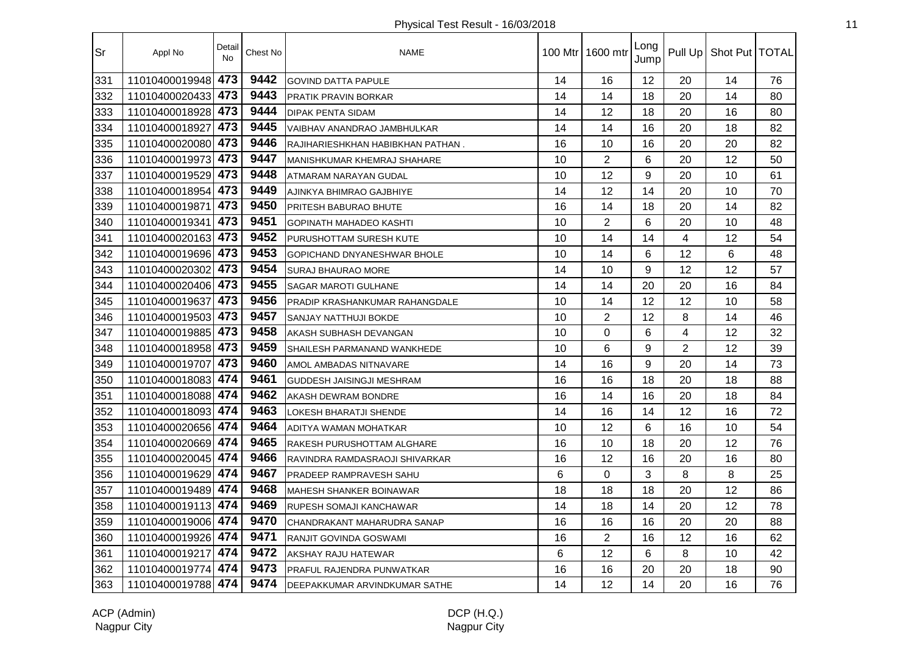Physical Test Result - 16/03/2018

| Sr | Appl No | Detail No | Chest No | NAME | 100 Mtr | 1600 mtr | Long Jump | Pull Up | Shot Put | TOTAL |
|---|---|---|---|---|---|---|---|---|---|---|
| 331 | 11010400019948 | 473 | 9442 | GOVIND DATTA PAPULE | 14 | 16 | 12 | 20 | 14 | 76 |
| 332 | 11010400020433 | 473 | 9443 | PRATIK PRAVIN BORKAR | 14 | 14 | 18 | 20 | 14 | 80 |
| 333 | 11010400018928 | 473 | 9444 | DIPAK PENTA SIDAM | 14 | 12 | 18 | 20 | 16 | 80 |
| 334 | 11010400018927 | 473 | 9445 | VAIBHAV ANANDRAO JAMBHULKAR | 14 | 14 | 16 | 20 | 18 | 82 |
| 335 | 11010400020080 | 473 | 9446 | RAJIHARIESHKHAN HABIBKHAN PATHAN . | 16 | 10 | 16 | 20 | 20 | 82 |
| 336 | 11010400019973 | 473 | 9447 | MANISHKUMAR KHEMRAJ SHAHARE | 10 | 2 | 6 | 20 | 12 | 50 |
| 337 | 11010400019529 | 473 | 9448 | ATMARAM NARAYAN GUDAL | 10 | 12 | 9 | 20 | 10 | 61 |
| 338 | 11010400018954 | 473 | 9449 | AJINKYA BHIMRAO GAJBHIYE | 14 | 12 | 14 | 20 | 10 | 70 |
| 339 | 11010400019871 | 473 | 9450 | PRITESH BABURAO BHUTE | 16 | 14 | 18 | 20 | 14 | 82 |
| 340 | 11010400019341 | 473 | 9451 | GOPINATH MAHADEO KASHTI | 10 | 2 | 6 | 20 | 10 | 48 |
| 341 | 11010400020163 | 473 | 9452 | PURUSHOTTAM SURESH KUTE | 10 | 14 | 14 | 4 | 12 | 54 |
| 342 | 11010400019696 | 473 | 9453 | GOPICHAND DNYANESHWAR BHOLE | 10 | 14 | 6 | 12 | 6 | 48 |
| 343 | 11010400020302 | 473 | 9454 | SURAJ BHAURAO MORE | 14 | 10 | 9 | 12 | 12 | 57 |
| 344 | 11010400020406 | 473 | 9455 | SAGAR MAROTI GULHANE | 14 | 14 | 20 | 20 | 16 | 84 |
| 345 | 11010400019637 | 473 | 9456 | PRADIP KRASHANKUMAR RAHANGDALE | 10 | 14 | 12 | 12 | 10 | 58 |
| 346 | 11010400019503 | 473 | 9457 | SANJAY NATTHUJI BOKDE | 10 | 2 | 12 | 8 | 14 | 46 |
| 347 | 11010400019885 | 473 | 9458 | AKASH SUBHASH DEVANGAN | 10 | 0 | 6 | 4 | 12 | 32 |
| 348 | 11010400018958 | 473 | 9459 | SHAILESH PARMANAND WANKHEDE | 10 | 6 | 9 | 2 | 12 | 39 |
| 349 | 11010400019707 | 473 | 9460 | AMOL AMBADAS NITNAVARE | 14 | 16 | 9 | 20 | 14 | 73 |
| 350 | 11010400018083 | 474 | 9461 | GUDDESH JAISINGJI MESHRAM | 16 | 16 | 18 | 20 | 18 | 88 |
| 351 | 11010400018088 | 474 | 9462 | AKASH DEWRAM BONDRE | 16 | 14 | 16 | 20 | 18 | 84 |
| 352 | 11010400018093 | 474 | 9463 | LOKESH BHARATJI SHENDE | 14 | 16 | 14 | 12 | 16 | 72 |
| 353 | 11010400020656 | 474 | 9464 | ADITYA WAMAN MOHATKAR | 10 | 12 | 6 | 16 | 10 | 54 |
| 354 | 11010400020669 | 474 | 9465 | RAKESH PURUSHOTTAM ALGHARE | 16 | 10 | 18 | 20 | 12 | 76 |
| 355 | 11010400020045 | 474 | 9466 | RAVINDRA RAMDASRAOJI SHIVARKAR | 16 | 12 | 16 | 20 | 16 | 80 |
| 356 | 11010400019629 | 474 | 9467 | PRADEEP RAMPRAVESH SAHU | 6 | 0 | 3 | 8 | 8 | 25 |
| 357 | 11010400019489 | 474 | 9468 | MAHESH SHANKER BOINAWAR | 18 | 18 | 18 | 20 | 12 | 86 |
| 358 | 11010400019113 | 474 | 9469 | RUPESH SOMAJI KANCHAWAR | 14 | 18 | 14 | 20 | 12 | 78 |
| 359 | 11010400019006 | 474 | 9470 | CHANDRAKANT MAHARUDRA SANAP | 16 | 16 | 16 | 20 | 20 | 88 |
| 360 | 11010400019926 | 474 | 9471 | RANJIT GOVINDA GOSWAMI | 16 | 2 | 16 | 12 | 16 | 62 |
| 361 | 11010400019217 | 474 | 9472 | AKSHAY RAJU HATEWAR | 6 | 12 | 6 | 8 | 10 | 42 |
| 362 | 11010400019774 | 474 | 9473 | PRAFUL RAJENDRA PUNWATKAR | 16 | 16 | 20 | 20 | 18 | 90 |
| 363 | 11010400019788 | 474 | 9474 | DEEPAKKUMAR ARVINDKUMAR SATHE | 14 | 12 | 14 | 20 | 16 | 76 |

ACP (Admin)
Nagpur City

DCP (H.Q.)
Nagpur City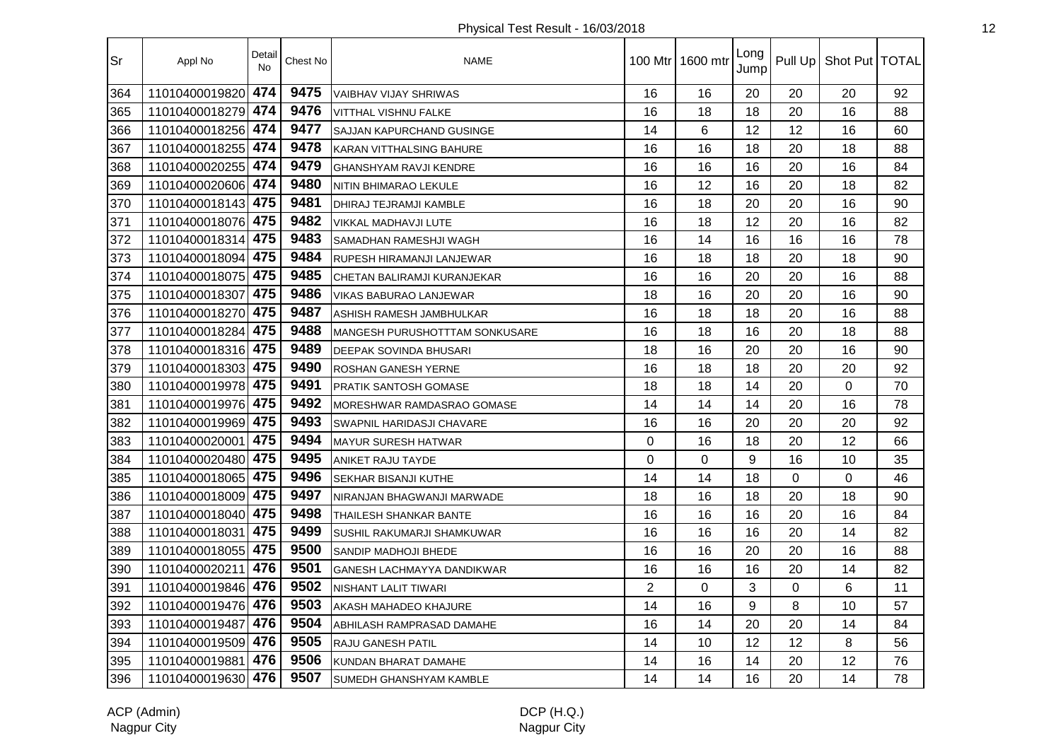Physical Test Result - 16/03/2018

| Sr | Appl No | Detail No | Chest No | NAME | 100 Mtr | 1600 mtr | Long Jump | Pull Up | Shot Put | TOTAL |
|---|---|---|---|---|---|---|---|---|---|---|
| 364 | 11010400019820 | 474 | 9475 | VAIBHAV VIJAY SHRIWAS | 16 | 16 | 20 | 20 | 20 | 92 |
| 365 | 11010400018279 | 474 | 9476 | VITTHAL VISHNU FALKE | 16 | 18 | 18 | 20 | 16 | 88 |
| 366 | 11010400018256 | 474 | 9477 | SAJJAN KAPURCHAND GUSINGE | 14 | 6 | 12 | 12 | 16 | 60 |
| 367 | 11010400018255 | 474 | 9478 | KARAN VITTHALSING BAHURE | 16 | 16 | 18 | 20 | 18 | 88 |
| 368 | 11010400020255 | 474 | 9479 | GHANSHYAM RAVJI KENDRE | 16 | 16 | 16 | 20 | 16 | 84 |
| 369 | 11010400020606 | 474 | 9480 | NITIN BHIMARAO LEKULE | 16 | 12 | 16 | 20 | 18 | 82 |
| 370 | 11010400018143 | 475 | 9481 | DHIRAJ TEJRAMJI KAMBLE | 16 | 18 | 20 | 20 | 16 | 90 |
| 371 | 11010400018076 | 475 | 9482 | VIKKAL MADHAVJI LUTE | 16 | 18 | 12 | 20 | 16 | 82 |
| 372 | 11010400018314 | 475 | 9483 | SAMADHAN RAMESHJI WAGH | 16 | 14 | 16 | 16 | 16 | 78 |
| 373 | 11010400018094 | 475 | 9484 | RUPESH HIRAMANJI LANJEWAR | 16 | 18 | 18 | 20 | 18 | 90 |
| 374 | 11010400018075 | 475 | 9485 | CHETAN BALIRAMJI KURANJEKAR | 16 | 16 | 20 | 20 | 16 | 88 |
| 375 | 11010400018307 | 475 | 9486 | VIKAS BABURAO LANJEWAR | 18 | 16 | 20 | 20 | 16 | 90 |
| 376 | 11010400018270 | 475 | 9487 | ASHISH RAMESH JAMBHULKAR | 16 | 18 | 18 | 20 | 16 | 88 |
| 377 | 11010400018284 | 475 | 9488 | MANGESH PURUSHOTTTAM SONKUSARE | 16 | 18 | 16 | 20 | 18 | 88 |
| 378 | 11010400018316 | 475 | 9489 | DEEPAK SOVINDA BHUSARI | 18 | 16 | 20 | 20 | 16 | 90 |
| 379 | 11010400018303 | 475 | 9490 | ROSHAN GANESH YERNE | 16 | 18 | 18 | 20 | 20 | 92 |
| 380 | 11010400019978 | 475 | 9491 | PRATIK SANTOSH GOMASE | 18 | 18 | 14 | 20 | 0 | 70 |
| 381 | 11010400019976 | 475 | 9492 | MORESHWAR RAMDASRAO GOMASE | 14 | 14 | 14 | 20 | 16 | 78 |
| 382 | 11010400019969 | 475 | 9493 | SWAPNIL HARIDASJI CHAVARE | 16 | 16 | 20 | 20 | 20 | 92 |
| 383 | 11010400020001 | 475 | 9494 | MAYUR SURESH HATWAR | 0 | 16 | 18 | 20 | 12 | 66 |
| 384 | 11010400020480 | 475 | 9495 | ANIKET RAJU TAYDE | 0 | 0 | 9 | 16 | 10 | 35 |
| 385 | 11010400018065 | 475 | 9496 | SEKHAR BISANJI KUTHE | 14 | 14 | 18 | 0 | 0 | 46 |
| 386 | 11010400018009 | 475 | 9497 | NIRANJAN BHAGWANJI MARWADE | 18 | 16 | 18 | 20 | 18 | 90 |
| 387 | 11010400018040 | 475 | 9498 | THAILESH SHANKAR BANTE | 16 | 16 | 16 | 20 | 16 | 84 |
| 388 | 11010400018031 | 475 | 9499 | SUSHIL RAKUMARJI SHAMKUWAR | 16 | 16 | 16 | 20 | 14 | 82 |
| 389 | 11010400018055 | 475 | 9500 | SANDIP MADHOJI BHEDE | 16 | 16 | 20 | 20 | 16 | 88 |
| 390 | 11010400020211 | 476 | 9501 | GANESH LACHMAYYA DANDIKWAR | 16 | 16 | 16 | 20 | 14 | 82 |
| 391 | 11010400019846 | 476 | 9502 | NISHANT LALIT TIWARI | 2 | 0 | 3 | 0 | 6 | 11 |
| 392 | 11010400019476 | 476 | 9503 | AKASH MAHADEO KHAJURE | 14 | 16 | 9 | 8 | 10 | 57 |
| 393 | 11010400019487 | 476 | 9504 | ABHILASH RAMPRASAD DAMAHE | 16 | 14 | 20 | 20 | 14 | 84 |
| 394 | 11010400019509 | 476 | 9505 | RAJU GANESH PATIL | 14 | 10 | 12 | 12 | 8 | 56 |
| 395 | 11010400019881 | 476 | 9506 | KUNDAN BHARAT DAMAHE | 14 | 16 | 14 | 20 | 12 | 76 |
| 396 | 11010400019630 | 476 | 9507 | SUMEDH GHANSHYAM KAMBLE | 14 | 14 | 16 | 20 | 14 | 78 |

ACP (Admin)
Nagpur City

DCP (H.Q.)
Nagpur City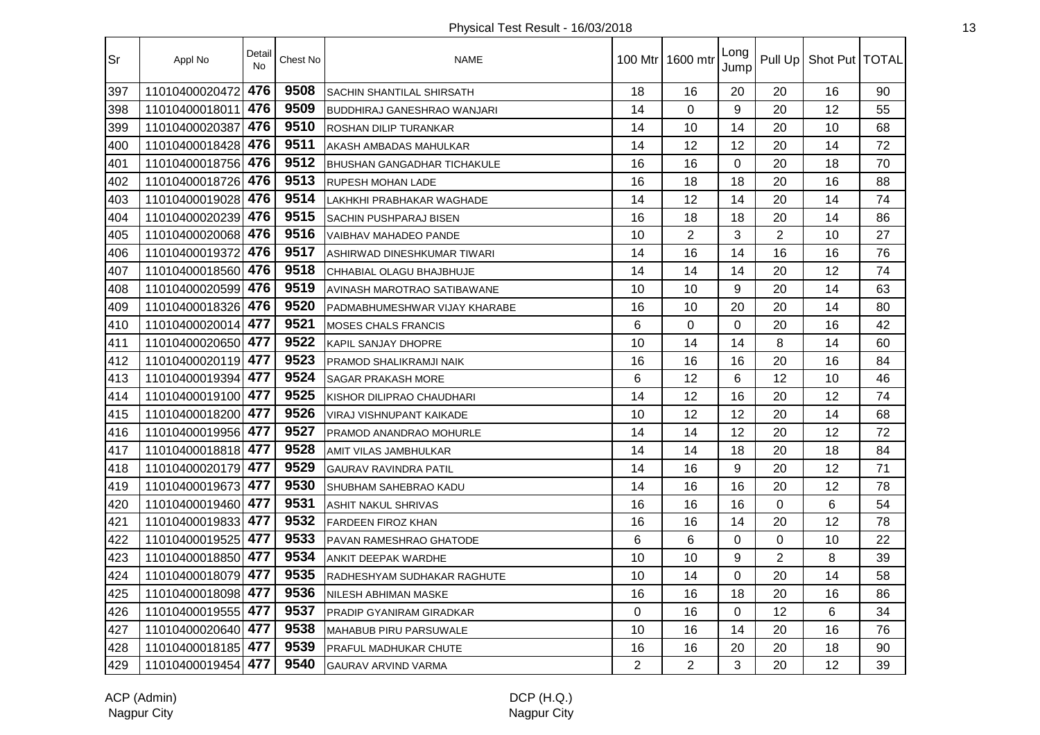Physical Test Result - 16/03/2018

| Sr | Appl No | Detail No | Chest No | NAME | 100 Mtr | 1600 mtr | Long Jump | Pull Up | Shot Put | TOTAL |
|---|---|---|---|---|---|---|---|---|---|---|
| 397 | 11010400020472 | 476 | 9508 | SACHIN SHANTILAL SHIRSATH | 18 | 16 | 20 | 20 | 16 | 90 |
| 398 | 11010400018011 | 476 | 9509 | BUDDHIRAJ GANESHRAO WANJARI | 14 | 0 | 9 | 20 | 12 | 55 |
| 399 | 11010400020387 | 476 | 9510 | ROSHAN DILIP TURANKAR | 14 | 10 | 14 | 20 | 10 | 68 |
| 400 | 11010400018428 | 476 | 9511 | AKASH AMBADAS MAHULKAR | 14 | 12 | 12 | 20 | 14 | 72 |
| 401 | 11010400018756 | 476 | 9512 | BHUSHAN GANGADHAR TICHAKULE | 16 | 16 | 0 | 20 | 18 | 70 |
| 402 | 11010400018726 | 476 | 9513 | RUPESH MOHAN LADE | 16 | 18 | 18 | 20 | 16 | 88 |
| 403 | 11010400019028 | 476 | 9514 | LAKHKHI PRABHAKAR WAGHADE | 14 | 12 | 14 | 20 | 14 | 74 |
| 404 | 11010400020239 | 476 | 9515 | SACHIN PUSHPARAJ BISEN | 16 | 18 | 18 | 20 | 14 | 86 |
| 405 | 11010400020068 | 476 | 9516 | VAIBHAV MAHADEO PANDE | 10 | 2 | 3 | 2 | 10 | 27 |
| 406 | 11010400019372 | 476 | 9517 | ASHIRWAD DINESHKUMAR TIWARI | 14 | 16 | 14 | 16 | 16 | 76 |
| 407 | 11010400018560 | 476 | 9518 | CHHABIAL OLAGU BHAJBHUJE | 14 | 14 | 14 | 20 | 12 | 74 |
| 408 | 11010400020599 | 476 | 9519 | AVINASH MAROTRAO SATIBAWANE | 10 | 10 | 9 | 20 | 14 | 63 |
| 409 | 11010400018326 | 476 | 9520 | PADMABHUMESHWAR VIJAY KHARABE | 16 | 10 | 20 | 20 | 14 | 80 |
| 410 | 11010400020014 | 477 | 9521 | MOSES CHALS FRANCIS | 6 | 0 | 0 | 20 | 16 | 42 |
| 411 | 11010400020650 | 477 | 9522 | KAPIL SANJAY DHOPRE | 10 | 14 | 14 | 8 | 14 | 60 |
| 412 | 11010400020119 | 477 | 9523 | PRAMOD SHALIKRAMJI NAIK | 16 | 16 | 16 | 20 | 16 | 84 |
| 413 | 11010400019394 | 477 | 9524 | SAGAR PRAKASH MORE | 6 | 12 | 6 | 12 | 10 | 46 |
| 414 | 11010400019100 | 477 | 9525 | KISHOR DILIPRAO CHAUDHARI | 14 | 12 | 16 | 20 | 12 | 74 |
| 415 | 11010400018200 | 477 | 9526 | VIRAJ VISHNUPANT KAIKADE | 10 | 12 | 12 | 20 | 14 | 68 |
| 416 | 11010400019956 | 477 | 9527 | PRAMOD ANANDRAO MOHURLE | 14 | 14 | 12 | 20 | 12 | 72 |
| 417 | 11010400018818 | 477 | 9528 | AMIT VILAS JAMBHULKAR | 14 | 14 | 18 | 20 | 18 | 84 |
| 418 | 11010400020179 | 477 | 9529 | GAURAV RAVINDRA PATIL | 14 | 16 | 9 | 20 | 12 | 71 |
| 419 | 11010400019673 | 477 | 9530 | SHUBHAM SAHEBRAO KADU | 14 | 16 | 16 | 20 | 12 | 78 |
| 420 | 11010400019460 | 477 | 9531 | ASHIT NAKUL SHRIVAS | 16 | 16 | 16 | 0 | 6 | 54 |
| 421 | 11010400019833 | 477 | 9532 | FARDEEN FIROZ KHAN | 16 | 16 | 14 | 20 | 12 | 78 |
| 422 | 11010400019525 | 477 | 9533 | PAVAN RAMESHRAO GHATODE | 6 | 6 | 0 | 0 | 10 | 22 |
| 423 | 11010400018850 | 477 | 9534 | ANKIT DEEPAK WARDHE | 10 | 10 | 9 | 2 | 8 | 39 |
| 424 | 11010400018079 | 477 | 9535 | RADHESHYAM SUDHAKAR RAGHUTE | 10 | 14 | 0 | 20 | 14 | 58 |
| 425 | 11010400018098 | 477 | 9536 | NILESH ABHIMAN MASKE | 16 | 16 | 18 | 20 | 16 | 86 |
| 426 | 11010400019555 | 477 | 9537 | PRADIP GYANIRAM GIRADKAR | 0 | 16 | 0 | 12 | 6 | 34 |
| 427 | 11010400020640 | 477 | 9538 | MAHABUB PIRU PARSUWALE | 10 | 16 | 14 | 20 | 16 | 76 |
| 428 | 11010400018185 | 477 | 9539 | PRAFUL MADHUKAR CHUTE | 16 | 16 | 20 | 20 | 18 | 90 |
| 429 | 11010400019454 | 477 | 9540 | GAURAV ARVIND VARMA | 2 | 2 | 3 | 20 | 12 | 39 |

ACP (Admin)
Nagpur City

DCP (H.Q.)
Nagpur City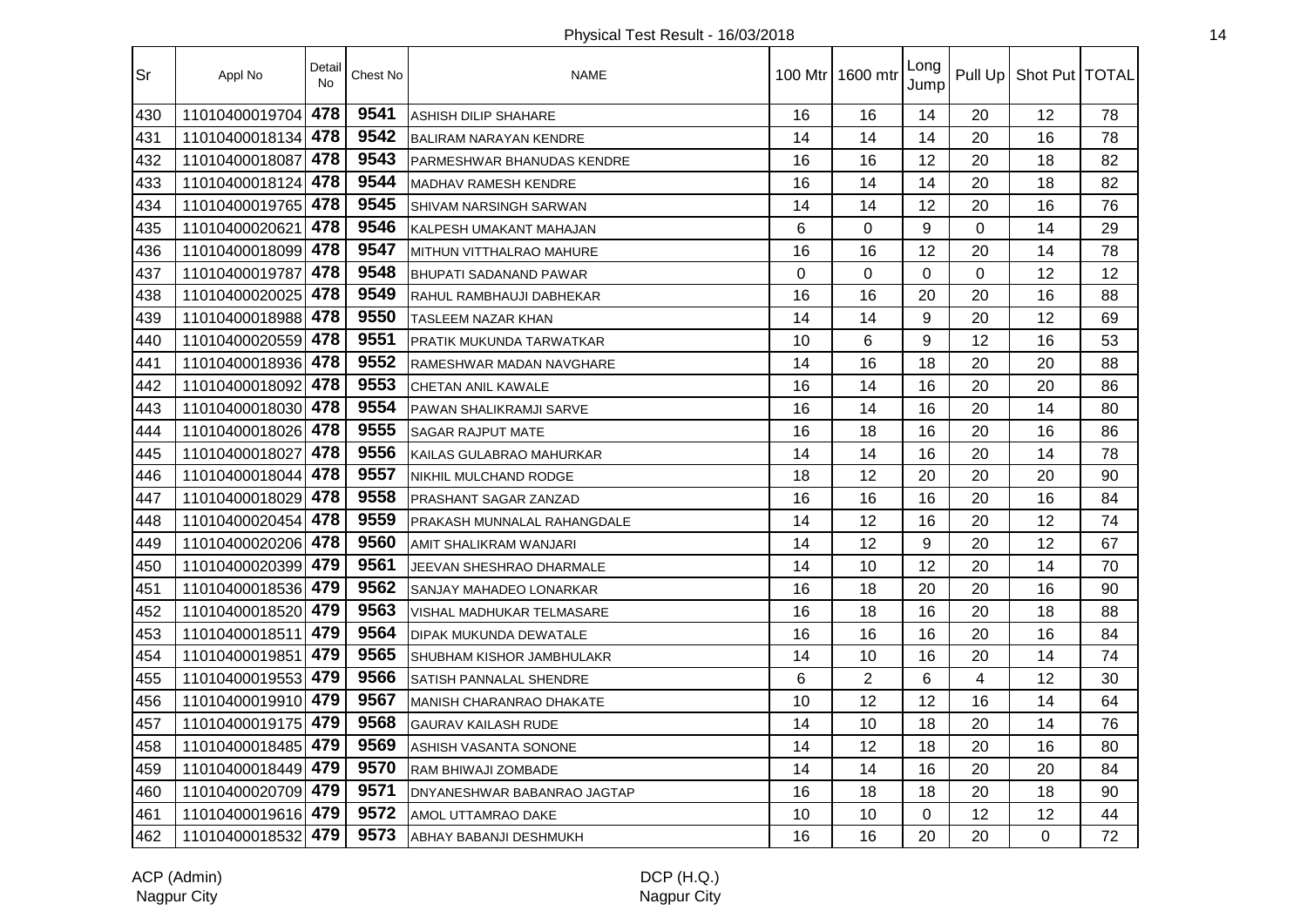Physical Test Result - 16/03/2018

| Sr | Appl No | Detail No | Chest No | NAME | 100 Mtr | 1600 mtr | Long Jump | Pull Up | Shot Put | TOTAL |
|---|---|---|---|---|---|---|---|---|---|---|
| 430 | 11010400019704 | 478 | 9541 | ASHISH DILIP SHAHARE | 16 | 16 | 14 | 20 | 12 | 78 |
| 431 | 11010400018134 | 478 | 9542 | BALIRAM NARAYAN KENDRE | 14 | 14 | 14 | 20 | 16 | 78 |
| 432 | 11010400018087 | 478 | 9543 | PARMESHWAR BHANUDAS KENDRE | 16 | 16 | 12 | 20 | 18 | 82 |
| 433 | 11010400018124 | 478 | 9544 | MADHAV RAMESH KENDRE | 16 | 14 | 14 | 20 | 18 | 82 |
| 434 | 11010400019765 | 478 | 9545 | SHIVAM NARSINGH SARWAN | 14 | 14 | 12 | 20 | 16 | 76 |
| 435 | 11010400020621 | 478 | 9546 | KALPESH UMAKANT MAHAJAN | 6 | 0 | 9 | 0 | 14 | 29 |
| 436 | 11010400018099 | 478 | 9547 | MITHUN VITTHALRAO MAHURE | 16 | 16 | 12 | 20 | 14 | 78 |
| 437 | 11010400019787 | 478 | 9548 | BHUPATI SADANAND PAWAR | 0 | 0 | 0 | 0 | 12 | 12 |
| 438 | 11010400020025 | 478 | 9549 | RAHUL RAMBHAUJI DABHEKAR | 16 | 16 | 20 | 20 | 16 | 88 |
| 439 | 11010400018988 | 478 | 9550 | TASLEEM NAZAR KHAN | 14 | 14 | 9 | 20 | 12 | 69 |
| 440 | 11010400020559 | 478 | 9551 | PRATIK MUKUNDA TARWATKAR | 10 | 6 | 9 | 12 | 16 | 53 |
| 441 | 11010400018936 | 478 | 9552 | RAMESHWAR MADAN NAVGHARE | 14 | 16 | 18 | 20 | 20 | 88 |
| 442 | 11010400018092 | 478 | 9553 | CHETAN ANIL KAWALE | 16 | 14 | 16 | 20 | 20 | 86 |
| 443 | 11010400018030 | 478 | 9554 | PAWAN SHALIKRAMJI SARVE | 16 | 14 | 16 | 20 | 14 | 80 |
| 444 | 11010400018026 | 478 | 9555 | SAGAR RAJPUT MATE | 16 | 18 | 16 | 20 | 16 | 86 |
| 445 | 11010400018027 | 478 | 9556 | KAILAS GULABRAO MAHURKAR | 14 | 14 | 16 | 20 | 14 | 78 |
| 446 | 11010400018044 | 478 | 9557 | NIKHIL MULCHAND RODGE | 18 | 12 | 20 | 20 | 20 | 90 |
| 447 | 11010400018029 | 478 | 9558 | PRASHANT SAGAR ZANZAD | 16 | 16 | 16 | 20 | 16 | 84 |
| 448 | 11010400020454 | 478 | 9559 | PRAKASH MUNNALAL RAHANGDALE | 14 | 12 | 16 | 20 | 12 | 74 |
| 449 | 11010400020206 | 478 | 9560 | AMIT SHALIKRAM WANJARI | 14 | 12 | 9 | 20 | 12 | 67 |
| 450 | 11010400020399 | 479 | 9561 | JEEVAN SHESHRAO DHARMALE | 14 | 10 | 12 | 20 | 14 | 70 |
| 451 | 11010400018536 | 479 | 9562 | SANJAY MAHADEO LONARKAR | 16 | 18 | 20 | 20 | 16 | 90 |
| 452 | 11010400018520 | 479 | 9563 | VISHAL MADHUKAR TELMASARE | 16 | 18 | 16 | 20 | 18 | 88 |
| 453 | 11010400018511 | 479 | 9564 | DIPAK MUKUNDA DEWATALE | 16 | 16 | 16 | 20 | 16 | 84 |
| 454 | 11010400019851 | 479 | 9565 | SHUBHAM KISHOR JAMBHULAKR | 14 | 10 | 16 | 20 | 14 | 74 |
| 455 | 11010400019553 | 479 | 9566 | SATISH PANNALAL SHENDRE | 6 | 2 | 6 | 4 | 12 | 30 |
| 456 | 11010400019910 | 479 | 9567 | MANISH CHARANRAO DHAKATE | 10 | 12 | 12 | 16 | 14 | 64 |
| 457 | 11010400019175 | 479 | 9568 | GAURAV KAILASH RUDE | 14 | 10 | 18 | 20 | 14 | 76 |
| 458 | 11010400018485 | 479 | 9569 | ASHISH VASANTA SONONE | 14 | 12 | 18 | 20 | 16 | 80 |
| 459 | 11010400018449 | 479 | 9570 | RAM BHIWAJI ZOMBADE | 14 | 14 | 16 | 20 | 20 | 84 |
| 460 | 11010400020709 | 479 | 9571 | DNYANESHWAR BABANRAO JAGTAP | 16 | 18 | 18 | 20 | 18 | 90 |
| 461 | 11010400019616 | 479 | 9572 | AMOL UTTAMRAO DAKE | 10 | 10 | 0 | 12 | 12 | 44 |
| 462 | 11010400018532 | 479 | 9573 | ABHAY BABANJI DESHMUKH | 16 | 16 | 20 | 20 | 0 | 72 |

ACP (Admin)
Nagpur City

DCP (H.Q.)
Nagpur City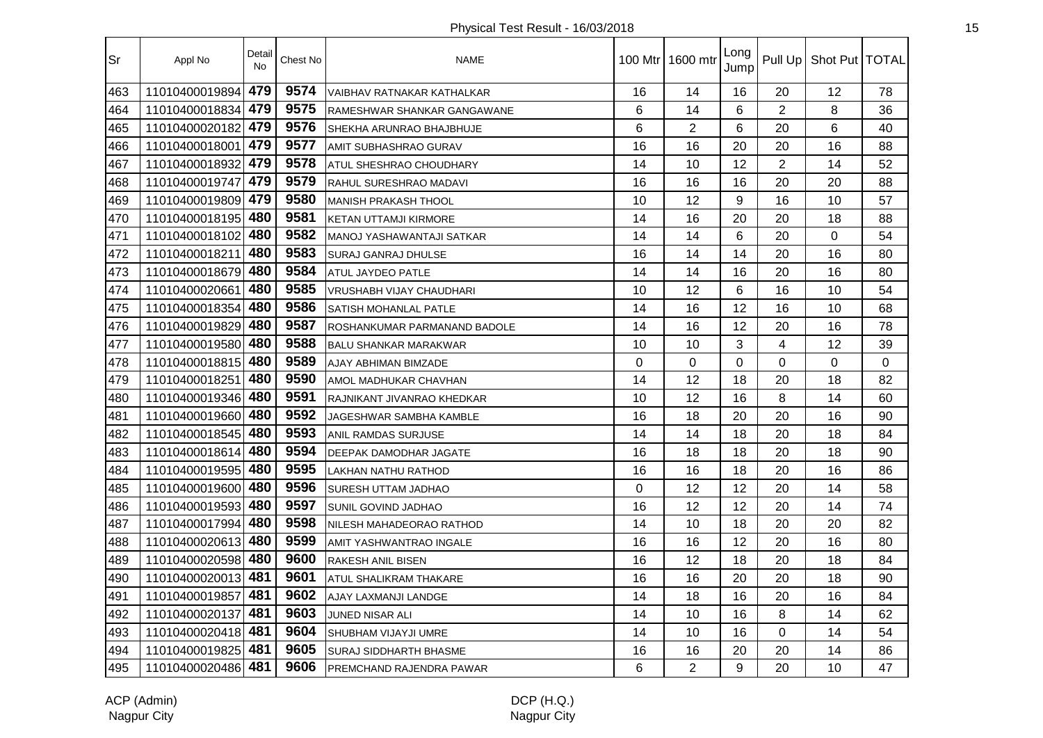Physical Test Result - 16/03/2018

| Sr | Appl No | Detail No | Chest No | NAME | 100 Mtr | 1600 mtr | Long Jump | Pull Up | Shot Put | TOTAL |
|---|---|---|---|---|---|---|---|---|---|---|
| 463 | 11010400019894 | 479 | 9574 | VAIBHAV RATNAKAR KATHALKAR | 16 | 14 | 16 | 20 | 12 | 78 |
| 464 | 11010400018834 | 479 | 9575 | RAMESHWAR SHANKAR GANGAWANE | 6 | 14 | 6 | 2 | 8 | 36 |
| 465 | 11010400020182 | 479 | 9576 | SHEKHA ARUNRAO BHAJBHUJE | 6 | 2 | 6 | 20 | 6 | 40 |
| 466 | 11010400018001 | 479 | 9577 | AMIT SUBHASHRAO GURAV | 16 | 16 | 20 | 20 | 16 | 88 |
| 467 | 11010400018932 | 479 | 9578 | ATUL SHESHRAO CHOUDHARY | 14 | 10 | 12 | 2 | 14 | 52 |
| 468 | 11010400019747 | 479 | 9579 | RAHUL SURESHRAO MADAVI | 16 | 16 | 16 | 20 | 20 | 88 |
| 469 | 11010400019809 | 479 | 9580 | MANISH PRAKASH THOOL | 10 | 12 | 9 | 16 | 10 | 57 |
| 470 | 11010400018195 | 480 | 9581 | KETAN UTTAMJI KIRMORE | 14 | 16 | 20 | 20 | 18 | 88 |
| 471 | 11010400018102 | 480 | 9582 | MANOJ YASHAWANTAJI SATKAR | 14 | 14 | 6 | 20 | 0 | 54 |
| 472 | 11010400018211 | 480 | 9583 | SURAJ GANRAJ DHULSE | 16 | 14 | 14 | 20 | 16 | 80 |
| 473 | 11010400018679 | 480 | 9584 | ATUL JAYDEO PATLE | 14 | 14 | 16 | 20 | 16 | 80 |
| 474 | 11010400020661 | 480 | 9585 | VRUSHABH VIJAY CHAUDHARI | 10 | 12 | 6 | 16 | 10 | 54 |
| 475 | 11010400018354 | 480 | 9586 | SATISH MOHANLAL PATLE | 14 | 16 | 12 | 16 | 10 | 68 |
| 476 | 11010400019829 | 480 | 9587 | ROSHANKUMAR PARMANAND BADOLE | 14 | 16 | 12 | 20 | 16 | 78 |
| 477 | 11010400019580 | 480 | 9588 | BALU SHANKAR MARAKWAR | 10 | 10 | 3 | 4 | 12 | 39 |
| 478 | 11010400018815 | 480 | 9589 | AJAY ABHIMAN BIMZADE | 0 | 0 | 0 | 0 | 0 | 0 |
| 479 | 11010400018251 | 480 | 9590 | AMOL MADHUKAR CHAVHAN | 14 | 12 | 18 | 20 | 18 | 82 |
| 480 | 11010400019346 | 480 | 9591 | RAJNIKANT JIVANRAO KHEDKAR | 10 | 12 | 16 | 8 | 14 | 60 |
| 481 | 11010400019660 | 480 | 9592 | JAGESHWAR SAMBHA KAMBLE | 16 | 18 | 20 | 20 | 16 | 90 |
| 482 | 11010400018545 | 480 | 9593 | ANIL RAMDAS SURJUSE | 14 | 14 | 18 | 20 | 18 | 84 |
| 483 | 11010400018614 | 480 | 9594 | DEEPAK DAMODHAR JAGATE | 16 | 18 | 18 | 20 | 18 | 90 |
| 484 | 11010400019595 | 480 | 9595 | LAKHAN NATHU RATHOD | 16 | 16 | 18 | 20 | 16 | 86 |
| 485 | 11010400019600 | 480 | 9596 | SURESH UTTAM JADHAO | 0 | 12 | 12 | 20 | 14 | 58 |
| 486 | 11010400019593 | 480 | 9597 | SUNIL GOVIND JADHAO | 16 | 12 | 12 | 20 | 14 | 74 |
| 487 | 11010400017994 | 480 | 9598 | NILESH MAHADEORAO RATHOD | 14 | 10 | 18 | 20 | 20 | 82 |
| 488 | 11010400020613 | 480 | 9599 | AMIT YASHWANTRAO INGALE | 16 | 16 | 12 | 20 | 16 | 80 |
| 489 | 11010400020598 | 480 | 9600 | RAKESH ANIL BISEN | 16 | 12 | 18 | 20 | 18 | 84 |
| 490 | 11010400020013 | 481 | 9601 | ATUL SHALIKRAM THAKARE | 16 | 16 | 20 | 20 | 18 | 90 |
| 491 | 11010400019857 | 481 | 9602 | AJAY LAXMANJI LANDGE | 14 | 18 | 16 | 20 | 16 | 84 |
| 492 | 11010400020137 | 481 | 9603 | JUNED NISAR ALI | 14 | 10 | 16 | 8 | 14 | 62 |
| 493 | 11010400020418 | 481 | 9604 | SHUBHAM VIJAYJI UMRE | 14 | 10 | 16 | 0 | 14 | 54 |
| 494 | 11010400019825 | 481 | 9605 | SURAJ SIDDHARTH BHASME | 16 | 16 | 20 | 20 | 14 | 86 |
| 495 | 11010400020486 | 481 | 9606 | PREMCHAND RAJENDRA PAWAR | 6 | 2 | 9 | 20 | 10 | 47 |

ACP (Admin)
Nagpur City

DCP (H.Q.)
Nagpur City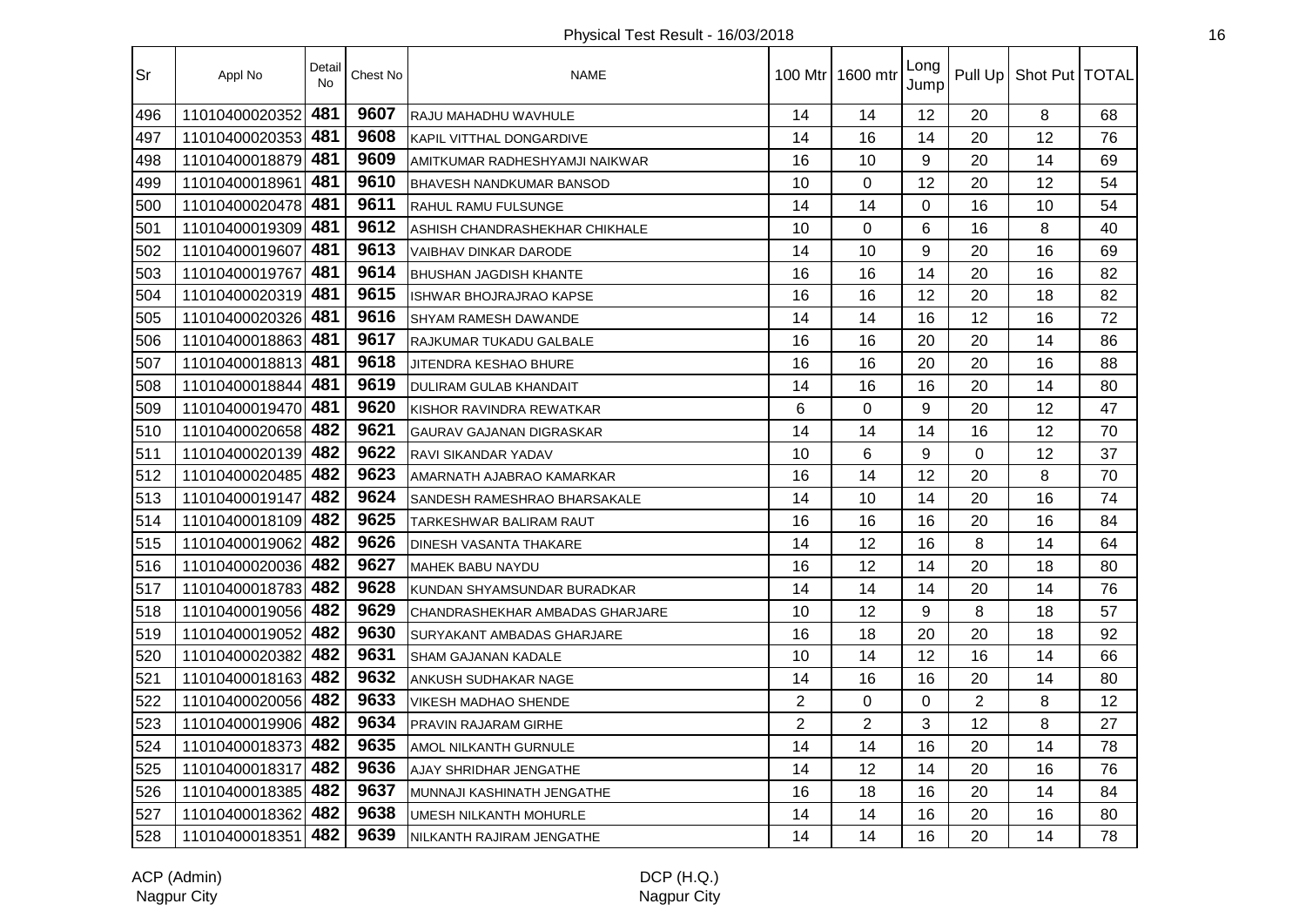Physical Test Result - 16/03/2018

| Sr | Appl No | Detail No | Chest No | NAME | 100 Mtr | 1600 mtr | Long Jump | Pull Up | Shot Put | TOTAL |
|---|---|---|---|---|---|---|---|---|---|---|
| 496 | 11010400020352 | 481 | 9607 | RAJU MAHADHU WAVHULE | 14 | 14 | 12 | 20 | 8 | 68 |
| 497 | 11010400020353 | 481 | 9608 | KAPIL VITTHAL DONGARDIVE | 14 | 16 | 14 | 20 | 12 | 76 |
| 498 | 11010400018879 | 481 | 9609 | AMITKUMAR RADHESHYAMJI NAIKWAR | 16 | 10 | 9 | 20 | 14 | 69 |
| 499 | 11010400018961 | 481 | 9610 | BHAVESH NANDKUMAR BANSOD | 10 | 0 | 12 | 20 | 12 | 54 |
| 500 | 11010400020478 | 481 | 9611 | RAHUL RAMU FULSUNGE | 14 | 14 | 0 | 16 | 10 | 54 |
| 501 | 11010400019309 | 481 | 9612 | ASHISH CHANDRASHEKHAR CHIKHALE | 10 | 0 | 6 | 16 | 8 | 40 |
| 502 | 11010400019607 | 481 | 9613 | VAIBHAV DINKAR DARODE | 14 | 10 | 9 | 20 | 16 | 69 |
| 503 | 11010400019767 | 481 | 9614 | BHUSHAN JAGDISH KHANTE | 16 | 16 | 14 | 20 | 16 | 82 |
| 504 | 11010400020319 | 481 | 9615 | ISHWAR BHOJRAJRAO KAPSE | 16 | 16 | 12 | 20 | 18 | 82 |
| 505 | 11010400020326 | 481 | 9616 | SHYAM RAMESH DAWANDE | 14 | 14 | 16 | 12 | 16 | 72 |
| 506 | 11010400018863 | 481 | 9617 | RAJKUMAR TUKADU GALBALE | 16 | 16 | 20 | 20 | 14 | 86 |
| 507 | 11010400018813 | 481 | 9618 | JITENDRA KESHAO BHURE | 16 | 16 | 20 | 20 | 16 | 88 |
| 508 | 11010400018844 | 481 | 9619 | DULIRAM GULAB KHANDAIT | 14 | 16 | 16 | 20 | 14 | 80 |
| 509 | 11010400019470 | 481 | 9620 | KISHOR RAVINDRA REWATKAR | 6 | 0 | 9 | 20 | 12 | 47 |
| 510 | 11010400020658 | 482 | 9621 | GAURAV GAJANAN DIGRASKAR | 14 | 14 | 14 | 16 | 12 | 70 |
| 511 | 11010400020139 | 482 | 9622 | RAVI SIKANDAR YADAV | 10 | 6 | 9 | 0 | 12 | 37 |
| 512 | 11010400020485 | 482 | 9623 | AMARNATH AJABRAO KAMARKAR | 16 | 14 | 12 | 20 | 8 | 70 |
| 513 | 11010400019147 | 482 | 9624 | SANDESH RAMESHRAO BHARSAKALE | 14 | 10 | 14 | 20 | 16 | 74 |
| 514 | 11010400018109 | 482 | 9625 | TARKESHWAR BALIRAM RAUT | 16 | 16 | 16 | 20 | 16 | 84 |
| 515 | 11010400019062 | 482 | 9626 | DINESH VASANTA THAKARE | 14 | 12 | 16 | 8 | 14 | 64 |
| 516 | 11010400020036 | 482 | 9627 | MAHEK BABU NAYDU | 16 | 12 | 14 | 20 | 18 | 80 |
| 517 | 11010400018783 | 482 | 9628 | KUNDAN SHYAMSUNDAR BURADKAR | 14 | 14 | 14 | 20 | 14 | 76 |
| 518 | 11010400019056 | 482 | 9629 | CHANDRASHEKHAR AMBADAS GHARJARE | 10 | 12 | 9 | 8 | 18 | 57 |
| 519 | 11010400019052 | 482 | 9630 | SURYAKANT AMBADAS GHARJARE | 16 | 18 | 20 | 20 | 18 | 92 |
| 520 | 11010400020382 | 482 | 9631 | SHAM GAJANAN KADALE | 10 | 14 | 12 | 16 | 14 | 66 |
| 521 | 11010400018163 | 482 | 9632 | ANKUSH SUDHAKAR NAGE | 14 | 16 | 16 | 20 | 14 | 80 |
| 522 | 11010400020056 | 482 | 9633 | VIKESH MADHAO SHENDE | 2 | 0 | 0 | 2 | 8 | 12 |
| 523 | 11010400019906 | 482 | 9634 | PRAVIN RAJARAM GIRHE | 2 | 2 | 3 | 12 | 8 | 27 |
| 524 | 11010400018373 | 482 | 9635 | AMOL NILKANTH GURNULE | 14 | 14 | 16 | 20 | 14 | 78 |
| 525 | 11010400018317 | 482 | 9636 | AJAY SHRIDHAR JENGATHE | 14 | 12 | 14 | 20 | 16 | 76 |
| 526 | 11010400018385 | 482 | 9637 | MUNNAJI KASHINATH JENGATHE | 16 | 18 | 16 | 20 | 14 | 84 |
| 527 | 11010400018362 | 482 | 9638 | UMESH NILKANTH MOHURLE | 14 | 14 | 16 | 20 | 16 | 80 |
| 528 | 11010400018351 | 482 | 9639 | NILKANTH RAJIRAM JENGATHE | 14 | 14 | 16 | 20 | 14 | 78 |

ACP (Admin)
Nagpur City

DCP (H.Q.)
Nagpur City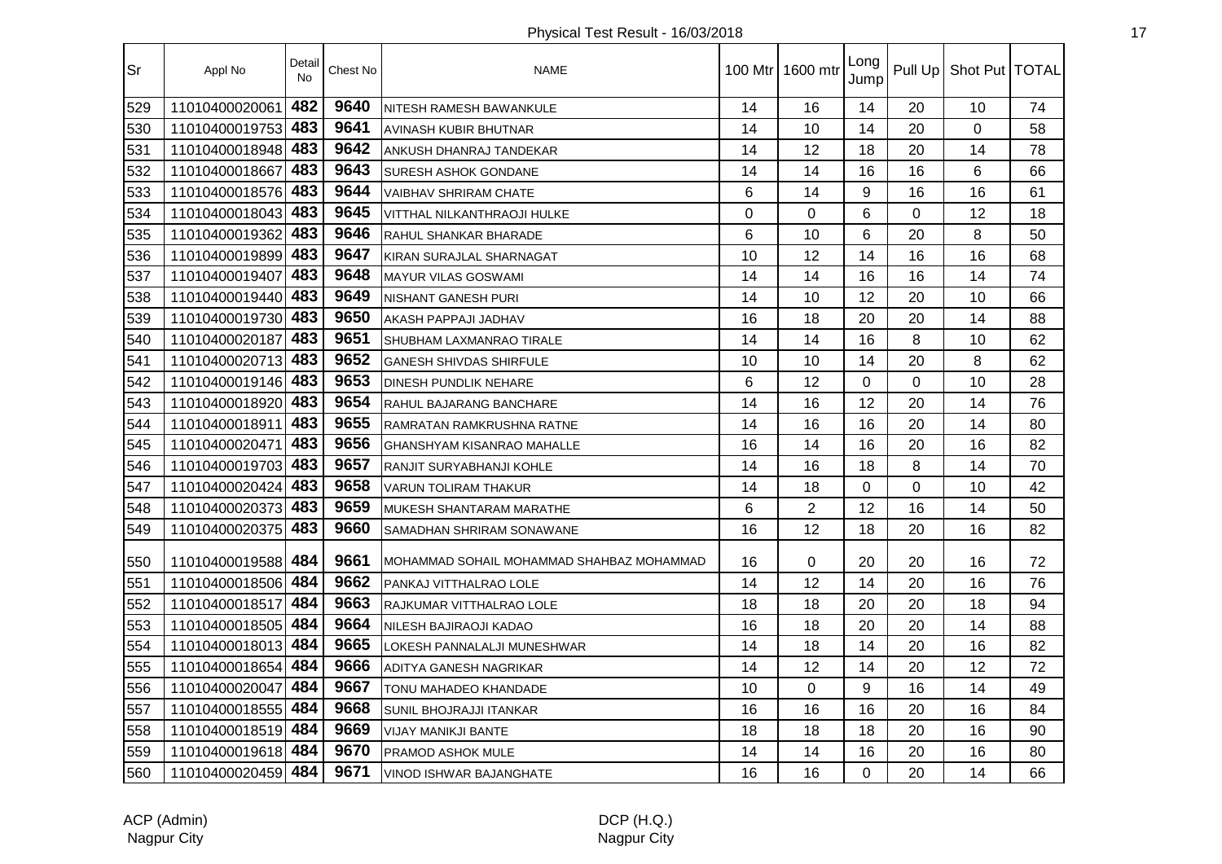Physical Test Result - 16/03/2018

| Sr | Appl No | Detail No | Chest No | NAME | 100 Mtr | 1600 mtr | Long Jump | Pull Up | Shot Put | TOTAL |
|---|---|---|---|---|---|---|---|---|---|---|
| 529 | 11010400020061 | 482 | 9640 | NITESH RAMESH BAWANKULE | 14 | 16 | 14 | 20 | 10 | 74 |
| 530 | 11010400019753 | 483 | 9641 | AVINASH KUBIR BHUTNAR | 14 | 10 | 14 | 20 | 0 | 58 |
| 531 | 11010400018948 | 483 | 9642 | ANKUSH DHANRAJ TANDEKAR | 14 | 12 | 18 | 20 | 14 | 78 |
| 532 | 11010400018667 | 483 | 9643 | SURESH ASHOK GONDANE | 14 | 14 | 16 | 16 | 6 | 66 |
| 533 | 11010400018576 | 483 | 9644 | VAIBHAV SHRIRAM CHATE | 6 | 14 | 9 | 16 | 16 | 61 |
| 534 | 11010400018043 | 483 | 9645 | VITTHAL NILKANTHRAOJI HULKE | 0 | 0 | 6 | 0 | 12 | 18 |
| 535 | 11010400019362 | 483 | 9646 | RAHUL SHANKAR BHARADE | 6 | 10 | 6 | 20 | 8 | 50 |
| 536 | 11010400019899 | 483 | 9647 | KIRAN SURAJLAL SHARNAGAT | 10 | 12 | 14 | 16 | 16 | 68 |
| 537 | 11010400019407 | 483 | 9648 | MAYUR VILAS GOSWAMI | 14 | 14 | 16 | 16 | 14 | 74 |
| 538 | 11010400019440 | 483 | 9649 | NISHANT GANESH PURI | 14 | 10 | 12 | 20 | 10 | 66 |
| 539 | 11010400019730 | 483 | 9650 | AKASH PAPPAJI JADHAV | 16 | 18 | 20 | 20 | 14 | 88 |
| 540 | 11010400020187 | 483 | 9651 | SHUBHAM LAXMANRAO TIRALE | 14 | 14 | 16 | 8 | 10 | 62 |
| 541 | 11010400020713 | 483 | 9652 | GANESH SHIVDAS SHIRFULE | 10 | 10 | 14 | 20 | 8 | 62 |
| 542 | 11010400019146 | 483 | 9653 | DINESH PUNDLIK NEHARE | 6 | 12 | 0 | 0 | 10 | 28 |
| 543 | 11010400018920 | 483 | 9654 | RAHUL BAJARANG BANCHARE | 14 | 16 | 12 | 20 | 14 | 76 |
| 544 | 11010400018911 | 483 | 9655 | RAMRATAN RAMKRUSHNA RATNE | 14 | 16 | 16 | 20 | 14 | 80 |
| 545 | 11010400020471 | 483 | 9656 | GHANSHYAM KISANRAO MAHALLE | 16 | 14 | 16 | 20 | 16 | 82 |
| 546 | 11010400019703 | 483 | 9657 | RANJIT SURYABHANJI KOHLE | 14 | 16 | 18 | 8 | 14 | 70 |
| 547 | 11010400020424 | 483 | 9658 | VARUN TOLIRAM THAKUR | 14 | 18 | 0 | 0 | 10 | 42 |
| 548 | 11010400020373 | 483 | 9659 | MUKESH SHANTARAM MARATHE | 6 | 2 | 12 | 16 | 14 | 50 |
| 549 | 11010400020375 | 483 | 9660 | SAMADHAN SHRIRAM SONAWANE | 16 | 12 | 18 | 20 | 16 | 82 |
| 550 | 11010400019588 | 484 | 9661 | MOHAMMAD SOHAIL MOHAMMAD SHAHBAZ MOHAMMAD | 16 | 0 | 20 | 20 | 16 | 72 |
| 551 | 11010400018506 | 484 | 9662 | PANKAJ VITTHALRAO LOLE | 14 | 12 | 14 | 20 | 16 | 76 |
| 552 | 11010400018517 | 484 | 9663 | RAJKUMAR VITTHALRAO LOLE | 18 | 18 | 20 | 20 | 18 | 94 |
| 553 | 11010400018505 | 484 | 9664 | NILESH BAJIRAOJI KADAO | 16 | 18 | 20 | 20 | 14 | 88 |
| 554 | 11010400018013 | 484 | 9665 | LOKESH PANNALALJI MUNESHWAR | 14 | 18 | 14 | 20 | 16 | 82 |
| 555 | 11010400018654 | 484 | 9666 | ADITYA GANESH NAGRIKAR | 14 | 12 | 14 | 20 | 12 | 72 |
| 556 | 11010400020047 | 484 | 9667 | TONU MAHADEO KHANDADE | 10 | 0 | 9 | 16 | 14 | 49 |
| 557 | 11010400018555 | 484 | 9668 | SUNIL BHOJRAJJI ITANKAR | 16 | 16 | 16 | 20 | 16 | 84 |
| 558 | 11010400018519 | 484 | 9669 | VIJAY MANIKJI BANTE | 18 | 18 | 18 | 20 | 16 | 90 |
| 559 | 11010400019618 | 484 | 9670 | PRAMOD ASHOK MULE | 14 | 14 | 16 | 20 | 16 | 80 |
| 560 | 11010400020459 | 484 | 9671 | VINOD ISHWAR BAJANGHATE | 16 | 16 | 0 | 20 | 14 | 66 |

ACP (Admin)
Nagpur City

DCP (H.Q.)
Nagpur City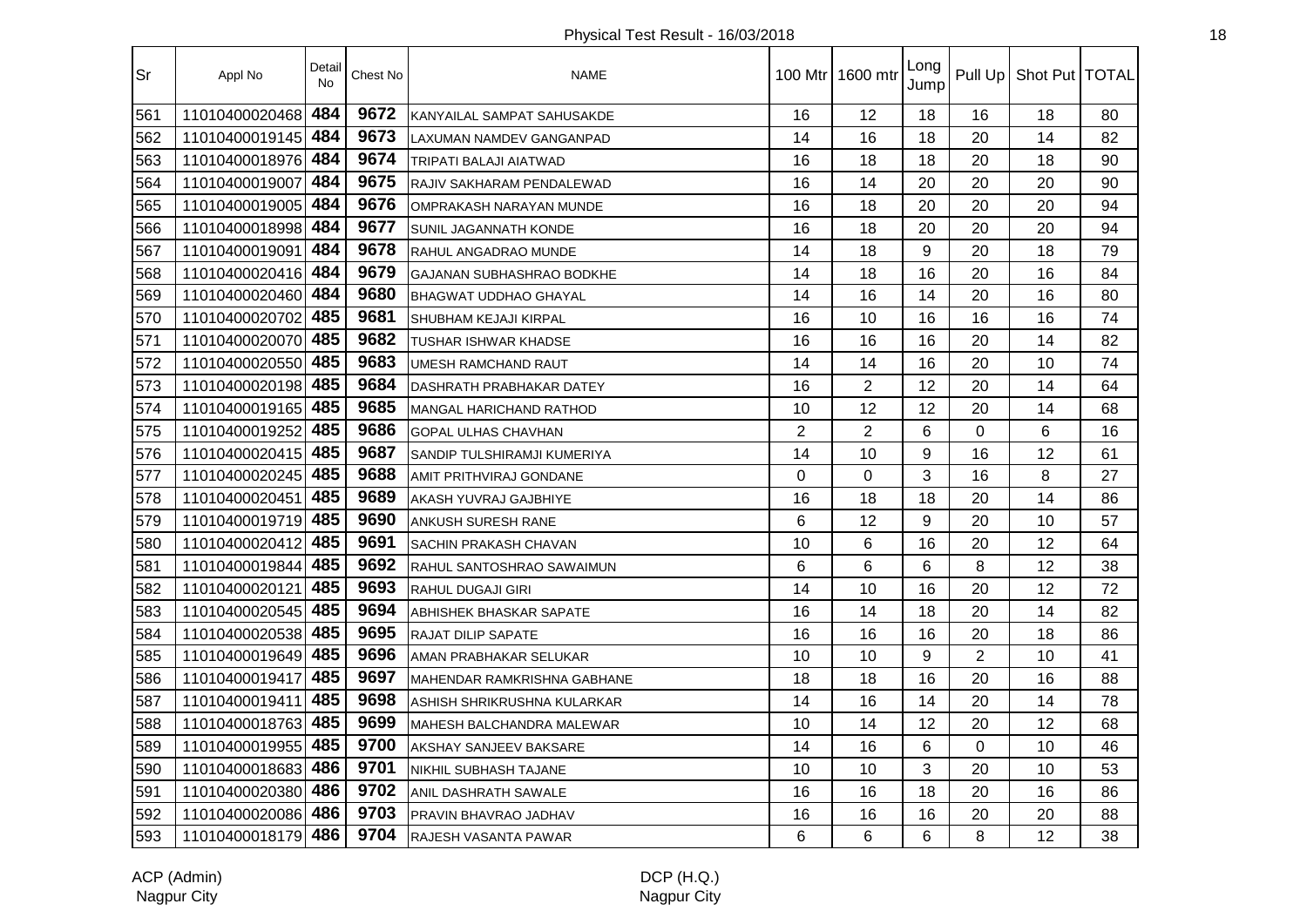Physical Test Result - 16/03/2018

| Sr | Appl No | Detail No | Chest No | NAME | 100 Mtr | 1600 mtr | Long Jump | Pull Up | Shot Put | TOTAL |
|---|---|---|---|---|---|---|---|---|---|---|
| 561 | 11010400020468 | 484 | 9672 | KANYAILAL SAMPAT SAHUSAKDE | 16 | 12 | 18 | 16 | 18 | 80 |
| 562 | 11010400019145 | 484 | 9673 | LAXUMAN NAMDEV GANGANPAD | 14 | 16 | 18 | 20 | 14 | 82 |
| 563 | 11010400018976 | 484 | 9674 | TRIPATI BALAJI AIATWAD | 16 | 18 | 18 | 20 | 18 | 90 |
| 564 | 11010400019007 | 484 | 9675 | RAJIV SAKHARAM PENDALEWAD | 16 | 14 | 20 | 20 | 20 | 90 |
| 565 | 11010400019005 | 484 | 9676 | OMPRAKASH NARAYAN MUNDE | 16 | 18 | 20 | 20 | 20 | 94 |
| 566 | 11010400018998 | 484 | 9677 | SUNIL JAGANNATH KONDE | 16 | 18 | 20 | 20 | 20 | 94 |
| 567 | 11010400019091 | 484 | 9678 | RAHUL ANGADRAO MUNDE | 14 | 18 | 9 | 20 | 18 | 79 |
| 568 | 11010400020416 | 484 | 9679 | GAJANAN SUBHASHRAO BODKHE | 14 | 18 | 16 | 20 | 16 | 84 |
| 569 | 11010400020460 | 484 | 9680 | BHAGWAT UDDHAO GHAYAL | 14 | 16 | 14 | 20 | 16 | 80 |
| 570 | 11010400020702 | 485 | 9681 | SHUBHAM KEJAJI KIRPAL | 16 | 10 | 16 | 16 | 16 | 74 |
| 571 | 11010400020070 | 485 | 9682 | TUSHAR ISHWAR KHADSE | 16 | 16 | 16 | 20 | 14 | 82 |
| 572 | 11010400020550 | 485 | 9683 | UMESH RAMCHAND RAUT | 14 | 14 | 16 | 20 | 10 | 74 |
| 573 | 11010400020198 | 485 | 9684 | DASHRATH PRABHAKAR DATEY | 16 | 2 | 12 | 20 | 14 | 64 |
| 574 | 11010400019165 | 485 | 9685 | MANGAL HARICHAND RATHOD | 10 | 12 | 12 | 20 | 14 | 68 |
| 575 | 11010400019252 | 485 | 9686 | GOPAL ULHAS CHAVHAN | 2 | 2 | 6 | 0 | 6 | 16 |
| 576 | 11010400020415 | 485 | 9687 | SANDIP TULSHIRAMJI KUMERIYA | 14 | 10 | 9 | 16 | 12 | 61 |
| 577 | 11010400020245 | 485 | 9688 | AMIT PRITHVIRAJ GONDANE | 0 | 0 | 3 | 16 | 8 | 27 |
| 578 | 11010400020451 | 485 | 9689 | AKASH YUVRAJ GAJBHIYE | 16 | 18 | 18 | 20 | 14 | 86 |
| 579 | 11010400019719 | 485 | 9690 | ANKUSH SURESH RANE | 6 | 12 | 9 | 20 | 10 | 57 |
| 580 | 11010400020412 | 485 | 9691 | SACHIN PRAKASH CHAVAN | 10 | 6 | 16 | 20 | 12 | 64 |
| 581 | 11010400019844 | 485 | 9692 | RAHUL SANTOSHRAO SAWAIMUN | 6 | 6 | 6 | 8 | 12 | 38 |
| 582 | 11010400020121 | 485 | 9693 | RAHUL DUGAJI GIRI | 14 | 10 | 16 | 20 | 12 | 72 |
| 583 | 11010400020545 | 485 | 9694 | ABHISHEK BHASKAR SAPATE | 16 | 14 | 18 | 20 | 14 | 82 |
| 584 | 11010400020538 | 485 | 9695 | RAJAT DILIP SAPATE | 16 | 16 | 16 | 20 | 18 | 86 |
| 585 | 11010400019649 | 485 | 9696 | AMAN PRABHAKAR SELUKAR | 10 | 10 | 9 | 2 | 10 | 41 |
| 586 | 11010400019417 | 485 | 9697 | MAHENDAR RAMKRISHNA GABHANE | 18 | 18 | 16 | 20 | 16 | 88 |
| 587 | 11010400019411 | 485 | 9698 | ASHISH SHRIKRUSHNA KULARKAR | 14 | 16 | 14 | 20 | 14 | 78 |
| 588 | 11010400018763 | 485 | 9699 | MAHESH BALCHANDRA MALEWAR | 10 | 14 | 12 | 20 | 12 | 68 |
| 589 | 11010400019955 | 485 | 9700 | AKSHAY SANJEEV BAKSARE | 14 | 16 | 6 | 0 | 10 | 46 |
| 590 | 11010400018683 | 486 | 9701 | NIKHIL SUBHASH TAJANE | 10 | 10 | 3 | 20 | 10 | 53 |
| 591 | 11010400020380 | 486 | 9702 | ANIL DASHRATH SAWALE | 16 | 16 | 18 | 20 | 16 | 86 |
| 592 | 11010400020086 | 486 | 9703 | PRAVIN BHAVRAO JADHAV | 16 | 16 | 16 | 20 | 20 | 88 |
| 593 | 11010400018179 | 486 | 9704 | RAJESH VASANTA PAWAR | 6 | 6 | 6 | 8 | 12 | 38 |

ACP (Admin)
Nagpur City

DCP (H.Q.)
Nagpur City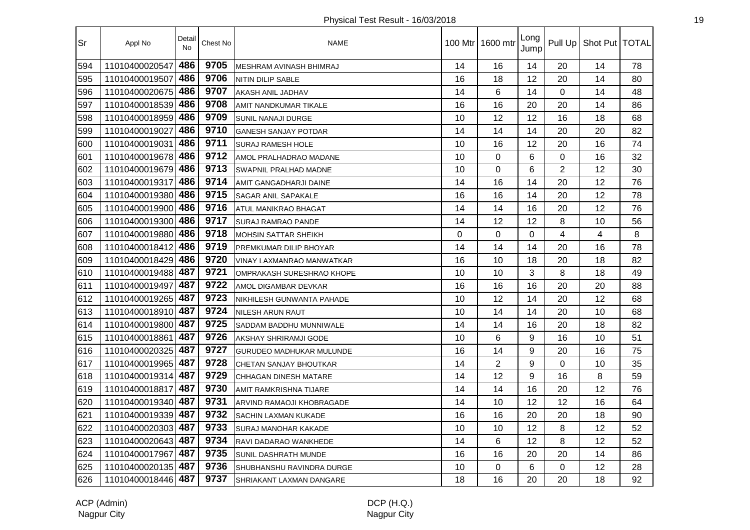Physical Test Result - 16/03/2018

| Sr | Appl No | Detail No | Chest No | NAME | 100 Mtr | 1600 mtr | Long Jump | Pull Up | Shot Put | TOTAL |
|---|---|---|---|---|---|---|---|---|---|---|
| 594 | 11010400020547 | 486 | 9705 | MESHRAM AVINASH BHIMRAJ | 14 | 16 | 14 | 20 | 14 | 78 |
| 595 | 11010400019507 | 486 | 9706 | NITIN DILIP SABLE | 16 | 18 | 12 | 20 | 14 | 80 |
| 596 | 11010400020675 | 486 | 9707 | AKASH ANIL JADHAV | 14 | 6 | 14 | 0 | 14 | 48 |
| 597 | 11010400018539 | 486 | 9708 | AMIT NANDKUMAR TIKALE | 16 | 16 | 20 | 20 | 14 | 86 |
| 598 | 11010400018959 | 486 | 9709 | SUNIL NANAJI DURGE | 10 | 12 | 12 | 16 | 18 | 68 |
| 599 | 11010400019027 | 486 | 9710 | GANESH SANJAY POTDAR | 14 | 14 | 14 | 20 | 20 | 82 |
| 600 | 11010400019031 | 486 | 9711 | SURAJ RAMESH HOLE | 10 | 16 | 12 | 20 | 16 | 74 |
| 601 | 11010400019678 | 486 | 9712 | AMOL PRALHADRAO MADANE | 10 | 0 | 6 | 0 | 16 | 32 |
| 602 | 11010400019679 | 486 | 9713 | SWAPNIL PRALHAD MADNE | 10 | 0 | 6 | 2 | 12 | 30 |
| 603 | 11010400019317 | 486 | 9714 | AMIT GANGADHARJI DAINE | 14 | 16 | 14 | 20 | 12 | 76 |
| 604 | 11010400019380 | 486 | 9715 | SAGAR ANIL SAPAKALE | 16 | 16 | 14 | 20 | 12 | 78 |
| 605 | 11010400019900 | 486 | 9716 | ATUL MANIKRAO BHAGAT | 14 | 14 | 16 | 20 | 12 | 76 |
| 606 | 11010400019300 | 486 | 9717 | SURAJ RAMRAO PANDE | 14 | 12 | 12 | 8 | 10 | 56 |
| 607 | 11010400019880 | 486 | 9718 | MOHSIN SATTAR SHEIKH | 0 | 0 | 0 | 4 | 4 | 8 |
| 608 | 11010400018412 | 486 | 9719 | PREMKUMAR DILIP BHOYAR | 14 | 14 | 14 | 20 | 16 | 78 |
| 609 | 11010400018429 | 486 | 9720 | VINAY LAXMANRAO MANWATKAR | 16 | 10 | 18 | 20 | 18 | 82 |
| 610 | 11010400019488 | 487 | 9721 | OMPRAKASH SURESHRAO KHOPE | 10 | 10 | 3 | 8 | 18 | 49 |
| 611 | 11010400019497 | 487 | 9722 | AMOL DIGAMBAR DEVKAR | 16 | 16 | 16 | 20 | 20 | 88 |
| 612 | 11010400019265 | 487 | 9723 | NIKHILESH GUNWANTA PAHADE | 10 | 12 | 14 | 20 | 12 | 68 |
| 613 | 11010400018910 | 487 | 9724 | NILESH ARUN RAUT | 10 | 14 | 14 | 20 | 10 | 68 |
| 614 | 11010400019800 | 487 | 9725 | SADDAM BADDHU MUNNIWALE | 14 | 14 | 16 | 20 | 18 | 82 |
| 615 | 11010400018861 | 487 | 9726 | AKSHAY SHRIRAMJI GODE | 10 | 6 | 9 | 16 | 10 | 51 |
| 616 | 11010400020325 | 487 | 9727 | GURUDEO MADHUKAR MULUNDE | 16 | 14 | 9 | 20 | 16 | 75 |
| 617 | 11010400019965 | 487 | 9728 | CHETAN SANJAY BHOUTKAR | 14 | 2 | 9 | 0 | 10 | 35 |
| 618 | 11010400019314 | 487 | 9729 | CHHAGAN DINESH MATARE | 14 | 12 | 9 | 16 | 8 | 59 |
| 619 | 11010400018817 | 487 | 9730 | AMIT RAMKRISHNA TIJARE | 14 | 14 | 16 | 20 | 12 | 76 |
| 620 | 11010400019340 | 487 | 9731 | ARVIND RAMAOJI KHOBRAGADE | 14 | 10 | 12 | 12 | 16 | 64 |
| 621 | 11010400019339 | 487 | 9732 | SACHIN LAXMAN KUKADE | 16 | 16 | 20 | 20 | 18 | 90 |
| 622 | 11010400020303 | 487 | 9733 | SURAJ MANOHAR KAKADE | 10 | 10 | 12 | 8 | 12 | 52 |
| 623 | 11010400020643 | 487 | 9734 | RAVI DADARAO WANKHEDE | 14 | 6 | 12 | 8 | 12 | 52 |
| 624 | 11010400017967 | 487 | 9735 | SUNIL DASHRATH MUNDE | 16 | 16 | 20 | 20 | 14 | 86 |
| 625 | 11010400020135 | 487 | 9736 | SHUBHANSHU RAVINDRA DURGE | 10 | 0 | 6 | 0 | 12 | 28 |
| 626 | 11010400018446 | 487 | 9737 | SHRIAKANT LAXMAN DANGARE | 18 | 16 | 20 | 20 | 18 | 92 |

ACP (Admin)
Nagpur City

DCP (H.Q.)
Nagpur City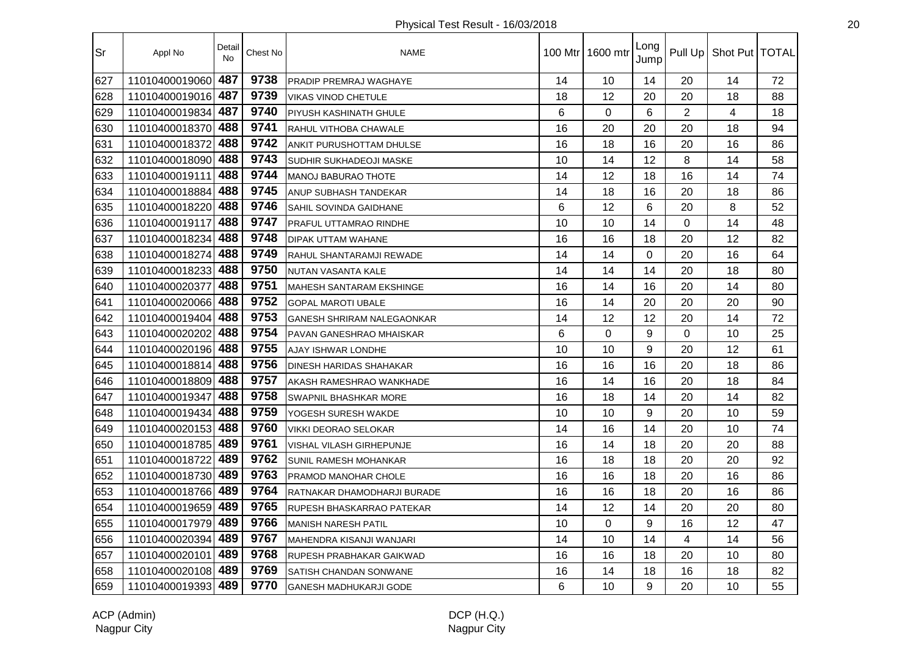Physical Test Result - 16/03/2018

| Sr | Appl No | Detail No | Chest No | NAME | 100 Mtr | 1600 mtr | Long Jump | Pull Up | Shot Put | TOTAL |
|---|---|---|---|---|---|---|---|---|---|---|
| 627 | 11010400019060 | 487 | 9738 | PRADIP PREMRAJ WAGHAYE | 14 | 10 | 14 | 20 | 14 | 72 |
| 628 | 11010400019016 | 487 | 9739 | VIKAS VINOD CHETULE | 18 | 12 | 20 | 20 | 18 | 88 |
| 629 | 11010400019834 | 487 | 9740 | PIYUSH KASHINATH GHULE | 6 | 0 | 6 | 2 | 4 | 18 |
| 630 | 11010400018370 | 488 | 9741 | RAHUL VITHOBA CHAWALE | 16 | 20 | 20 | 20 | 18 | 94 |
| 631 | 11010400018372 | 488 | 9742 | ANKIT PURUSHOTTAM DHULSE | 16 | 18 | 16 | 20 | 16 | 86 |
| 632 | 11010400018090 | 488 | 9743 | SUDHIR SUKHADEOJI MASKE | 10 | 14 | 12 | 8 | 14 | 58 |
| 633 | 11010400019111 | 488 | 9744 | MANOJ BABURAO THOTE | 14 | 12 | 18 | 16 | 14 | 74 |
| 634 | 11010400018884 | 488 | 9745 | ANUP SUBHASH TANDEKAR | 14 | 18 | 16 | 20 | 18 | 86 |
| 635 | 11010400018220 | 488 | 9746 | SAHIL SOVINDA GAIDHANE | 6 | 12 | 6 | 20 | 8 | 52 |
| 636 | 11010400019117 | 488 | 9747 | PRAFUL UTTAMRAO RINDHE | 10 | 10 | 14 | 0 | 14 | 48 |
| 637 | 11010400018234 | 488 | 9748 | DIPAK UTTAM WAHANE | 16 | 16 | 18 | 20 | 12 | 82 |
| 638 | 11010400018274 | 488 | 9749 | RAHUL SHANTARAMJI REWADE | 14 | 14 | 0 | 20 | 16 | 64 |
| 639 | 11010400018233 | 488 | 9750 | NUTAN VASANTA KALE | 14 | 14 | 14 | 20 | 18 | 80 |
| 640 | 11010400020377 | 488 | 9751 | MAHESH SANTARAM EKSHINGE | 16 | 14 | 16 | 20 | 14 | 80 |
| 641 | 11010400020066 | 488 | 9752 | GOPAL MAROTI UBALE | 16 | 14 | 20 | 20 | 20 | 90 |
| 642 | 11010400019404 | 488 | 9753 | GANESH SHRIRAM NALEGAONKAR | 14 | 12 | 12 | 20 | 14 | 72 |
| 643 | 11010400020202 | 488 | 9754 | PAVAN GANESHRAO MHAISKAR | 6 | 0 | 9 | 0 | 10 | 25 |
| 644 | 11010400020196 | 488 | 9755 | AJAY ISHWAR LONDHE | 10 | 10 | 9 | 20 | 12 | 61 |
| 645 | 11010400018814 | 488 | 9756 | DINESH HARIDAS SHAHAKAR | 16 | 16 | 16 | 20 | 18 | 86 |
| 646 | 11010400018809 | 488 | 9757 | AKASH RAMESHRAO WANKHADE | 16 | 14 | 16 | 20 | 18 | 84 |
| 647 | 11010400019347 | 488 | 9758 | SWAPNIL BHASHKAR MORE | 16 | 18 | 14 | 20 | 14 | 82 |
| 648 | 11010400019434 | 488 | 9759 | YOGESH SURESH WAKDE | 10 | 10 | 9 | 20 | 10 | 59 |
| 649 | 11010400020153 | 488 | 9760 | VIKKI DEORAO SELOKAR | 14 | 16 | 14 | 20 | 10 | 74 |
| 650 | 11010400018785 | 489 | 9761 | VISHAL VILASH GIRHEPUNJE | 16 | 14 | 18 | 20 | 20 | 88 |
| 651 | 11010400018722 | 489 | 9762 | SUNIL RAMESH MOHANKAR | 16 | 18 | 18 | 20 | 20 | 92 |
| 652 | 11010400018730 | 489 | 9763 | PRAMOD MANOHAR CHOLE | 16 | 16 | 18 | 20 | 16 | 86 |
| 653 | 11010400018766 | 489 | 9764 | RATNAKAR DHAMODHARJI BURADE | 16 | 16 | 18 | 20 | 16 | 86 |
| 654 | 11010400019659 | 489 | 9765 | RUPESH BHASKARRAO PATEKAR | 14 | 12 | 14 | 20 | 20 | 80 |
| 655 | 11010400017979 | 489 | 9766 | MANISH NARESH PATIL | 10 | 0 | 9 | 16 | 12 | 47 |
| 656 | 11010400020394 | 489 | 9767 | MAHENDRA KISANJI WANJARI | 14 | 10 | 14 | 4 | 14 | 56 |
| 657 | 11010400020101 | 489 | 9768 | RUPESH PRABHAKAR GAIKWAD | 16 | 16 | 18 | 20 | 10 | 80 |
| 658 | 11010400020108 | 489 | 9769 | SATISH CHANDAN SONWANE | 16 | 14 | 18 | 16 | 18 | 82 |
| 659 | 11010400019393 | 489 | 9770 | GANESH MADHUKARJI GODE | 6 | 10 | 9 | 20 | 10 | 55 |

ACP (Admin)
Nagpur City

DCP (H.Q.)
Nagpur City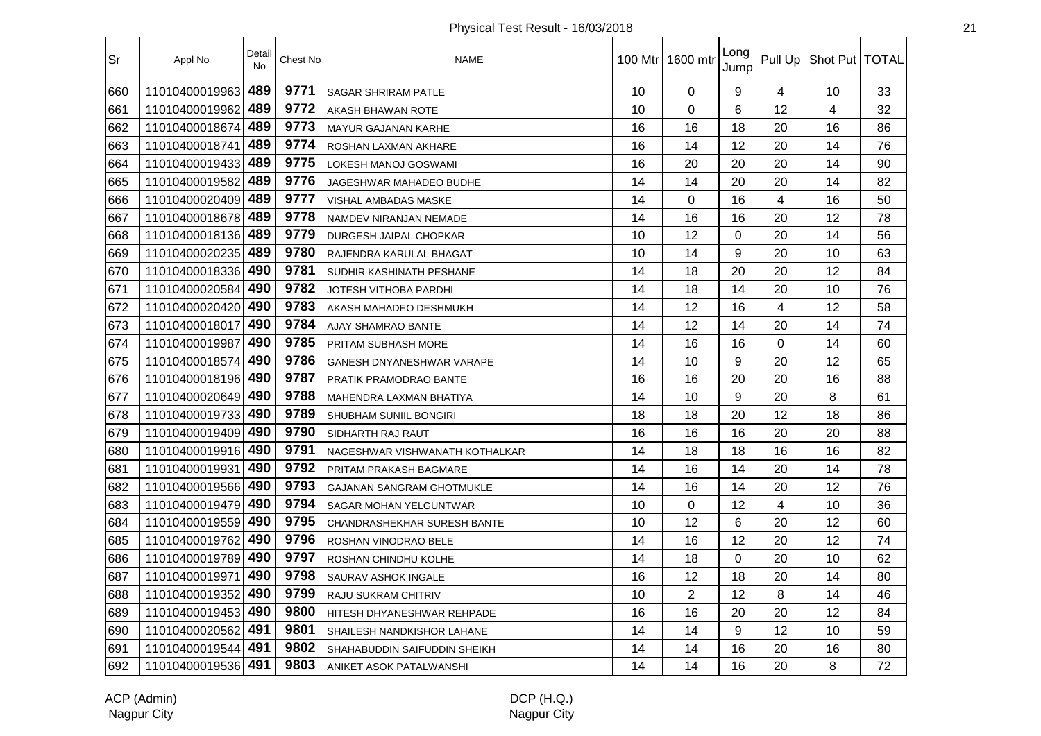| Sr | Appl No | Detail No | Chest No | NAME | 100 Mtr | 1600 mtr | Long Jump | Pull Up | Shot Put | TOTAL |
|---|---|---|---|---|---|---|---|---|---|---|
| 660 | 11010400019963 | 489 | 9771 | SAGAR SHRIRAM PATLE | 10 | 0 | 9 | 4 | 10 | 33 |
| 661 | 11010400019962 | 489 | 9772 | AKASH BHAWAN ROTE | 10 | 0 | 6 | 12 | 4 | 32 |
| 662 | 11010400018674 | 489 | 9773 | MAYUR GAJANAN KARHE | 16 | 16 | 18 | 20 | 16 | 86 |
| 663 | 11010400018741 | 489 | 9774 | ROSHAN LAXMAN AKHARE | 16 | 14 | 12 | 20 | 14 | 76 |
| 664 | 11010400019433 | 489 | 9775 | LOKESH MANOJ GOSWAMI | 16 | 20 | 20 | 20 | 14 | 90 |
| 665 | 11010400019582 | 489 | 9776 | JAGESHWAR MAHADEO BUDHE | 14 | 14 | 20 | 20 | 14 | 82 |
| 666 | 11010400020409 | 489 | 9777 | VISHAL AMBADAS MASKE | 14 | 0 | 16 | 4 | 16 | 50 |
| 667 | 11010400018678 | 489 | 9778 | NAMDEV NIRANJAN NEMADE | 14 | 16 | 16 | 20 | 12 | 78 |
| 668 | 11010400018136 | 489 | 9779 | DURGESH JAIPAL CHOPKAR | 10 | 12 | 0 | 20 | 14 | 56 |
| 669 | 11010400020235 | 489 | 9780 | RAJENDRA KARULAL BHAGAT | 10 | 14 | 9 | 20 | 10 | 63 |
| 670 | 11010400018336 | 490 | 9781 | SUDHIR KASHINATH PESHANE | 14 | 18 | 20 | 20 | 12 | 84 |
| 671 | 11010400020584 | 490 | 9782 | JOTESH VITHOBA PARDHI | 14 | 18 | 14 | 20 | 10 | 76 |
| 672 | 11010400020420 | 490 | 9783 | AKASH MAHADEO DESHMUKH | 14 | 12 | 16 | 4 | 12 | 58 |
| 673 | 11010400018017 | 490 | 9784 | AJAY SHAMRAO BANTE | 14 | 12 | 14 | 20 | 14 | 74 |
| 674 | 11010400019987 | 490 | 9785 | PRITAM SUBHASH MORE | 14 | 16 | 16 | 0 | 14 | 60 |
| 675 | 11010400018574 | 490 | 9786 | GANESH DNYANESHWAR VARAPE | 14 | 10 | 9 | 20 | 12 | 65 |
| 676 | 11010400018196 | 490 | 9787 | PRATIK PRAMODRAO BANTE | 16 | 16 | 20 | 20 | 16 | 88 |
| 677 | 11010400020649 | 490 | 9788 | MAHENDRA LAXMAN BHATIYA | 14 | 10 | 9 | 20 | 8 | 61 |
| 678 | 11010400019733 | 490 | 9789 | SHUBHAM SUNIIL BONGIRI | 18 | 18 | 20 | 12 | 18 | 86 |
| 679 | 11010400019409 | 490 | 9790 | SIDHARTH RAJ RAUT | 16 | 16 | 16 | 20 | 20 | 88 |
| 680 | 11010400019916 | 490 | 9791 | NAGESHWAR VISHWANATH KOTHALKAR | 14 | 18 | 18 | 16 | 16 | 82 |
| 681 | 11010400019931 | 490 | 9792 | PRITAM PRAKASH BAGMARE | 14 | 16 | 14 | 20 | 14 | 78 |
| 682 | 11010400019566 | 490 | 9793 | GAJANAN SANGRAM GHOTMUKLE | 14 | 16 | 14 | 20 | 12 | 76 |
| 683 | 11010400019479 | 490 | 9794 | SAGAR MOHAN YELGUNTWAR | 10 | 0 | 12 | 4 | 10 | 36 |
| 684 | 11010400019559 | 490 | 9795 | CHANDRASHEKHAR SURESH BANTE | 10 | 12 | 6 | 20 | 12 | 60 |
| 685 | 11010400019762 | 490 | 9796 | ROSHAN VINODRAO BELE | 14 | 16 | 12 | 20 | 12 | 74 |
| 686 | 11010400019789 | 490 | 9797 | ROSHAN CHINDHU KOLHE | 14 | 18 | 0 | 20 | 10 | 62 |
| 687 | 11010400019971 | 490 | 9798 | SAURAV ASHOK INGALE | 16 | 12 | 18 | 20 | 14 | 80 |
| 688 | 11010400019352 | 490 | 9799 | RAJU SUKRAM CHITRIV | 10 | 2 | 12 | 8 | 14 | 46 |
| 689 | 11010400019453 | 490 | 9800 | HITESH DHYANESHWAR REHPADE | 16 | 16 | 20 | 20 | 12 | 84 |
| 690 | 11010400020562 | 491 | 9801 | SHAILESH NANDKISHOR LAHANE | 14 | 14 | 9 | 12 | 10 | 59 |
| 691 | 11010400019544 | 491 | 9802 | SHAHABUDDIN SAIFUDDIN SHEIKH | 14 | 14 | 16 | 20 | 16 | 80 |
| 692 | 11010400019536 | 491 | 9803 | ANIKET ASOK PATALWANSHI | 14 | 14 | 16 | 20 | 8 | 72 |

ACP (Admin)
Nagpur City

DCP (H.Q.)
Nagpur City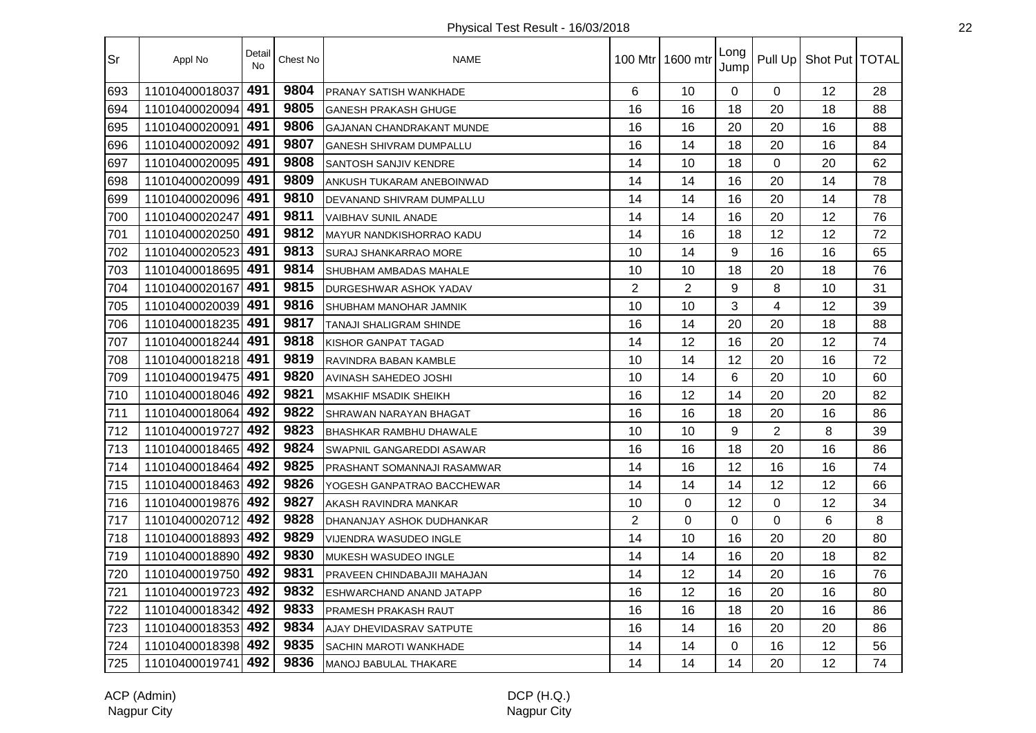Physical Test Result - 16/03/2018

| Sr | Appl No | Detail No | Chest No | NAME | 100 Mtr | 1600 mtr | Long Jump | Pull Up | Shot Put | TOTAL |
|---|---|---|---|---|---|---|---|---|---|---|
| 693 | 11010400018037 | 491 | 9804 | PRANAY SATISH WANKHADE | 6 | 10 | 0 | 0 | 12 | 28 |
| 694 | 11010400020094 | 491 | 9805 | GANESH PRAKASH GHUGE | 16 | 16 | 18 | 20 | 18 | 88 |
| 695 | 11010400020091 | 491 | 9806 | GAJANAN CHANDRAKANT MUNDE | 16 | 16 | 20 | 20 | 16 | 88 |
| 696 | 11010400020092 | 491 | 9807 | GANESH SHIVRAM DUMPALLU | 16 | 14 | 18 | 20 | 16 | 84 |
| 697 | 11010400020095 | 491 | 9808 | SANTOSH SANJIV KENDRE | 14 | 10 | 18 | 0 | 20 | 62 |
| 698 | 11010400020099 | 491 | 9809 | ANKUSH TUKARAM ANEBOINWAD | 14 | 14 | 16 | 20 | 14 | 78 |
| 699 | 11010400020096 | 491 | 9810 | DEVANAND SHIVRAM DUMPALLU | 14 | 14 | 16 | 20 | 14 | 78 |
| 700 | 11010400020247 | 491 | 9811 | VAIBHAV SUNIL ANADE | 14 | 14 | 16 | 20 | 12 | 76 |
| 701 | 11010400020250 | 491 | 9812 | MAYUR NANDKISHORRAO KADU | 14 | 16 | 18 | 12 | 12 | 72 |
| 702 | 11010400020523 | 491 | 9813 | SURAJ SHANKARRAO MORE | 10 | 14 | 9 | 16 | 16 | 65 |
| 703 | 11010400018695 | 491 | 9814 | SHUBHAM AMBADAS MAHALE | 10 | 10 | 18 | 20 | 18 | 76 |
| 704 | 11010400020167 | 491 | 9815 | DURGESHWAR ASHOK YADAV | 2 | 2 | 9 | 8 | 10 | 31 |
| 705 | 11010400020039 | 491 | 9816 | SHUBHAM MANOHAR JAMNIK | 10 | 10 | 3 | 4 | 12 | 39 |
| 706 | 11010400018235 | 491 | 9817 | TANAJI SHALIGRAM SHINDE | 16 | 14 | 20 | 20 | 18 | 88 |
| 707 | 11010400018244 | 491 | 9818 | KISHOR GANPAT TAGAD | 14 | 12 | 16 | 20 | 12 | 74 |
| 708 | 11010400018218 | 491 | 9819 | RAVINDRA BABAN KAMBLE | 10 | 14 | 12 | 20 | 16 | 72 |
| 709 | 11010400019475 | 491 | 9820 | AVINASH SAHEDEO JOSHI | 10 | 14 | 6 | 20 | 10 | 60 |
| 710 | 11010400018046 | 492 | 9821 | MSAKHIF MSADIK SHEIKH | 16 | 12 | 14 | 20 | 20 | 82 |
| 711 | 11010400018064 | 492 | 9822 | SHRAWAN NARAYAN BHAGAT | 16 | 16 | 18 | 20 | 16 | 86 |
| 712 | 11010400019727 | 492 | 9823 | BHASHKAR RAMBHU DHAWALE | 10 | 10 | 9 | 2 | 8 | 39 |
| 713 | 11010400018465 | 492 | 9824 | SWAPNIL GANGAREDDI ASAWAR | 16 | 16 | 18 | 20 | 16 | 86 |
| 714 | 11010400018464 | 492 | 9825 | PRASHANT SOMANNAJI RASAMWAR | 14 | 16 | 12 | 16 | 16 | 74 |
| 715 | 11010400018463 | 492 | 9826 | YOGESH GANPATRAO BACCHEWAR | 14 | 14 | 14 | 12 | 12 | 66 |
| 716 | 11010400019876 | 492 | 9827 | AKASH RAVINDRA MANKAR | 10 | 0 | 12 | 0 | 12 | 34 |
| 717 | 11010400020712 | 492 | 9828 | DHANANJAY ASHOK DUDHANKAR | 2 | 0 | 0 | 0 | 6 | 8 |
| 718 | 11010400018893 | 492 | 9829 | VIJENDRA WASUDEO INGLE | 14 | 10 | 16 | 20 | 20 | 80 |
| 719 | 11010400018890 | 492 | 9830 | MUKESH WASUDEO INGLE | 14 | 14 | 16 | 20 | 18 | 82 |
| 720 | 11010400019750 | 492 | 9831 | PRAVEEN CHINDABAJII MAHAJAN | 14 | 12 | 14 | 20 | 16 | 76 |
| 721 | 11010400019723 | 492 | 9832 | ESHWARCHAND ANAND JATAPP | 16 | 12 | 16 | 20 | 16 | 80 |
| 722 | 11010400018342 | 492 | 9833 | PRAMESH PRAKASH RAUT | 16 | 16 | 18 | 20 | 16 | 86 |
| 723 | 11010400018353 | 492 | 9834 | AJAY DHEVIDASRAV SATPUTE | 16 | 14 | 16 | 20 | 20 | 86 |
| 724 | 11010400018398 | 492 | 9835 | SACHIN MAROTI WANKHADE | 14 | 14 | 0 | 16 | 12 | 56 |
| 725 | 11010400019741 | 492 | 9836 | MANOJ BABULAL THAKARE | 14 | 14 | 14 | 20 | 12 | 74 |

ACP (Admin)
Nagpur City

DCP (H.Q.)
Nagpur City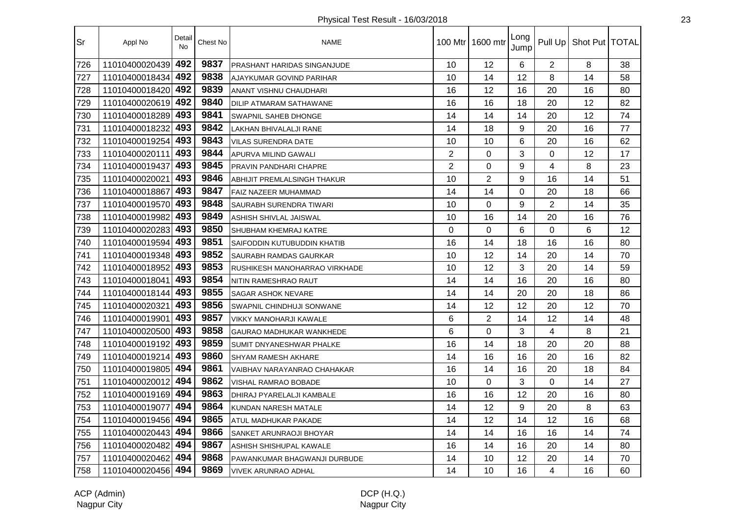Physical Test Result - 16/03/2018

| Sr | Appl No | Detail No | Chest No | NAME | 100 Mtr | 1600 mtr | Long Jump | Pull Up | Shot Put | TOTAL |
|---|---|---|---|---|---|---|---|---|---|---|
| 726 | 11010400020439 | 492 | 9837 | PRASHANT HARIDAS SINGANJUDE | 10 | 12 | 6 | 2 | 8 | 38 |
| 727 | 11010400018434 | 492 | 9838 | AJAYKUMAR GOVIND PARIHAR | 10 | 14 | 12 | 8 | 14 | 58 |
| 728 | 11010400018420 | 492 | 9839 | ANANT VISHNU CHAUDHARI | 16 | 12 | 16 | 20 | 16 | 80 |
| 729 | 11010400020619 | 492 | 9840 | DILIP ATMARAM SATHAWANE | 16 | 16 | 18 | 20 | 12 | 82 |
| 730 | 11010400018289 | 493 | 9841 | SWAPNIL SAHEB DHONGE | 14 | 14 | 14 | 20 | 12 | 74 |
| 731 | 11010400018232 | 493 | 9842 | LAKHAN BHIVALALJI RANE | 14 | 18 | 9 | 20 | 16 | 77 |
| 732 | 11010400019254 | 493 | 9843 | VILAS SURENDRA DATE | 10 | 10 | 6 | 20 | 16 | 62 |
| 733 | 11010400020111 | 493 | 9844 | APURVA MILIND GAWALI | 2 | 0 | 3 | 0 | 12 | 17 |
| 734 | 11010400019437 | 493 | 9845 | PRAVIN PANDHARI CHAPRE | 2 | 0 | 9 | 4 | 8 | 23 |
| 735 | 11010400020021 | 493 | 9846 | ABHIJIT PREMLALSINGH THAKUR | 10 | 2 | 9 | 16 | 14 | 51 |
| 736 | 11010400018867 | 493 | 9847 | FAIZ NAZEER MUHAMMAD | 14 | 14 | 0 | 20 | 18 | 66 |
| 737 | 11010400019570 | 493 | 9848 | SAURABH SURENDRA TIWARI | 10 | 0 | 9 | 2 | 14 | 35 |
| 738 | 11010400019982 | 493 | 9849 | ASHISH SHIVLAL JAISWAL | 10 | 16 | 14 | 20 | 16 | 76 |
| 739 | 11010400020283 | 493 | 9850 | SHUBHAM KHEMRAJ KATRE | 0 | 0 | 6 | 0 | 6 | 12 |
| 740 | 11010400019594 | 493 | 9851 | SAIFODDIN KUTUBUDDIN KHATIB | 16 | 14 | 18 | 16 | 16 | 80 |
| 741 | 11010400019348 | 493 | 9852 | SAURABH RAMDAS GAURKAR | 10 | 12 | 14 | 20 | 14 | 70 |
| 742 | 11010400018952 | 493 | 9853 | RUSHIKESH MANOHARRAO VIRKHADE | 10 | 12 | 3 | 20 | 14 | 59 |
| 743 | 11010400018041 | 493 | 9854 | NITIN RAMESHRAO RAUT | 14 | 14 | 16 | 20 | 16 | 80 |
| 744 | 11010400018144 | 493 | 9855 | SAGAR ASHOK NEVARE | 14 | 14 | 20 | 20 | 18 | 86 |
| 745 | 11010400020321 | 493 | 9856 | SWAPNIL CHINDHUJI SONWANE | 14 | 12 | 12 | 20 | 12 | 70 |
| 746 | 11010400019901 | 493 | 9857 | VIKKY MANOHARJI KAWALE | 6 | 2 | 14 | 12 | 14 | 48 |
| 747 | 11010400020500 | 493 | 9858 | GAURAO MADHUKAR WANKHEDE | 6 | 0 | 3 | 4 | 8 | 21 |
| 748 | 11010400019192 | 493 | 9859 | SUMIT DNYANESHWAR PHALKE | 16 | 14 | 18 | 20 | 20 | 88 |
| 749 | 11010400019214 | 493 | 9860 | SHYAM RAMESH AKHARE | 14 | 16 | 16 | 20 | 16 | 82 |
| 750 | 11010400019805 | 494 | 9861 | VAIBHAV NARAYANRAO CHAHAKAR | 16 | 14 | 16 | 20 | 18 | 84 |
| 751 | 11010400020012 | 494 | 9862 | VISHAL RAMRAO BOBADE | 10 | 0 | 3 | 0 | 14 | 27 |
| 752 | 11010400019169 | 494 | 9863 | DHIRAJ PYARELALJI KAMBALE | 16 | 16 | 12 | 20 | 16 | 80 |
| 753 | 11010400019077 | 494 | 9864 | KUNDAN NARESH MATALE | 14 | 12 | 9 | 20 | 8 | 63 |
| 754 | 11010400019456 | 494 | 9865 | ATUL MADHUKAR PAKADE | 14 | 12 | 14 | 12 | 16 | 68 |
| 755 | 11010400020443 | 494 | 9866 | SANKET ARUNRAOJI BHOYAR | 14 | 14 | 16 | 16 | 14 | 74 |
| 756 | 11010400020482 | 494 | 9867 | ASHISH SHISHUPAL KAWALE | 16 | 14 | 16 | 20 | 14 | 80 |
| 757 | 11010400020462 | 494 | 9868 | PAWANKUMAR BHAGWANJI DURBUDE | 14 | 10 | 12 | 20 | 14 | 70 |
| 758 | 11010400020456 | 494 | 9869 | VIVEK ARUNRAO ADHAL | 14 | 10 | 16 | 4 | 16 | 60 |

ACP (Admin)
Nagpur City

DCP (H.Q.)
Nagpur City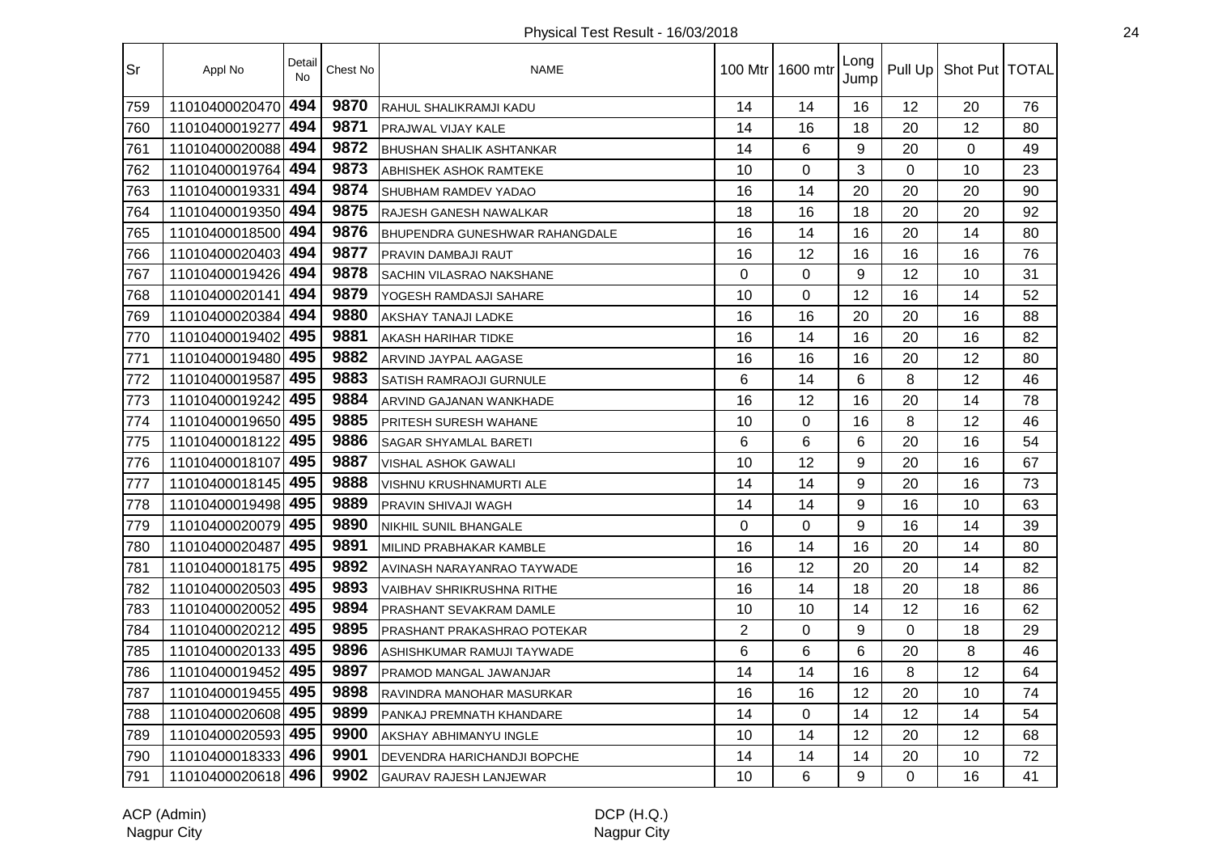Physical Test Result - 16/03/2018

| Sr | Appl No | Detail No | Chest No | NAME | 100 Mtr | 1600 mtr | Long Jump | Pull Up | Shot Put | TOTAL |
|---|---|---|---|---|---|---|---|---|---|---|
| 759 | 11010400020470 | 494 | 9870 | RAHUL SHALIKRAMJI KADU | 14 | 14 | 16 | 12 | 20 | 76 |
| 760 | 11010400019277 | 494 | 9871 | PRAJWAL VIJAY KALE | 14 | 16 | 18 | 20 | 12 | 80 |
| 761 | 11010400020088 | 494 | 9872 | BHUSHAN SHALIK ASHTANKAR | 14 | 6 | 9 | 20 | 0 | 49 |
| 762 | 11010400019764 | 494 | 9873 | ABHISHEK ASHOK RAMTEKE | 10 | 0 | 3 | 0 | 10 | 23 |
| 763 | 11010400019331 | 494 | 9874 | SHUBHAM RAMDEV YADAO | 16 | 14 | 20 | 20 | 20 | 90 |
| 764 | 11010400019350 | 494 | 9875 | RAJESH GANESH NAWALKAR | 18 | 16 | 18 | 20 | 20 | 92 |
| 765 | 11010400018500 | 494 | 9876 | BHUPENDRA GUNESHWAR RAHANGDALE | 16 | 14 | 16 | 20 | 14 | 80 |
| 766 | 11010400020403 | 494 | 9877 | PRAVIN DAMBAJI RAUT | 16 | 12 | 16 | 16 | 16 | 76 |
| 767 | 11010400019426 | 494 | 9878 | SACHIN VILASRAO NAKSHANE | 0 | 0 | 9 | 12 | 10 | 31 |
| 768 | 11010400020141 | 494 | 9879 | YOGESH RAMDASJI SAHARE | 10 | 0 | 12 | 16 | 14 | 52 |
| 769 | 11010400020384 | 494 | 9880 | AKSHAY TANAJI LADKE | 16 | 16 | 20 | 20 | 16 | 88 |
| 770 | 11010400019402 | 495 | 9881 | AKASH HARIHAR TIDKE | 16 | 14 | 16 | 20 | 16 | 82 |
| 771 | 11010400019480 | 495 | 9882 | ARVIND JAYPAL AAGASE | 16 | 16 | 16 | 20 | 12 | 80 |
| 772 | 11010400019587 | 495 | 9883 | SATISH RAMRAOJI GURNULE | 6 | 14 | 6 | 8 | 12 | 46 |
| 773 | 11010400019242 | 495 | 9884 | ARVIND GAJANAN WANKHADE | 16 | 12 | 16 | 20 | 14 | 78 |
| 774 | 11010400019650 | 495 | 9885 | PRITESH SURESH WAHANE | 10 | 0 | 16 | 8 | 12 | 46 |
| 775 | 11010400018122 | 495 | 9886 | SAGAR SHYAMLAL BARETI | 6 | 6 | 6 | 20 | 16 | 54 |
| 776 | 11010400018107 | 495 | 9887 | VISHAL ASHOK GAWALI | 10 | 12 | 9 | 20 | 16 | 67 |
| 777 | 11010400018145 | 495 | 9888 | VISHNU KRUSHNAMURTI ALE | 14 | 14 | 9 | 20 | 16 | 73 |
| 778 | 11010400019498 | 495 | 9889 | PRAVIN SHIVAJI WAGH | 14 | 14 | 9 | 16 | 10 | 63 |
| 779 | 11010400020079 | 495 | 9890 | NIKHIL SUNIL BHANGALE | 0 | 0 | 9 | 16 | 14 | 39 |
| 780 | 11010400020487 | 495 | 9891 | MILIND PRABHAKAR KAMBLE | 16 | 14 | 16 | 20 | 14 | 80 |
| 781 | 11010400018175 | 495 | 9892 | AVINASH NARAYANRAO TAYWADE | 16 | 12 | 20 | 20 | 14 | 82 |
| 782 | 11010400020503 | 495 | 9893 | VAIBHAV SHRIKRUSHNA RITHE | 16 | 14 | 18 | 20 | 18 | 86 |
| 783 | 11010400020052 | 495 | 9894 | PRASHANT SEVAKRAM DAMLE | 10 | 10 | 14 | 12 | 16 | 62 |
| 784 | 11010400020212 | 495 | 9895 | PRASHANT PRAKASHRAO POTEKAR | 2 | 0 | 9 | 0 | 18 | 29 |
| 785 | 11010400020133 | 495 | 9896 | ASHISHKUMAR RAMUJI TAYWADE | 6 | 6 | 6 | 20 | 8 | 46 |
| 786 | 11010400019452 | 495 | 9897 | PRAMOD MANGAL JAWANJAR | 14 | 14 | 16 | 8 | 12 | 64 |
| 787 | 11010400019455 | 495 | 9898 | RAVINDRA MANOHAR MASURKAR | 16 | 16 | 12 | 20 | 10 | 74 |
| 788 | 11010400020608 | 495 | 9899 | PANKAJ PREMNATH KHANDARE | 14 | 0 | 14 | 12 | 14 | 54 |
| 789 | 11010400020593 | 495 | 9900 | AKSHAY ABHIMANYU INGLE | 10 | 14 | 12 | 20 | 12 | 68 |
| 790 | 11010400018333 | 496 | 9901 | DEVENDRA HARICHANDJI BOPCHE | 14 | 14 | 14 | 20 | 10 | 72 |
| 791 | 11010400020618 | 496 | 9902 | GAURAV RAJESH LANJEWAR | 10 | 6 | 9 | 0 | 16 | 41 |

ACP (Admin)
Nagpur City

DCP (H.Q.)
Nagpur City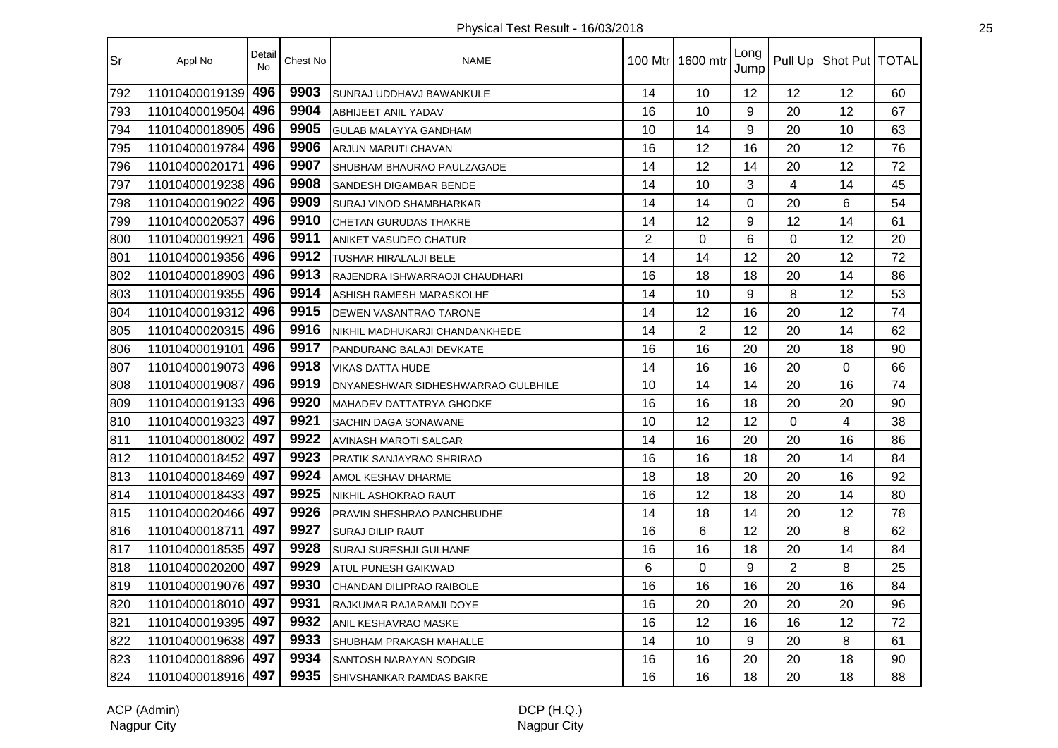Physical Test Result - 16/03/2018

| Sr | Appl No | Detail No | Chest No | NAME | 100 Mtr | 1600 mtr | Long Jump | Pull Up | Shot Put | TOTAL |
|---|---|---|---|---|---|---|---|---|---|---|
| 792 | 11010400019139 | 496 | 9903 | SUNRAJ UDDHAVJ BAWANKULE | 14 | 10 | 12 | 12 | 12 | 60 |
| 793 | 11010400019504 | 496 | 9904 | ABHIJEET ANIL YADAV | 16 | 10 | 9 | 20 | 12 | 67 |
| 794 | 11010400018905 | 496 | 9905 | GULAB MALAYYA GANDHAM | 10 | 14 | 9 | 20 | 10 | 63 |
| 795 | 11010400019784 | 496 | 9906 | ARJUN MARUTI CHAVAN | 16 | 12 | 16 | 20 | 12 | 76 |
| 796 | 11010400020171 | 496 | 9907 | SHUBHAM BHAURAO PAULZAGADE | 14 | 12 | 14 | 20 | 12 | 72 |
| 797 | 11010400019238 | 496 | 9908 | SANDESH DIGAMBAR BENDE | 14 | 10 | 3 | 4 | 14 | 45 |
| 798 | 11010400019022 | 496 | 9909 | SURAJ VINOD SHAMBHARKAR | 14 | 14 | 0 | 20 | 6 | 54 |
| 799 | 11010400020537 | 496 | 9910 | CHETAN GURUDAS THAKRE | 14 | 12 | 9 | 12 | 14 | 61 |
| 800 | 11010400019921 | 496 | 9911 | ANIKET VASUDEO CHATUR | 2 | 0 | 6 | 0 | 12 | 20 |
| 801 | 11010400019356 | 496 | 9912 | TUSHAR HIRALALJI BELE | 14 | 14 | 12 | 20 | 12 | 72 |
| 802 | 11010400018903 | 496 | 9913 | RAJENDRA ISHWARRAOJI CHAUDHARI | 16 | 18 | 18 | 20 | 14 | 86 |
| 803 | 11010400019355 | 496 | 9914 | ASHISH RAMESH MARASKOLHE | 14 | 10 | 9 | 8 | 12 | 53 |
| 804 | 11010400019312 | 496 | 9915 | DEWEN VASANTRAO TARONE | 14 | 12 | 16 | 20 | 12 | 74 |
| 805 | 11010400020315 | 496 | 9916 | NIKHIL MADHUKARJI CHANDANKHEDE | 14 | 2 | 12 | 20 | 14 | 62 |
| 806 | 11010400019101 | 496 | 9917 | PANDURANG BALAJI DEVKATE | 16 | 16 | 20 | 20 | 18 | 90 |
| 807 | 11010400019073 | 496 | 9918 | VIKAS DATTA HUDE | 14 | 16 | 16 | 20 | 0 | 66 |
| 808 | 11010400019087 | 496 | 9919 | DNYANESHWAR SIDHESHWARRAO GULBHILE | 10 | 14 | 14 | 20 | 16 | 74 |
| 809 | 11010400019133 | 496 | 9920 | MAHADEV DATTATRYA GHODKE | 16 | 16 | 18 | 20 | 20 | 90 |
| 810 | 11010400019323 | 497 | 9921 | SACHIN DAGA SONAWANE | 10 | 12 | 12 | 0 | 4 | 38 |
| 811 | 11010400018002 | 497 | 9922 | AVINASH MAROTI SALGAR | 14 | 16 | 20 | 20 | 16 | 86 |
| 812 | 11010400018452 | 497 | 9923 | PRATIK SANJAYRAO SHRIRAO | 16 | 16 | 18 | 20 | 14 | 84 |
| 813 | 11010400018469 | 497 | 9924 | AMOL KESHAV DHARME | 18 | 18 | 20 | 20 | 16 | 92 |
| 814 | 11010400018433 | 497 | 9925 | NIKHIL ASHOKRAO RAUT | 16 | 12 | 18 | 20 | 14 | 80 |
| 815 | 11010400020466 | 497 | 9926 | PRAVIN SHESHRAO PANCHBUDHE | 14 | 18 | 14 | 20 | 12 | 78 |
| 816 | 11010400018711 | 497 | 9927 | SURAJ DILIP RAUT | 16 | 6 | 12 | 20 | 8 | 62 |
| 817 | 11010400018535 | 497 | 9928 | SURAJ SURESHJI GULHANE | 16 | 16 | 18 | 20 | 14 | 84 |
| 818 | 11010400020200 | 497 | 9929 | ATUL PUNESH GAIKWAD | 6 | 0 | 9 | 2 | 8 | 25 |
| 819 | 11010400019076 | 497 | 9930 | CHANDAN DILIPRAO RAIBOLE | 16 | 16 | 16 | 20 | 16 | 84 |
| 820 | 11010400018010 | 497 | 9931 | RAJKUMAR RAJARAMJI DOYE | 16 | 20 | 20 | 20 | 20 | 96 |
| 821 | 11010400019395 | 497 | 9932 | ANIL KESHAVRAO MASKE | 16 | 12 | 16 | 16 | 12 | 72 |
| 822 | 11010400019638 | 497 | 9933 | SHUBHAM PRAKASH MAHALLE | 14 | 10 | 9 | 20 | 8 | 61 |
| 823 | 11010400018896 | 497 | 9934 | SANTOSH NARAYAN SODGIR | 16 | 16 | 20 | 20 | 18 | 90 |
| 824 | 11010400018916 | 497 | 9935 | SHIVSHANKAR RAMDAS BAKRE | 16 | 16 | 18 | 20 | 18 | 88 |

ACP (Admin)
Nagpur City

DCP (H.Q.)
Nagpur City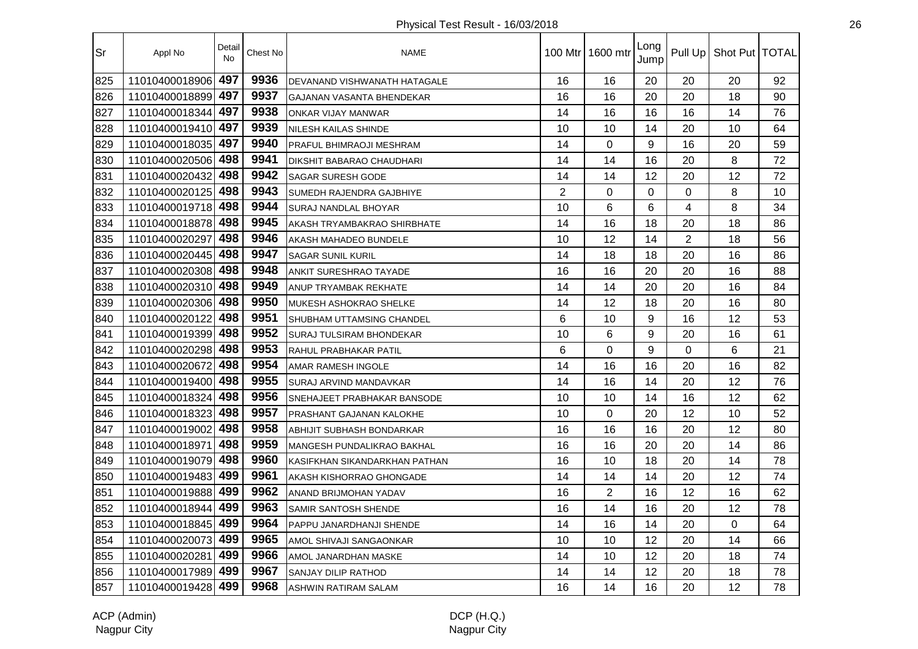Physical Test Result - 16/03/2018

| Sr | Appl No | Detail No | Chest No | NAME | 100 Mtr | 1600 mtr | Long Jump | Pull Up | Shot Put | TOTAL |
|---|---|---|---|---|---|---|---|---|---|---|
| 825 | 11010400018906 | 497 | 9936 | DEVANAND VISHWANATH HATAGALE | 16 | 16 | 20 | 20 | 20 | 92 |
| 826 | 11010400018899 | 497 | 9937 | GAJANAN VASANTA BHENDEKAR | 16 | 16 | 20 | 20 | 18 | 90 |
| 827 | 11010400018344 | 497 | 9938 | ONKAR VIJAY MANWAR | 14 | 16 | 16 | 16 | 14 | 76 |
| 828 | 11010400019410 | 497 | 9939 | NILESH KAILAS SHINDE | 10 | 10 | 14 | 20 | 10 | 64 |
| 829 | 11010400018035 | 497 | 9940 | PRAFUL BHIMRAOJI MESHRAM | 14 | 0 | 9 | 16 | 20 | 59 |
| 830 | 11010400020506 | 498 | 9941 | DIKSHIT BABARAO CHAUDHARI | 14 | 14 | 16 | 20 | 8 | 72 |
| 831 | 11010400020432 | 498 | 9942 | SAGAR SURESH GODE | 14 | 14 | 12 | 20 | 12 | 72 |
| 832 | 11010400020125 | 498 | 9943 | SUMEDH RAJENDRA GAJBHIYE | 2 | 0 | 0 | 0 | 8 | 10 |
| 833 | 11010400019718 | 498 | 9944 | SURAJ NANDLAL BHOYAR | 10 | 6 | 6 | 4 | 8 | 34 |
| 834 | 11010400018878 | 498 | 9945 | AKASH TRYAMBAKRAO SHIRBHATE | 14 | 16 | 18 | 20 | 18 | 86 |
| 835 | 11010400020297 | 498 | 9946 | AKASH MAHADEO BUNDELE | 10 | 12 | 14 | 2 | 18 | 56 |
| 836 | 11010400020445 | 498 | 9947 | SAGAR SUNIL KURIL | 14 | 18 | 18 | 20 | 16 | 86 |
| 837 | 11010400020308 | 498 | 9948 | ANKIT SURESHRAO TAYADE | 16 | 16 | 20 | 20 | 16 | 88 |
| 838 | 11010400020310 | 498 | 9949 | ANUP TRYAMBAK REKHATE | 14 | 14 | 20 | 20 | 16 | 84 |
| 839 | 11010400020306 | 498 | 9950 | MUKESH ASHOKRAO SHELKE | 14 | 12 | 18 | 20 | 16 | 80 |
| 840 | 11010400020122 | 498 | 9951 | SHUBHAM UTTAMSING CHANDEL | 6 | 10 | 9 | 16 | 12 | 53 |
| 841 | 11010400019399 | 498 | 9952 | SURAJ TULSIRAM BHONDEKAR | 10 | 6 | 9 | 20 | 16 | 61 |
| 842 | 11010400020298 | 498 | 9953 | RAHUL PRABHAKAR PATIL | 6 | 0 | 9 | 0 | 6 | 21 |
| 843 | 11010400020672 | 498 | 9954 | AMAR RAMESH INGOLE | 14 | 16 | 16 | 20 | 16 | 82 |
| 844 | 11010400019400 | 498 | 9955 | SURAJ ARVIND MANDAVKAR | 14 | 16 | 14 | 20 | 12 | 76 |
| 845 | 11010400018324 | 498 | 9956 | SNEHAJEET PRABHAKAR BANSODE | 10 | 10 | 14 | 16 | 12 | 62 |
| 846 | 11010400018323 | 498 | 9957 | PRASHANT GAJANAN KALOKHE | 10 | 0 | 20 | 12 | 10 | 52 |
| 847 | 11010400019002 | 498 | 9958 | ABHIJIT SUBHASH BONDARKAR | 16 | 16 | 16 | 20 | 12 | 80 |
| 848 | 11010400018971 | 498 | 9959 | MANGESH PUNDALIKRAO BAKHAL | 16 | 16 | 20 | 20 | 14 | 86 |
| 849 | 11010400019079 | 498 | 9960 | KASIFKHAN SIKANDARKHAN PATHAN | 16 | 10 | 18 | 20 | 14 | 78 |
| 850 | 11010400019483 | 499 | 9961 | AKASH KISHORRAO GHONGADE | 14 | 14 | 14 | 20 | 12 | 74 |
| 851 | 11010400019888 | 499 | 9962 | ANAND BRIJMOHAN YADAV | 16 | 2 | 16 | 12 | 16 | 62 |
| 852 | 11010400018944 | 499 | 9963 | SAMIR SANTOSH SHENDE | 16 | 14 | 16 | 20 | 12 | 78 |
| 853 | 11010400018845 | 499 | 9964 | PAPPU JANARDHANJI SHENDE | 14 | 16 | 14 | 20 | 0 | 64 |
| 854 | 11010400020073 | 499 | 9965 | AMOL SHIVAJI SANGAONKAR | 10 | 10 | 12 | 20 | 14 | 66 |
| 855 | 11010400020281 | 499 | 9966 | AMOL JANARDHAN MASKE | 14 | 10 | 12 | 20 | 18 | 74 |
| 856 | 11010400017989 | 499 | 9967 | SANJAY DILIP RATHOD | 14 | 14 | 12 | 20 | 18 | 78 |
| 857 | 11010400019428 | 499 | 9968 | ASHWIN RATIRAM SALAM | 16 | 14 | 16 | 20 | 12 | 78 |

ACP (Admin)
Nagpur City

DCP (H.Q.)
Nagpur City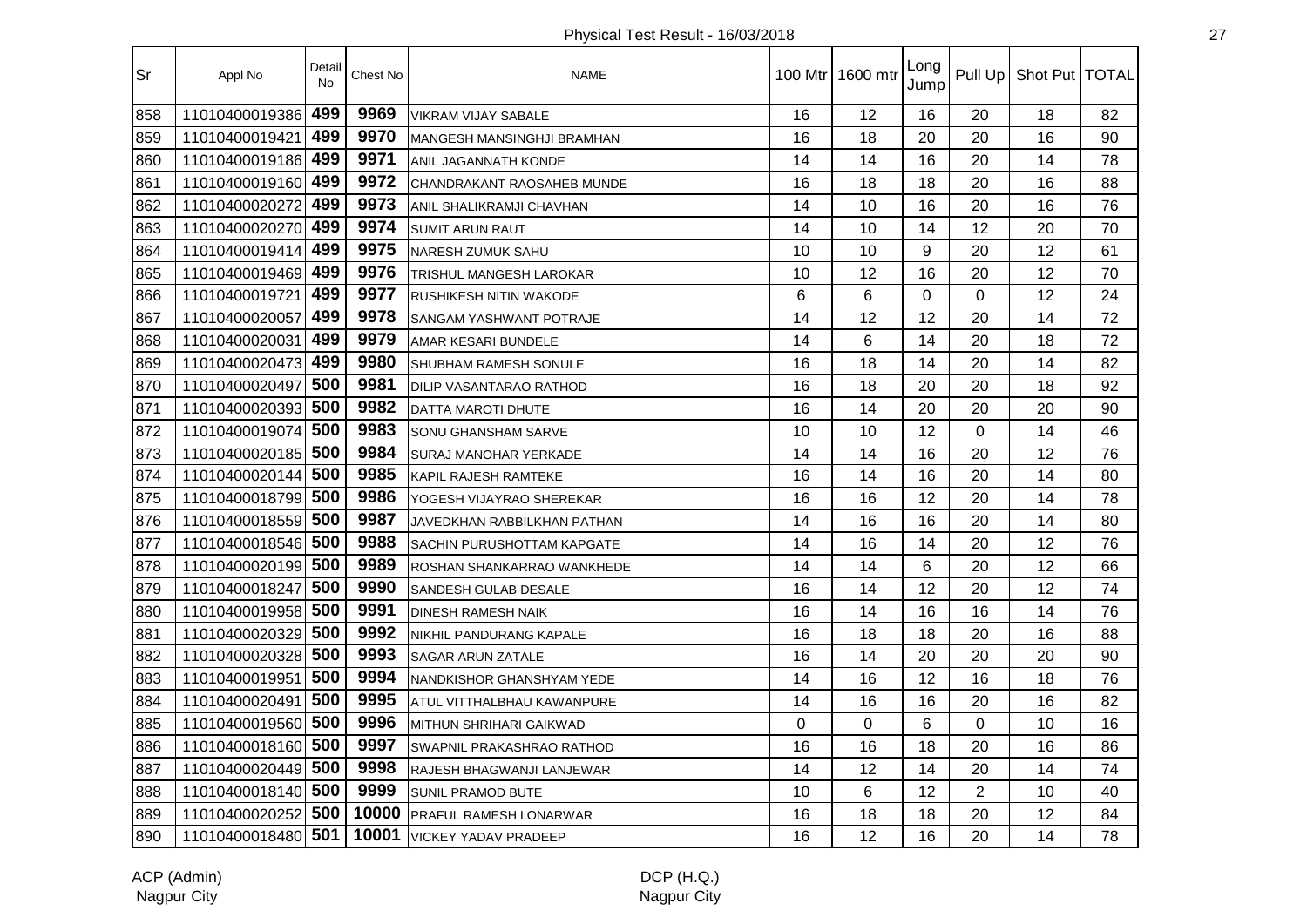Physical Test Result - 16/03/2018

| Sr | Appl No | Detail No | Chest No | NAME | 100 Mtr | 1600 mtr | Long Jump | Pull Up | Shot Put | TOTAL |
|---|---|---|---|---|---|---|---|---|---|---|
| 858 | 11010400019386 | 499 | 9969 | VIKRAM VIJAY SABALE | 16 | 12 | 16 | 20 | 18 | 82 |
| 859 | 11010400019421 | 499 | 9970 | MANGESH MANSINGHJI BRAMHAN | 16 | 18 | 20 | 20 | 16 | 90 |
| 860 | 11010400019186 | 499 | 9971 | ANIL JAGANNATH KONDE | 14 | 14 | 16 | 20 | 14 | 78 |
| 861 | 11010400019160 | 499 | 9972 | CHANDRAKANT RAOSAHEB MUNDE | 16 | 18 | 18 | 20 | 16 | 88 |
| 862 | 11010400020272 | 499 | 9973 | ANIL SHALIKRAMJI CHAVHAN | 14 | 10 | 16 | 20 | 16 | 76 |
| 863 | 11010400020270 | 499 | 9974 | SUMIT ARUN RAUT | 14 | 10 | 14 | 12 | 20 | 70 |
| 864 | 11010400019414 | 499 | 9975 | NARESH ZUMUK SAHU | 10 | 10 | 9 | 20 | 12 | 61 |
| 865 | 11010400019469 | 499 | 9976 | TRISHUL MANGESH LAROKAR | 10 | 12 | 16 | 20 | 12 | 70 |
| 866 | 11010400019721 | 499 | 9977 | RUSHIKESH NITIN WAKODE | 6 | 6 | 0 | 0 | 12 | 24 |
| 867 | 11010400020057 | 499 | 9978 | SANGAM YASHWANT POTRAJE | 14 | 12 | 12 | 20 | 14 | 72 |
| 868 | 11010400020031 | 499 | 9979 | AMAR KESARI BUNDELE | 14 | 6 | 14 | 20 | 18 | 72 |
| 869 | 11010400020473 | 499 | 9980 | SHUBHAM RAMESH SONULE | 16 | 18 | 14 | 20 | 14 | 82 |
| 870 | 11010400020497 | 500 | 9981 | DILIP VASANTARAO RATHOD | 16 | 18 | 20 | 20 | 18 | 92 |
| 871 | 11010400020393 | 500 | 9982 | DATTA MAROTI DHUTE | 16 | 14 | 20 | 20 | 20 | 90 |
| 872 | 11010400019074 | 500 | 9983 | SONU GHANSHAM SARVE | 10 | 10 | 12 | 0 | 14 | 46 |
| 873 | 11010400020185 | 500 | 9984 | SURAJ MANOHAR YERKADE | 14 | 14 | 16 | 20 | 12 | 76 |
| 874 | 11010400020144 | 500 | 9985 | KAPIL RAJESH RAMTEKE | 16 | 14 | 16 | 20 | 14 | 80 |
| 875 | 11010400018799 | 500 | 9986 | YOGESH VIJAYRAO SHEREKAR | 16 | 16 | 12 | 20 | 14 | 78 |
| 876 | 11010400018559 | 500 | 9987 | JAVEDKHAN RABBILKHAN PATHAN | 14 | 16 | 16 | 20 | 14 | 80 |
| 877 | 11010400018546 | 500 | 9988 | SACHIN PURUSHOTTAM KAPGATE | 14 | 16 | 14 | 20 | 12 | 76 |
| 878 | 11010400020199 | 500 | 9989 | ROSHAN SHANKARRAO WANKHEDE | 14 | 14 | 6 | 20 | 12 | 66 |
| 879 | 11010400018247 | 500 | 9990 | SANDESH GULAB DESALE | 16 | 14 | 12 | 20 | 12 | 74 |
| 880 | 11010400019958 | 500 | 9991 | DINESH RAMESH NAIK | 16 | 14 | 16 | 16 | 14 | 76 |
| 881 | 11010400020329 | 500 | 9992 | NIKHIL PANDURANG KAPALE | 16 | 18 | 18 | 20 | 16 | 88 |
| 882 | 11010400020328 | 500 | 9993 | SAGAR ARUN ZATALE | 16 | 14 | 20 | 20 | 20 | 90 |
| 883 | 11010400019951 | 500 | 9994 | NANDKISHOR GHANSHYAM YEDE | 14 | 16 | 12 | 16 | 18 | 76 |
| 884 | 11010400020491 | 500 | 9995 | ATUL VITTHALBHAU KAWANPURE | 14 | 16 | 16 | 20 | 16 | 82 |
| 885 | 11010400019560 | 500 | 9996 | MITHUN SHRIHARI GAIKWAD | 0 | 0 | 6 | 0 | 10 | 16 |
| 886 | 11010400018160 | 500 | 9997 | SWAPNIL PRAKASHRAO RATHOD | 16 | 16 | 18 | 20 | 16 | 86 |
| 887 | 11010400020449 | 500 | 9998 | RAJESH BHAGWANJI LANJEWAR | 14 | 12 | 14 | 20 | 14 | 74 |
| 888 | 11010400018140 | 500 | 9999 | SUNIL PRAMOD BUTE | 10 | 6 | 12 | 2 | 10 | 40 |
| 889 | 11010400020252 | 500 | 10000 | PRAFUL RAMESH LONARWAR | 16 | 18 | 18 | 20 | 12 | 84 |
| 890 | 11010400018480 | 501 | 10001 | VICKEY YADAV PRADEEP | 16 | 12 | 16 | 20 | 14 | 78 |

ACP (Admin)
Nagpur City

DCP (H.Q.)
Nagpur City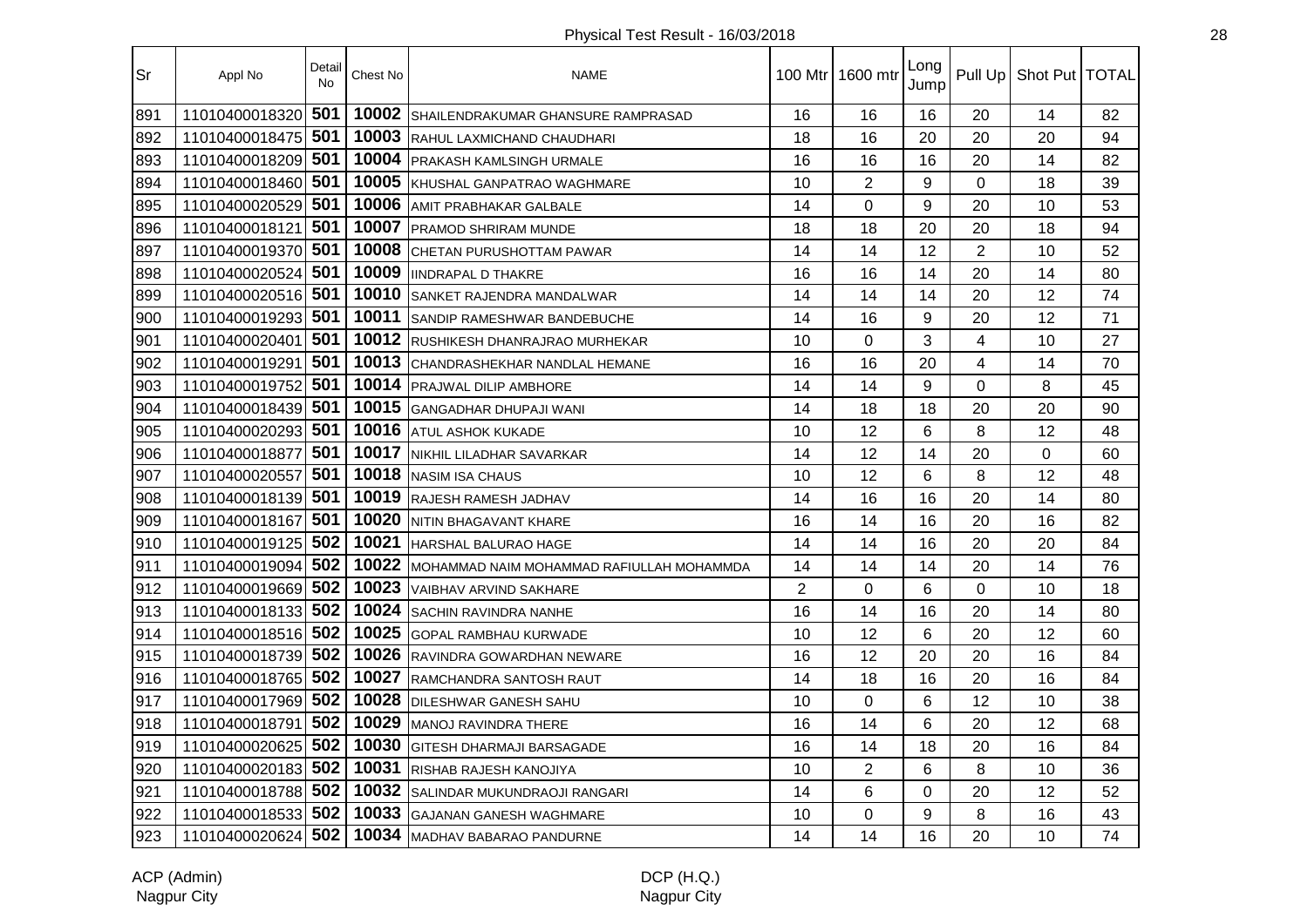Physical Test Result - 16/03/2018

| Sr | Appl No | Detail No | Chest No | NAME | 100 Mtr | 1600 mtr | Long Jump | Pull Up | Shot Put | TOTAL |
|---|---|---|---|---|---|---|---|---|---|---|
| 891 | 11010400018320 | 501 | 10002 | SHAILENDRAKUMAR GHANSURE RAMPRASAD | 16 | 16 | 16 | 20 | 14 | 82 |
| 892 | 11010400018475 | 501 | 10003 | RAHUL LAXMICHAND CHAUDHARI | 18 | 16 | 20 | 20 | 20 | 94 |
| 893 | 11010400018209 | 501 | 10004 | PRAKASH KAMLSINGH URMALE | 16 | 16 | 16 | 20 | 14 | 82 |
| 894 | 11010400018460 | 501 | 10005 | KHUSHAL GANPATRAO WAGHMARE | 10 | 2 | 9 | 0 | 18 | 39 |
| 895 | 11010400020529 | 501 | 10006 | AMIT PRABHAKAR GALBALE | 14 | 0 | 9 | 20 | 10 | 53 |
| 896 | 11010400018121 | 501 | 10007 | PRAMOD SHRIRAM MUNDE | 18 | 18 | 20 | 20 | 18 | 94 |
| 897 | 11010400019370 | 501 | 10008 | CHETAN PURUSHOTTAM PAWAR | 14 | 14 | 12 | 2 | 10 | 52 |
| 898 | 11010400020524 | 501 | 10009 | IINDRAPAL D THAKRE | 16 | 16 | 14 | 20 | 14 | 80 |
| 899 | 11010400020516 | 501 | 10010 | SANKET RAJENDRA MANDALWAR | 14 | 14 | 14 | 20 | 12 | 74 |
| 900 | 11010400019293 | 501 | 10011 | SANDIP RAMESHWAR BANDEBUCHE | 14 | 16 | 9 | 20 | 12 | 71 |
| 901 | 11010400020401 | 501 | 10012 | RUSHIKESH DHANRAJRAO MURHEKAR | 10 | 0 | 3 | 4 | 10 | 27 |
| 902 | 11010400019291 | 501 | 10013 | CHANDRASHEKHAR NANDLAL HEMANE | 16 | 16 | 20 | 4 | 14 | 70 |
| 903 | 11010400019752 | 501 | 10014 | PRAJWAL DILIP AMBHORE | 14 | 14 | 9 | 0 | 8 | 45 |
| 904 | 11010400018439 | 501 | 10015 | GANGADHAR DHUPAJI WANI | 14 | 18 | 18 | 20 | 20 | 90 |
| 905 | 11010400020293 | 501 | 10016 | ATUL ASHOK KUKADE | 10 | 12 | 6 | 8 | 12 | 48 |
| 906 | 11010400018877 | 501 | 10017 | NIKHIL LILADHAR SAVARKAR | 14 | 12 | 14 | 20 | 0 | 60 |
| 907 | 11010400020557 | 501 | 10018 | NASIM ISA CHAUS | 10 | 12 | 6 | 8 | 12 | 48 |
| 908 | 11010400018139 | 501 | 10019 | RAJESH RAMESH JADHAV | 14 | 16 | 16 | 20 | 14 | 80 |
| 909 | 11010400018167 | 501 | 10020 | NITIN BHAGAVANT KHARE | 16 | 14 | 16 | 20 | 16 | 82 |
| 910 | 11010400019125 | 502 | 10021 | HARSHAL BALURAO HAGE | 14 | 14 | 16 | 20 | 20 | 84 |
| 911 | 11010400019094 | 502 | 10022 | MOHAMMAD NAIM MOHAMMAD RAFIULLAH MOHAMMDA | 14 | 14 | 14 | 20 | 14 | 76 |
| 912 | 11010400019669 | 502 | 10023 | VAIBHAV ARVIND SAKHARE | 2 | 0 | 6 | 0 | 10 | 18 |
| 913 | 11010400018133 | 502 | 10024 | SACHIN RAVINDRA NANHE | 16 | 14 | 16 | 20 | 14 | 80 |
| 914 | 11010400018516 | 502 | 10025 | GOPAL RAMBHAU KURWADE | 10 | 12 | 6 | 20 | 12 | 60 |
| 915 | 11010400018739 | 502 | 10026 | RAVINDRA GOWARDHAN NEWARE | 16 | 12 | 20 | 20 | 16 | 84 |
| 916 | 11010400018765 | 502 | 10027 | RAMCHANDRA SANTOSH RAUT | 14 | 18 | 16 | 20 | 16 | 84 |
| 917 | 11010400017969 | 502 | 10028 | DILESHWAR GANESH SAHU | 10 | 0 | 6 | 12 | 10 | 38 |
| 918 | 11010400018791 | 502 | 10029 | MANOJ RAVINDRA THERE | 16 | 14 | 6 | 20 | 12 | 68 |
| 919 | 11010400020625 | 502 | 10030 | GITESH DHARMAJI BARSAGADE | 16 | 14 | 18 | 20 | 16 | 84 |
| 920 | 11010400020183 | 502 | 10031 | RISHAB RAJESH KANOJIYA | 10 | 2 | 6 | 8 | 10 | 36 |
| 921 | 11010400018788 | 502 | 10032 | SALINDAR MUKUNDRAOJI RANGARI | 14 | 6 | 0 | 20 | 12 | 52 |
| 922 | 11010400018533 | 502 | 10033 | GAJANAN GANESH WAGHMARE | 10 | 0 | 9 | 8 | 16 | 43 |
| 923 | 11010400020624 | 502 | 10034 | MADHAV BABARAO PANDURNE | 14 | 14 | 16 | 20 | 10 | 74 |

ACP (Admin)
Nagpur City

DCP (H.Q.)
Nagpur City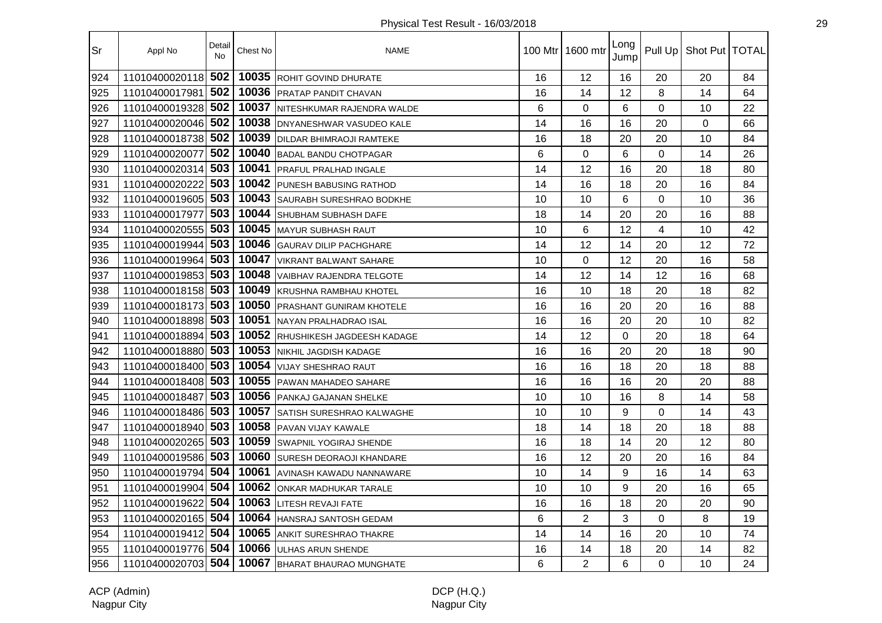Physical Test Result - 16/03/2018

| Sr | Appl No | Detail No | Chest No | NAME | 100 Mtr | 1600 mtr | Long Jump | Pull Up | Shot Put | TOTAL |
|---|---|---|---|---|---|---|---|---|---|---|
| 924 | 11010400020118 | 502 | 10035 | ROHIT GOVIND DHURATE | 16 | 12 | 16 | 20 | 20 | 84 |
| 925 | 11010400017981 | 502 | 10036 | PRATAP PANDIT CHAVAN | 16 | 14 | 12 | 8 | 14 | 64 |
| 926 | 11010400019328 | 502 | 10037 | NITESHKUMAR RAJENDRA WALDE | 6 | 0 | 6 | 0 | 10 | 22 |
| 927 | 11010400020046 | 502 | 10038 | DNYANESHWAR VASUDEO KALE | 14 | 16 | 16 | 20 | 0 | 66 |
| 928 | 11010400018738 | 502 | 10039 | DILDAR BHIMRAOJI RAMTEKE | 16 | 18 | 20 | 20 | 10 | 84 |
| 929 | 11010400020077 | 502 | 10040 | BADAL BANDU CHOTPAGAR | 6 | 0 | 6 | 0 | 14 | 26 |
| 930 | 11010400020314 | 503 | 10041 | PRAFUL PRALHAD INGALE | 14 | 12 | 16 | 20 | 18 | 80 |
| 931 | 11010400020222 | 503 | 10042 | PUNESH BABUSING RATHOD | 14 | 16 | 18 | 20 | 16 | 84 |
| 932 | 11010400019605 | 503 | 10043 | SAURABH SURESHRAO BODKHE | 10 | 10 | 6 | 0 | 10 | 36 |
| 933 | 11010400017977 | 503 | 10044 | SHUBHAM SUBHASH DAFE | 18 | 14 | 20 | 20 | 16 | 88 |
| 934 | 11010400020555 | 503 | 10045 | MAYUR SUBHASH RAUT | 10 | 6 | 12 | 4 | 10 | 42 |
| 935 | 11010400019944 | 503 | 10046 | GAURAV DILIP PACHGHARE | 14 | 12 | 14 | 20 | 12 | 72 |
| 936 | 11010400019964 | 503 | 10047 | VIKRANT BALWANT SAHARE | 10 | 0 | 12 | 20 | 16 | 58 |
| 937 | 11010400019853 | 503 | 10048 | VAIBHAV RAJENDRA TELGOTE | 14 | 12 | 14 | 12 | 16 | 68 |
| 938 | 11010400018158 | 503 | 10049 | KRUSHNA RAMBHAU KHOTEL | 16 | 10 | 18 | 20 | 18 | 82 |
| 939 | 11010400018173 | 503 | 10050 | PRASHANT GUNIRAM KHOTELE | 16 | 16 | 20 | 20 | 16 | 88 |
| 940 | 11010400018898 | 503 | 10051 | NAYAN PRALHADRAO ISAL | 16 | 16 | 20 | 20 | 10 | 82 |
| 941 | 11010400018894 | 503 | 10052 | RHUSHIKESH JAGDEESH KADAGE | 14 | 12 | 0 | 20 | 18 | 64 |
| 942 | 11010400018880 | 503 | 10053 | NIKHIL JAGDISH KADAGE | 16 | 16 | 20 | 20 | 18 | 90 |
| 943 | 11010400018400 | 503 | 10054 | VIJAY SHESHRAO RAUT | 16 | 16 | 18 | 20 | 18 | 88 |
| 944 | 11010400018408 | 503 | 10055 | PAWAN MAHADEO SAHARE | 16 | 16 | 16 | 20 | 20 | 88 |
| 945 | 11010400018487 | 503 | 10056 | PANKAJ GAJANAN SHELKE | 10 | 10 | 16 | 8 | 14 | 58 |
| 946 | 11010400018486 | 503 | 10057 | SATISH SURESHRAO KALWAGHE | 10 | 10 | 9 | 0 | 14 | 43 |
| 947 | 11010400018940 | 503 | 10058 | PAVAN VIJAY KAWALE | 18 | 14 | 18 | 20 | 18 | 88 |
| 948 | 11010400020265 | 503 | 10059 | SWAPNIL YOGIRAJ SHENDE | 16 | 18 | 14 | 20 | 12 | 80 |
| 949 | 11010400019586 | 503 | 10060 | SURESH DEORAOJI KHANDARE | 16 | 12 | 20 | 20 | 16 | 84 |
| 950 | 11010400019794 | 504 | 10061 | AVINASH KAWADU NANNAWARE | 10 | 14 | 9 | 16 | 14 | 63 |
| 951 | 11010400019904 | 504 | 10062 | ONKAR MADHUKAR TARALE | 10 | 10 | 9 | 20 | 16 | 65 |
| 952 | 11010400019622 | 504 | 10063 | LITESH REVAJI FATE | 16 | 16 | 18 | 20 | 20 | 90 |
| 953 | 11010400020165 | 504 | 10064 | HANSRAJ SANTOSH GEDAM | 6 | 2 | 3 | 0 | 8 | 19 |
| 954 | 11010400019412 | 504 | 10065 | ANKIT SURESHRAO THAKRE | 14 | 14 | 16 | 20 | 10 | 74 |
| 955 | 11010400019776 | 504 | 10066 | ULHAS ARUN SHENDE | 16 | 14 | 18 | 20 | 14 | 82 |
| 956 | 11010400020703 | 504 | 10067 | BHARAT BHAURAO MUNGHATE | 6 | 2 | 6 | 0 | 10 | 24 |

ACP (Admin)
Nagpur City

DCP (H.Q.)
Nagpur City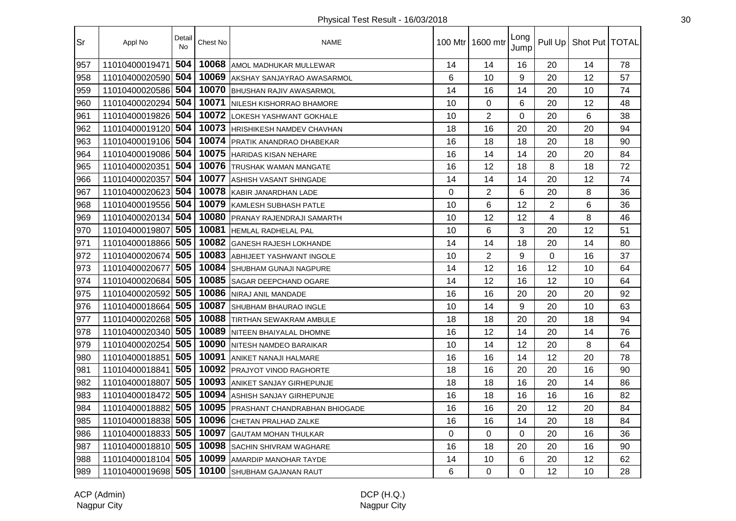Physical Test Result - 16/03/2018

| Sr | Appl No | Detail No | Chest No | NAME | 100 Mtr | 1600 mtr | Long Jump | Pull Up | Shot Put | TOTAL |
|---|---|---|---|---|---|---|---|---|---|---|
| 957 | 11010400019471 | 504 | 10068 | AMOL MADHUKAR MULLEWAR | 14 | 14 | 16 | 20 | 14 | 78 |
| 958 | 11010400020590 | 504 | 10069 | AKSHAY SANJAYRAO AWASARMOL | 6 | 10 | 9 | 20 | 12 | 57 |
| 959 | 11010400020586 | 504 | 10070 | BHUSHAN RAJIV AWASARMOL | 14 | 16 | 14 | 20 | 10 | 74 |
| 960 | 11010400020294 | 504 | 10071 | NILESH KISHORRAO BHAMORE | 10 | 0 | 6 | 20 | 12 | 48 |
| 961 | 11010400019826 | 504 | 10072 | LOKESH YASHWANT GOKHALE | 10 | 2 | 0 | 20 | 6 | 38 |
| 962 | 11010400019120 | 504 | 10073 | HRISHIKESH NAMDEV CHAVHAN | 18 | 16 | 20 | 20 | 20 | 94 |
| 963 | 11010400019106 | 504 | 10074 | PRATIK ANANDRAO DHABEKAR | 16 | 18 | 18 | 20 | 18 | 90 |
| 964 | 11010400019086 | 504 | 10075 | HARIDAS KISAN NEHARE | 16 | 14 | 14 | 20 | 20 | 84 |
| 965 | 11010400020351 | 504 | 10076 | TRUSHAK WAMAN MANGATE | 16 | 12 | 18 | 8 | 18 | 72 |
| 966 | 11010400020357 | 504 | 10077 | ASHISH VASANT SHINGADE | 14 | 14 | 14 | 20 | 12 | 74 |
| 967 | 11010400020623 | 504 | 10078 | KABIR JANARDHAN LADE | 0 | 2 | 6 | 20 | 8 | 36 |
| 968 | 11010400019556 | 504 | 10079 | KAMLESH SUBHASH PATLE | 10 | 6 | 12 | 2 | 6 | 36 |
| 969 | 11010400020134 | 504 | 10080 | PRANAY RAJENDRAJI SAMARTH | 10 | 12 | 12 | 4 | 8 | 46 |
| 970 | 11010400019807 | 505 | 10081 | HEMLAL RADHELAL PAL | 10 | 6 | 3 | 20 | 12 | 51 |
| 971 | 11010400018866 | 505 | 10082 | GANESH RAJESH LOKHANDE | 14 | 14 | 18 | 20 | 14 | 80 |
| 972 | 11010400020674 | 505 | 10083 | ABHIJEET YASHWANT INGOLE | 10 | 2 | 9 | 0 | 16 | 37 |
| 973 | 11010400020677 | 505 | 10084 | SHUBHAM GUNAJI NAGPURE | 14 | 12 | 16 | 12 | 10 | 64 |
| 974 | 11010400020684 | 505 | 10085 | SAGAR DEEPCHAND OGARE | 14 | 12 | 16 | 12 | 10 | 64 |
| 975 | 11010400020592 | 505 | 10086 | NIRAJ ANIL MANDADE | 16 | 16 | 20 | 20 | 20 | 92 |
| 976 | 11010400018664 | 505 | 10087 | SHUBHAM BHAURAO INGLE | 10 | 14 | 9 | 20 | 10 | 63 |
| 977 | 11010400020268 | 505 | 10088 | TIRTHAN SEWAKRAM AMBULE | 18 | 18 | 20 | 20 | 18 | 94 |
| 978 | 11010400020340 | 505 | 10089 | NITEEN BHAIYALAL DHOMNE | 16 | 12 | 14 | 20 | 14 | 76 |
| 979 | 11010400020254 | 505 | 10090 | NITESH NAMDEO BARAIKAR | 10 | 14 | 12 | 20 | 8 | 64 |
| 980 | 11010400018851 | 505 | 10091 | ANIKET NANAJI HALMARE | 16 | 16 | 14 | 12 | 20 | 78 |
| 981 | 11010400018841 | 505 | 10092 | PRAJYOT VINOD RAGHORTE | 18 | 16 | 20 | 20 | 16 | 90 |
| 982 | 11010400018807 | 505 | 10093 | ANIKET SANJAY GIRHEPUNJE | 18 | 18 | 16 | 20 | 14 | 86 |
| 983 | 11010400018472 | 505 | 10094 | ASHISH SANJAY GIRHEPUNJE | 16 | 18 | 16 | 16 | 16 | 82 |
| 984 | 11010400018882 | 505 | 10095 | PRASHANT CHANDRABHAN BHIOGADE | 16 | 16 | 20 | 12 | 20 | 84 |
| 985 | 11010400018838 | 505 | 10096 | CHETAN PRALHAD ZALKE | 16 | 16 | 14 | 20 | 18 | 84 |
| 986 | 11010400018833 | 505 | 10097 | GAUTAM MOHAN THULKAR | 0 | 0 | 0 | 20 | 16 | 36 |
| 987 | 11010400018810 | 505 | 10098 | SACHIN SHIVRAM WAGHARE | 16 | 18 | 20 | 20 | 16 | 90 |
| 988 | 11010400018104 | 505 | 10099 | AMARDIP MANOHAR TAYDE | 14 | 10 | 6 | 20 | 12 | 62 |
| 989 | 11010400019698 | 505 | 10100 | SHUBHAM GAJANAN RAUT | 6 | 0 | 0 | 12 | 10 | 28 |

ACP (Admin)
Nagpur City

DCP (H.Q.)
Nagpur City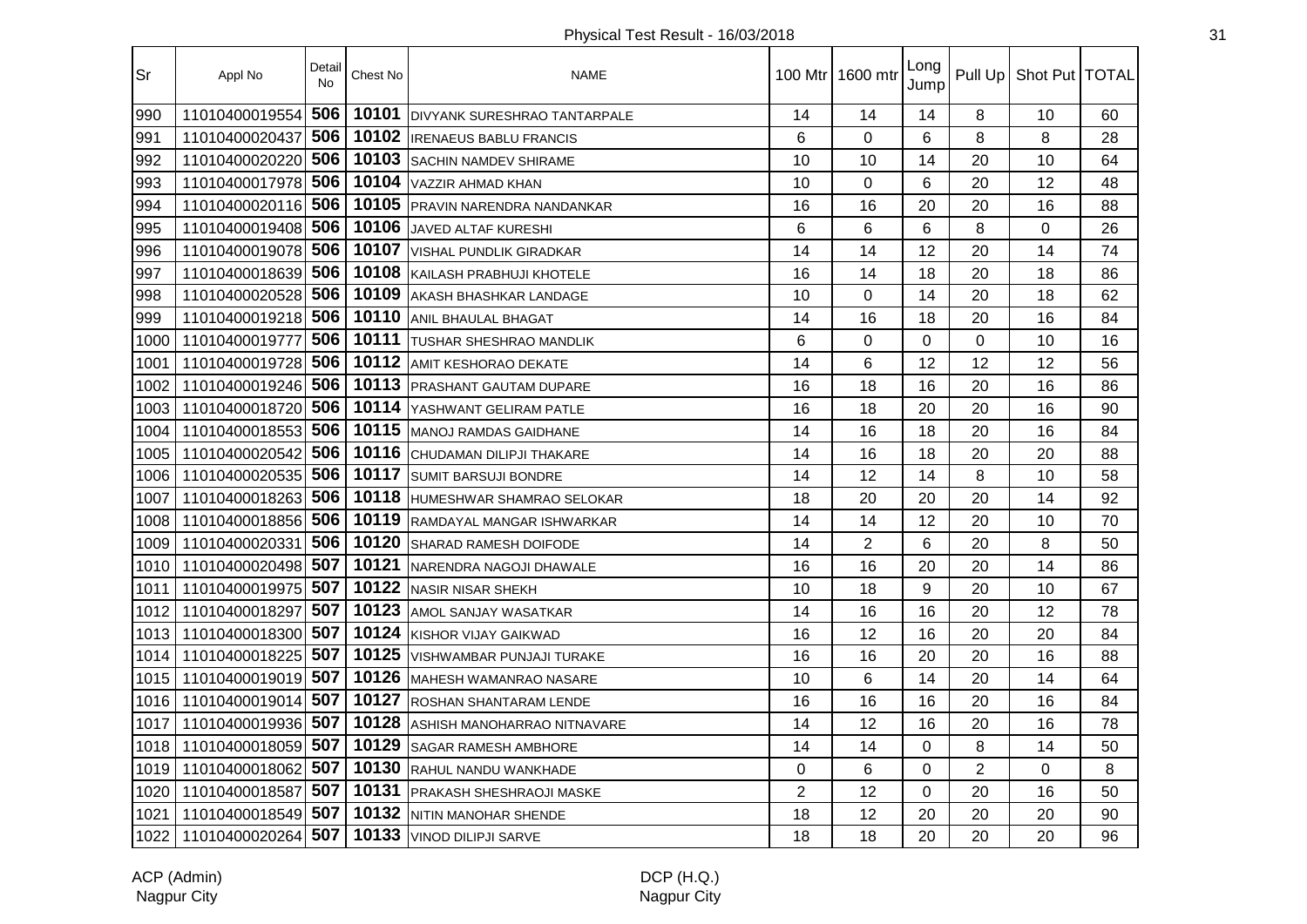Physical Test Result - 16/03/2018

| Sr | Appl No | Detail No | Chest No | NAME | 100 Mtr | 1600 mtr | Long Jump | Pull Up | Shot Put | TOTAL |
|---|---|---|---|---|---|---|---|---|---|---|
| 990 | 11010400019554 | 506 | 10101 | DIVYANK SURESHRAO TANTARPALE | 14 | 14 | 14 | 8 | 10 | 60 |
| 991 | 11010400020437 | 506 | 10102 | IRENAEUS BABLU FRANCIS | 6 | 0 | 6 | 8 | 8 | 28 |
| 992 | 11010400020220 | 506 | 10103 | SACHIN NAMDEV SHIRAME | 10 | 10 | 14 | 20 | 10 | 64 |
| 993 | 11010400017978 | 506 | 10104 | VAZZIR AHMAD KHAN | 10 | 0 | 6 | 20 | 12 | 48 |
| 994 | 11010400020116 | 506 | 10105 | PRAVIN NARENDRA NANDANKAR | 16 | 16 | 20 | 20 | 16 | 88 |
| 995 | 11010400019408 | 506 | 10106 | JAVED ALTAF KURESHI | 6 | 6 | 6 | 8 | 0 | 26 |
| 996 | 11010400019078 | 506 | 10107 | VISHAL PUNDLIK GIRADKAR | 14 | 14 | 12 | 20 | 14 | 74 |
| 997 | 11010400018639 | 506 | 10108 | KAILASH PRABHUJI KHOTELE | 16 | 14 | 18 | 20 | 18 | 86 |
| 998 | 11010400020528 | 506 | 10109 | AKASH BHASHKAR LANDAGE | 10 | 0 | 14 | 20 | 18 | 62 |
| 999 | 11010400019218 | 506 | 10110 | ANIL BHAULAL BHAGAT | 14 | 16 | 18 | 20 | 16 | 84 |
| 1000 | 11010400019777 | 506 | 10111 | TUSHAR SHESHRAO MANDLIK | 6 | 0 | 0 | 0 | 10 | 16 |
| 1001 | 11010400019728 | 506 | 10112 | AMIT KESHORAO DEKATE | 14 | 6 | 12 | 12 | 12 | 56 |
| 1002 | 11010400019246 | 506 | 10113 | PRASHANT GAUTAM DUPARE | 16 | 18 | 16 | 20 | 16 | 86 |
| 1003 | 11010400018720 | 506 | 10114 | YASHWANT GELIRAM PATLE | 16 | 18 | 20 | 20 | 16 | 90 |
| 1004 | 11010400018553 | 506 | 10115 | MANOJ RAMDAS GAIDHANE | 14 | 16 | 18 | 20 | 16 | 84 |
| 1005 | 11010400020542 | 506 | 10116 | CHUDAMAN DILIPJI THAKARE | 14 | 16 | 18 | 20 | 20 | 88 |
| 1006 | 11010400020535 | 506 | 10117 | SUMIT BARSUJI BONDRE | 14 | 12 | 14 | 8 | 10 | 58 |
| 1007 | 11010400018263 | 506 | 10118 | HUMESHWAR SHAMRAO SELOKAR | 18 | 20 | 20 | 20 | 14 | 92 |
| 1008 | 11010400018856 | 506 | 10119 | RAMDAYAL MANGAR ISHWARKAR | 14 | 14 | 12 | 20 | 10 | 70 |
| 1009 | 11010400020331 | 506 | 10120 | SHARAD RAMESH DOIFODE | 14 | 2 | 6 | 20 | 8 | 50 |
| 1010 | 11010400020498 | 507 | 10121 | NARENDRA NAGOJI DHAWALE | 16 | 16 | 20 | 20 | 14 | 86 |
| 1011 | 11010400019975 | 507 | 10122 | NASIR NISAR SHEKH | 10 | 18 | 9 | 20 | 10 | 67 |
| 1012 | 11010400018297 | 507 | 10123 | AMOL SANJAY WASATKAR | 14 | 16 | 16 | 20 | 12 | 78 |
| 1013 | 11010400018300 | 507 | 10124 | KISHOR VIJAY GAIKWAD | 16 | 12 | 16 | 20 | 20 | 84 |
| 1014 | 11010400018225 | 507 | 10125 | VISHWAMBAR PUNJAJI TURAKE | 16 | 16 | 20 | 20 | 16 | 88 |
| 1015 | 11010400019019 | 507 | 10126 | MAHESH WAMANRAO NASARE | 10 | 6 | 14 | 20 | 14 | 64 |
| 1016 | 11010400019014 | 507 | 10127 | ROSHAN SHANTARAM LENDE | 16 | 16 | 16 | 20 | 16 | 84 |
| 1017 | 11010400019936 | 507 | 10128 | ASHISH MANOHARRAO NITNAVARE | 14 | 12 | 16 | 20 | 16 | 78 |
| 1018 | 11010400018059 | 507 | 10129 | SAGAR RAMESH AMBHORE | 14 | 14 | 0 | 8 | 14 | 50 |
| 1019 | 11010400018062 | 507 | 10130 | RAHUL NANDU WANKHADE | 0 | 6 | 0 | 2 | 0 | 8 |
| 1020 | 11010400018587 | 507 | 10131 | PRAKASH SHESHRAOJI MASKE | 2 | 12 | 0 | 20 | 16 | 50 |
| 1021 | 11010400018549 | 507 | 10132 | NITIN MANOHAR SHENDE | 18 | 12 | 20 | 20 | 20 | 90 |
| 1022 | 11010400020264 | 507 | 10133 | VINOD DILIPJI SARVE | 18 | 18 | 20 | 20 | 20 | 96 |

ACP (Admin)
Nagpur City

DCP (H.Q.)
Nagpur City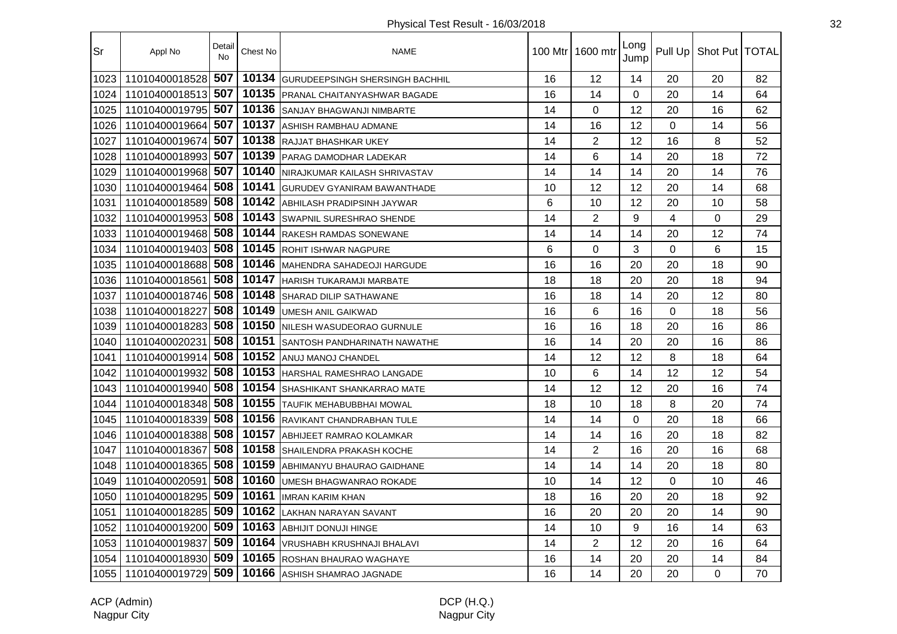Physical Test Result - 16/03/2018

| Sr | Appl No | Detail No | Chest No | NAME | 100 Mtr | 1600 mtr | Long Jump | Pull Up | Shot Put | TOTAL |
|---|---|---|---|---|---|---|---|---|---|---|
| 1023 | 11010400018528 | 507 | 10134 | GURUDEEPSINGH SHERSINGH BACHHIL | 16 | 12 | 14 | 20 | 20 | 82 |
| 1024 | 11010400018513 | 507 | 10135 | PRANAL CHAITANYASHWAR BAGADE | 16 | 14 | 0 | 20 | 14 | 64 |
| 1025 | 11010400019795 | 507 | 10136 | SANJAY BHAGWANJI NIMBARTE | 14 | 0 | 12 | 20 | 16 | 62 |
| 1026 | 11010400019664 | 507 | 10137 | ASHISH RAMBHAU ADMANE | 14 | 16 | 12 | 0 | 14 | 56 |
| 1027 | 11010400019674 | 507 | 10138 | RAJJAT BHASHKAR UKEY | 14 | 2 | 12 | 16 | 8 | 52 |
| 1028 | 11010400018993 | 507 | 10139 | PARAG DAMODHAR LADEKAR | 14 | 6 | 14 | 20 | 18 | 72 |
| 1029 | 11010400019968 | 507 | 10140 | NIRAJKUMAR KAILASH SHRIVASTAV | 14 | 14 | 14 | 20 | 14 | 76 |
| 1030 | 11010400019464 | 508 | 10141 | GURUDEV GYANIRAM BAWANTHADE | 10 | 12 | 12 | 20 | 14 | 68 |
| 1031 | 11010400018589 | 508 | 10142 | ABHILASH PRADIPSINH JAYWAR | 6 | 10 | 12 | 20 | 10 | 58 |
| 1032 | 11010400019953 | 508 | 10143 | SWAPNIL SURESHRAO SHENDE | 14 | 2 | 9 | 4 | 0 | 29 |
| 1033 | 11010400019468 | 508 | 10144 | RAKESH RAMDAS SONEWANE | 14 | 14 | 14 | 20 | 12 | 74 |
| 1034 | 11010400019403 | 508 | 10145 | ROHIT ISHWAR NAGPURE | 6 | 0 | 3 | 0 | 6 | 15 |
| 1035 | 11010400018688 | 508 | 10146 | MAHENDRA SAHADEOJI HARGUDE | 16 | 16 | 20 | 20 | 18 | 90 |
| 1036 | 11010400018561 | 508 | 10147 | HARISH TUKARAMJI MARBATE | 18 | 18 | 20 | 20 | 18 | 94 |
| 1037 | 11010400018746 | 508 | 10148 | SHARAD DILIP SATHAWANE | 16 | 18 | 14 | 20 | 12 | 80 |
| 1038 | 11010400018227 | 508 | 10149 | UMESH ANIL GAIKWAD | 16 | 6 | 16 | 0 | 18 | 56 |
| 1039 | 11010400018283 | 508 | 10150 | NILESH WASUDEORAO GURNULE | 16 | 16 | 18 | 20 | 16 | 86 |
| 1040 | 11010400020231 | 508 | 10151 | SANTOSH PANDHARINATH NAWATHE | 16 | 14 | 20 | 20 | 16 | 86 |
| 1041 | 11010400019914 | 508 | 10152 | ANUJ MANOJ CHANDEL | 14 | 12 | 12 | 8 | 18 | 64 |
| 1042 | 11010400019932 | 508 | 10153 | HARSHAL RAMESHRAO LANGADE | 10 | 6 | 14 | 12 | 12 | 54 |
| 1043 | 11010400019940 | 508 | 10154 | SHASHIKANT SHANKARRAO MATE | 14 | 12 | 12 | 20 | 16 | 74 |
| 1044 | 11010400018348 | 508 | 10155 | TAUFIK MEHABUBBHAI MOWAL | 18 | 10 | 18 | 8 | 20 | 74 |
| 1045 | 11010400018339 | 508 | 10156 | RAVIKANT CHANDRABHAN TULE | 14 | 14 | 0 | 20 | 18 | 66 |
| 1046 | 11010400018388 | 508 | 10157 | ABHIJEET RAMRAO KOLAMKAR | 14 | 14 | 16 | 20 | 18 | 82 |
| 1047 | 11010400018367 | 508 | 10158 | SHAILENDRA PRAKASH KOCHE | 14 | 2 | 16 | 20 | 16 | 68 |
| 1048 | 11010400018365 | 508 | 10159 | ABHIMANYU BHAURAO GAIDHANE | 14 | 14 | 14 | 20 | 18 | 80 |
| 1049 | 11010400020591 | 508 | 10160 | UMESH BHAGWANRAO ROKADE | 10 | 14 | 12 | 0 | 10 | 46 |
| 1050 | 11010400018295 | 509 | 10161 | IMRAN KARIM KHAN | 18 | 16 | 20 | 20 | 18 | 92 |
| 1051 | 11010400018285 | 509 | 10162 | LAKHAN NARAYAN SAVANT | 16 | 20 | 20 | 20 | 14 | 90 |
| 1052 | 11010400019200 | 509 | 10163 | ABHIJIT DONUJI HINGE | 14 | 10 | 9 | 16 | 14 | 63 |
| 1053 | 11010400019837 | 509 | 10164 | VRUSHABH KRUSHNAJI BHALAVI | 14 | 2 | 12 | 20 | 16 | 64 |
| 1054 | 11010400018930 | 509 | 10165 | ROSHAN BHAURAO WAGHAYE | 16 | 14 | 20 | 20 | 14 | 84 |
| 1055 | 11010400019729 | 509 | 10166 | ASHISH SHAMRAO JAGNADE | 16 | 14 | 20 | 20 | 0 | 70 |

ACP (Admin)
Nagpur City

DCP (H.Q.)
Nagpur City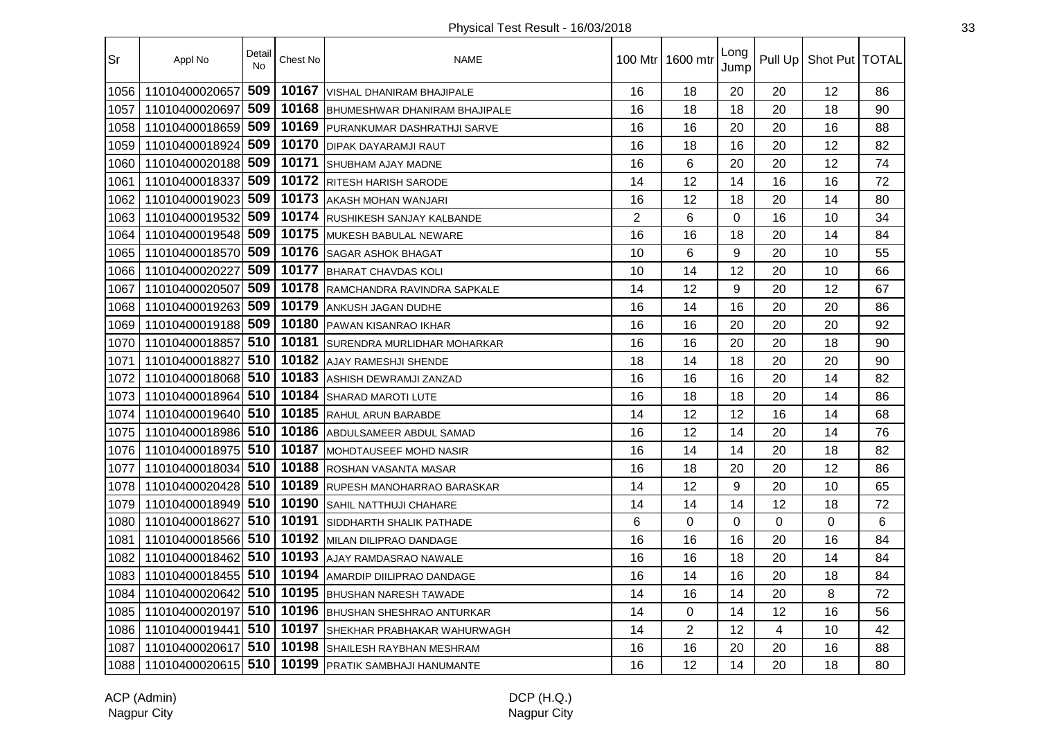Physical Test Result - 16/03/2018

| Sr | Appl No | Detail No | Chest No | NAME | 100 Mtr | 1600 mtr | Long Jump | Pull Up | Shot Put | TOTAL |
|---|---|---|---|---|---|---|---|---|---|---|
| 1056 | 11010400020657 | 509 | 10167 | VISHAL DHANIRAM BHAJIPALE | 16 | 18 | 20 | 20 | 12 | 86 |
| 1057 | 11010400020697 | 509 | 10168 | BHUMESHWAR DHANIRAM BHAJIPALE | 16 | 18 | 18 | 20 | 18 | 90 |
| 1058 | 11010400018659 | 509 | 10169 | PURANKUMAR DASHRATHJI SARVE | 16 | 16 | 20 | 20 | 16 | 88 |
| 1059 | 11010400018924 | 509 | 10170 | DIPAK DAYARAMJI RAUT | 16 | 18 | 16 | 20 | 12 | 82 |
| 1060 | 11010400020188 | 509 | 10171 | SHUBHAM AJAY MADNE | 16 | 6 | 20 | 20 | 12 | 74 |
| 1061 | 11010400018337 | 509 | 10172 | RITESH HARISH SARODE | 14 | 12 | 14 | 16 | 16 | 72 |
| 1062 | 11010400019023 | 509 | 10173 | AKASH MOHAN WANJARI | 16 | 12 | 18 | 20 | 14 | 80 |
| 1063 | 11010400019532 | 509 | 10174 | RUSHIKESH SANJAY KALBANDE | 2 | 6 | 0 | 16 | 10 | 34 |
| 1064 | 11010400019548 | 509 | 10175 | MUKESH BABULAL NEWARE | 16 | 16 | 18 | 20 | 14 | 84 |
| 1065 | 11010400018570 | 509 | 10176 | SAGAR ASHOK BHAGAT | 10 | 6 | 9 | 20 | 10 | 55 |
| 1066 | 11010400020227 | 509 | 10177 | BHARAT CHAVDAS KOLI | 10 | 14 | 12 | 20 | 10 | 66 |
| 1067 | 11010400020507 | 509 | 10178 | RAMCHANDRA RAVINDRA SAPKALE | 14 | 12 | 9 | 20 | 12 | 67 |
| 1068 | 11010400019263 | 509 | 10179 | ANKUSH JAGAN DUDHE | 16 | 14 | 16 | 20 | 20 | 86 |
| 1069 | 11010400019188 | 509 | 10180 | PAWAN KISANRAO IKHAR | 16 | 16 | 20 | 20 | 20 | 92 |
| 1070 | 11010400018857 | 510 | 10181 | SURENDRA MURLIDHAR MOHARKAR | 16 | 16 | 20 | 20 | 18 | 90 |
| 1071 | 11010400018827 | 510 | 10182 | AJAY RAMESHJI SHENDE | 18 | 14 | 18 | 20 | 20 | 90 |
| 1072 | 11010400018068 | 510 | 10183 | ASHISH DEWRAMJI ZANZAD | 16 | 16 | 16 | 20 | 14 | 82 |
| 1073 | 11010400018964 | 510 | 10184 | SHARAD MAROTI LUTE | 16 | 18 | 18 | 20 | 14 | 86 |
| 1074 | 11010400019640 | 510 | 10185 | RAHUL ARUN BARABDE | 14 | 12 | 12 | 16 | 14 | 68 |
| 1075 | 11010400018986 | 510 | 10186 | ABDULSAMEER ABDUL SAMAD | 16 | 12 | 14 | 20 | 14 | 76 |
| 1076 | 11010400018975 | 510 | 10187 | MOHDTAUSEEF MOHD NASIR | 16 | 14 | 14 | 20 | 18 | 82 |
| 1077 | 11010400018034 | 510 | 10188 | ROSHAN VASANTA MASAR | 16 | 18 | 20 | 20 | 12 | 86 |
| 1078 | 11010400020428 | 510 | 10189 | RUPESH MANOHARRAO BARASKAR | 14 | 12 | 9 | 20 | 10 | 65 |
| 1079 | 11010400018949 | 510 | 10190 | SAHIL NATTHUJI CHAHARE | 14 | 14 | 14 | 12 | 18 | 72 |
| 1080 | 11010400018627 | 510 | 10191 | SIDDHARTH SHALIK PATHADE | 6 | 0 | 0 | 0 | 0 | 6 |
| 1081 | 11010400018566 | 510 | 10192 | MILAN DILIPRAO DANDAGE | 16 | 16 | 16 | 20 | 16 | 84 |
| 1082 | 11010400018462 | 510 | 10193 | AJAY RAMDASRAO NAWALE | 16 | 16 | 18 | 20 | 14 | 84 |
| 1083 | 11010400018455 | 510 | 10194 | AMARDIP DIILIPRAO DANDAGE | 16 | 14 | 16 | 20 | 18 | 84 |
| 1084 | 11010400020642 | 510 | 10195 | BHUSHAN NARESH TAWADE | 14 | 16 | 14 | 20 | 8 | 72 |
| 1085 | 11010400020197 | 510 | 10196 | BHUSHAN SHESHRAO ANTURKAR | 14 | 0 | 14 | 12 | 16 | 56 |
| 1086 | 11010400019441 | 510 | 10197 | SHEKHAR PRABHAKAR WAHURWAGH | 14 | 2 | 12 | 4 | 10 | 42 |
| 1087 | 11010400020617 | 510 | 10198 | SHAILESH RAYBHAN MESHRAM | 16 | 16 | 20 | 20 | 16 | 88 |
| 1088 | 11010400020615 | 510 | 10199 | PRATIK SAMBHAJI HANUMANTE | 16 | 12 | 14 | 20 | 18 | 80 |

ACP (Admin)
Nagpur City

DCP (H.Q.)
Nagpur City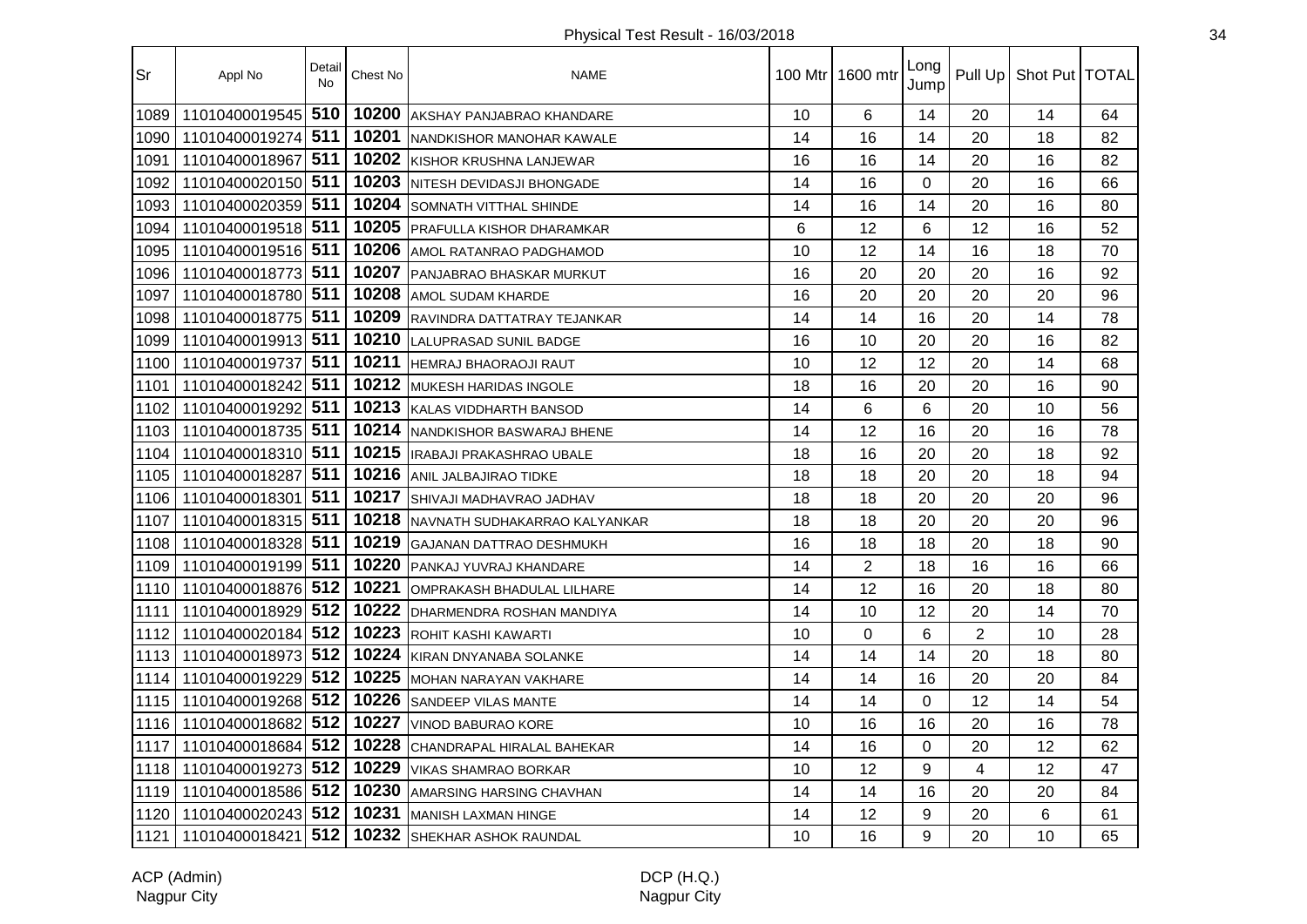Physical Test Result - 16/03/2018

| Sr | Appl No | Detail No | Chest No | NAME | 100 Mtr | 1600 mtr | Long Jump | Pull Up | Shot Put | TOTAL |
|---|---|---|---|---|---|---|---|---|---|---|
| 1089 | 11010400019545 | 510 | 10200 | AKSHAY PANJABRAO KHANDARE | 10 | 6 | 14 | 20 | 14 | 64 |
| 1090 | 11010400019274 | 511 | 10201 | NANDKISHOR MANOHAR KAWALE | 14 | 16 | 14 | 20 | 18 | 82 |
| 1091 | 11010400018967 | 511 | 10202 | KISHOR KRUSHNA LANJEWAR | 16 | 16 | 14 | 20 | 16 | 82 |
| 1092 | 11010400020150 | 511 | 10203 | NITESH DEVIDASJI BHONGADE | 14 | 16 | 0 | 20 | 16 | 66 |
| 1093 | 11010400020359 | 511 | 10204 | SOMNATH VITTHAL SHINDE | 14 | 16 | 14 | 20 | 16 | 80 |
| 1094 | 11010400019518 | 511 | 10205 | PRAFULLA KISHOR DHARAMKAR | 6 | 12 | 6 | 12 | 16 | 52 |
| 1095 | 11010400019516 | 511 | 10206 | AMOL RATANRAO PADGHAMOD | 10 | 12 | 14 | 16 | 18 | 70 |
| 1096 | 11010400018773 | 511 | 10207 | PANJABRAO BHASKAR MURKUT | 16 | 20 | 20 | 20 | 16 | 92 |
| 1097 | 11010400018780 | 511 | 10208 | AMOL SUDAM KHARDE | 16 | 20 | 20 | 20 | 20 | 96 |
| 1098 | 11010400018775 | 511 | 10209 | RAVINDRA DATTATRAY TEJANKAR | 14 | 14 | 16 | 20 | 14 | 78 |
| 1099 | 11010400019913 | 511 | 10210 | LALUPRASAD SUNIL BADGE | 16 | 10 | 20 | 20 | 16 | 82 |
| 1100 | 11010400019737 | 511 | 10211 | HEMRAJ BHAORAOJI RAUT | 10 | 12 | 12 | 20 | 14 | 68 |
| 1101 | 11010400018242 | 511 | 10212 | MUKESH HARIDAS INGOLE | 18 | 16 | 20 | 20 | 16 | 90 |
| 1102 | 11010400019292 | 511 | 10213 | KALAS VIDDHARTH BANSOD | 14 | 6 | 6 | 20 | 10 | 56 |
| 1103 | 11010400018735 | 511 | 10214 | NANDKISHOR BASWARAJ BHENE | 14 | 12 | 16 | 20 | 16 | 78 |
| 1104 | 11010400018310 | 511 | 10215 | IRABAJI PRAKASHRAO UBALE | 18 | 16 | 20 | 20 | 18 | 92 |
| 1105 | 11010400018287 | 511 | 10216 | ANIL JALBAJIRAO TIDKE | 18 | 18 | 20 | 20 | 18 | 94 |
| 1106 | 11010400018301 | 511 | 10217 | SHIVAJI MADHAVRAO JADHAV | 18 | 18 | 20 | 20 | 20 | 96 |
| 1107 | 11010400018315 | 511 | 10218 | NAVNATH SUDHAKARRAO KALYANKAR | 18 | 18 | 20 | 20 | 20 | 96 |
| 1108 | 11010400018328 | 511 | 10219 | GAJANAN DATTRAO DESHMUKH | 16 | 18 | 18 | 20 | 18 | 90 |
| 1109 | 11010400019199 | 511 | 10220 | PANKAJ YUVRAJ KHANDARE | 14 | 2 | 18 | 16 | 16 | 66 |
| 1110 | 11010400018876 | 512 | 10221 | OMPRAKASH BHADULAL LILHARE | 14 | 12 | 16 | 20 | 18 | 80 |
| 1111 | 11010400018929 | 512 | 10222 | DHARMENDRA ROSHAN MANDIYA | 14 | 10 | 12 | 20 | 14 | 70 |
| 1112 | 11010400020184 | 512 | 10223 | ROHIT KASHI KAWARTI | 10 | 0 | 6 | 2 | 10 | 28 |
| 1113 | 11010400018973 | 512 | 10224 | KIRAN DNYANABA SOLANKE | 14 | 14 | 14 | 20 | 18 | 80 |
| 1114 | 11010400019229 | 512 | 10225 | MOHAN NARAYAN VAKHARE | 14 | 14 | 16 | 20 | 20 | 84 |
| 1115 | 11010400019268 | 512 | 10226 | SANDEEP VILAS MANTE | 14 | 14 | 0 | 12 | 14 | 54 |
| 1116 | 11010400018682 | 512 | 10227 | VINOD BABURAO KORE | 10 | 16 | 16 | 20 | 16 | 78 |
| 1117 | 11010400018684 | 512 | 10228 | CHANDRAPAL HIRALAL BAHEKAR | 14 | 16 | 0 | 20 | 12 | 62 |
| 1118 | 11010400019273 | 512 | 10229 | VIKAS SHAMRAO BORKAR | 10 | 12 | 9 | 4 | 12 | 47 |
| 1119 | 11010400018586 | 512 | 10230 | AMARSING HARSING CHAVHAN | 14 | 14 | 16 | 20 | 20 | 84 |
| 1120 | 11010400020243 | 512 | 10231 | MANISH LAXMAN HINGE | 14 | 12 | 9 | 20 | 6 | 61 |
| 1121 | 11010400018421 | 512 | 10232 | SHEKHAR ASHOK RAUNDAL | 10 | 16 | 9 | 20 | 10 | 65 |

ACP (Admin)
Nagpur City

DCP (H.Q.)
Nagpur City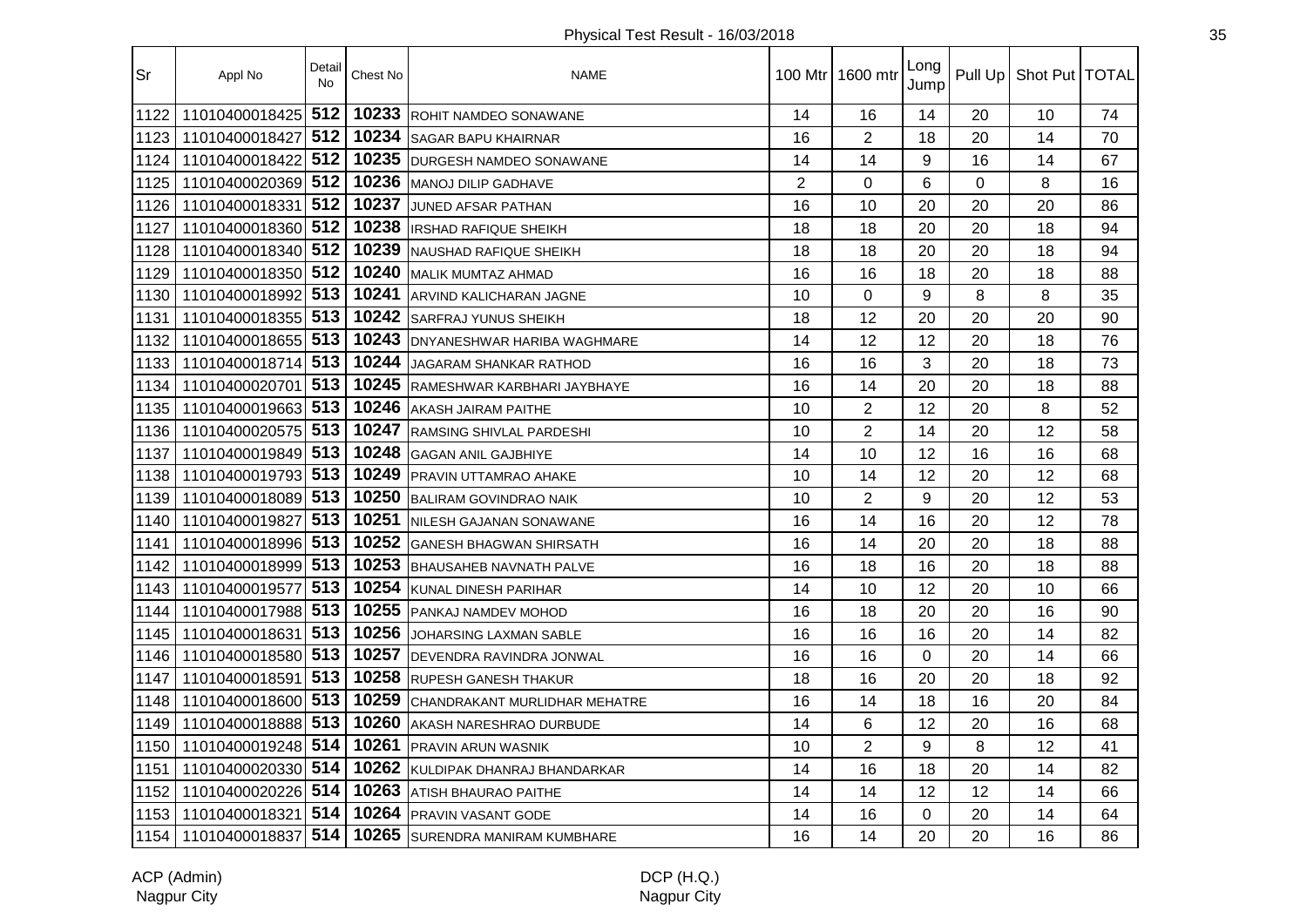Physical Test Result - 16/03/2018

| Sr | Appl No | Detail No | Chest No | NAME | 100 Mtr | 1600 mtr | Long Jump | Pull Up | Shot Put | TOTAL |
|---|---|---|---|---|---|---|---|---|---|---|
| 1122 | 11010400018425 | 512 | 10233 | ROHIT NAMDEO SONAWANE | 14 | 16 | 14 | 20 | 10 | 74 |
| 1123 | 11010400018427 | 512 | 10234 | SAGAR BAPU KHAIRNAR | 16 | 2 | 18 | 20 | 14 | 70 |
| 1124 | 11010400018422 | 512 | 10235 | DURGESH NAMDEO SONAWANE | 14 | 14 | 9 | 16 | 14 | 67 |
| 1125 | 11010400020369 | 512 | 10236 | MANOJ DILIP GADHAVE | 2 | 0 | 6 | 0 | 8 | 16 |
| 1126 | 11010400018331 | 512 | 10237 | JUNED AFSAR PATHAN | 16 | 10 | 20 | 20 | 20 | 86 |
| 1127 | 11010400018360 | 512 | 10238 | IRSHAD RAFIQUE SHEIKH | 18 | 18 | 20 | 20 | 18 | 94 |
| 1128 | 11010400018340 | 512 | 10239 | NAUSHAD RAFIQUE SHEIKH | 18 | 18 | 20 | 20 | 18 | 94 |
| 1129 | 11010400018350 | 512 | 10240 | MALIK MUMTAZ AHMAD | 16 | 16 | 18 | 20 | 18 | 88 |
| 1130 | 11010400018992 | 513 | 10241 | ARVIND KALICHARAN JAGNE | 10 | 0 | 9 | 8 | 8 | 35 |
| 1131 | 11010400018355 | 513 | 10242 | SARFRAJ YUNUS SHEIKH | 18 | 12 | 20 | 20 | 20 | 90 |
| 1132 | 11010400018655 | 513 | 10243 | DNYANESHWAR HARIBA WAGHMARE | 14 | 12 | 12 | 20 | 18 | 76 |
| 1133 | 11010400018714 | 513 | 10244 | JAGARAM SHANKAR RATHOD | 16 | 16 | 3 | 20 | 18 | 73 |
| 1134 | 11010400020701 | 513 | 10245 | RAMESHWAR KARBHARI JAYBHAYE | 16 | 14 | 20 | 20 | 18 | 88 |
| 1135 | 11010400019663 | 513 | 10246 | AKASH JAIRAM PAITHE | 10 | 2 | 12 | 20 | 8 | 52 |
| 1136 | 11010400020575 | 513 | 10247 | RAMSING SHIVLAL PARDESHI | 10 | 2 | 14 | 20 | 12 | 58 |
| 1137 | 11010400019849 | 513 | 10248 | GAGAN ANIL GAJBHIYE | 14 | 10 | 12 | 16 | 16 | 68 |
| 1138 | 11010400019793 | 513 | 10249 | PRAVIN UTTAMRAO AHAKE | 10 | 14 | 12 | 20 | 12 | 68 |
| 1139 | 11010400018089 | 513 | 10250 | BALIRAM GOVINDRAO NAIK | 10 | 2 | 9 | 20 | 12 | 53 |
| 1140 | 11010400019827 | 513 | 10251 | NILESH GAJANAN SONAWANE | 16 | 14 | 16 | 20 | 12 | 78 |
| 1141 | 11010400018996 | 513 | 10252 | GANESH BHAGWAN SHIRSATH | 16 | 14 | 20 | 20 | 18 | 88 |
| 1142 | 11010400018999 | 513 | 10253 | BHAUSAHEB NAVNATH PALVE | 16 | 18 | 16 | 20 | 18 | 88 |
| 1143 | 11010400019577 | 513 | 10254 | KUNAL DINESH PARIHAR | 14 | 10 | 12 | 20 | 10 | 66 |
| 1144 | 11010400017988 | 513 | 10255 | PANKAJ NAMDEV MOHOD | 16 | 18 | 20 | 20 | 16 | 90 |
| 1145 | 11010400018631 | 513 | 10256 | JOHARSING LAXMAN SABLE | 16 | 16 | 16 | 20 | 14 | 82 |
| 1146 | 11010400018580 | 513 | 10257 | DEVENDRA RAVINDRA JONWAL | 16 | 16 | 0 | 20 | 14 | 66 |
| 1147 | 11010400018591 | 513 | 10258 | RUPESH GANESH THAKUR | 18 | 16 | 20 | 20 | 18 | 92 |
| 1148 | 11010400018600 | 513 | 10259 | CHANDRAKANT MURLIDHAR MEHATRE | 16 | 14 | 18 | 16 | 20 | 84 |
| 1149 | 11010400018888 | 513 | 10260 | AKASH NARESHRAO DURBUDE | 14 | 6 | 12 | 20 | 16 | 68 |
| 1150 | 11010400019248 | 514 | 10261 | PRAVIN ARUN WASNIK | 10 | 2 | 9 | 8 | 12 | 41 |
| 1151 | 11010400020330 | 514 | 10262 | KULDIPAK DHANRAJ BHANDARKAR | 14 | 16 | 18 | 20 | 14 | 82 |
| 1152 | 11010400020226 | 514 | 10263 | ATISH BHAURAO PAITHE | 14 | 14 | 12 | 12 | 14 | 66 |
| 1153 | 11010400018321 | 514 | 10264 | PRAVIN VASANT GODE | 14 | 16 | 0 | 20 | 14 | 64 |
| 1154 | 11010400018837 | 514 | 10265 | SURENDRA MANIRAM KUMBHARE | 16 | 14 | 20 | 20 | 16 | 86 |

ACP (Admin)
Nagpur City

DCP (H.Q.)
Nagpur City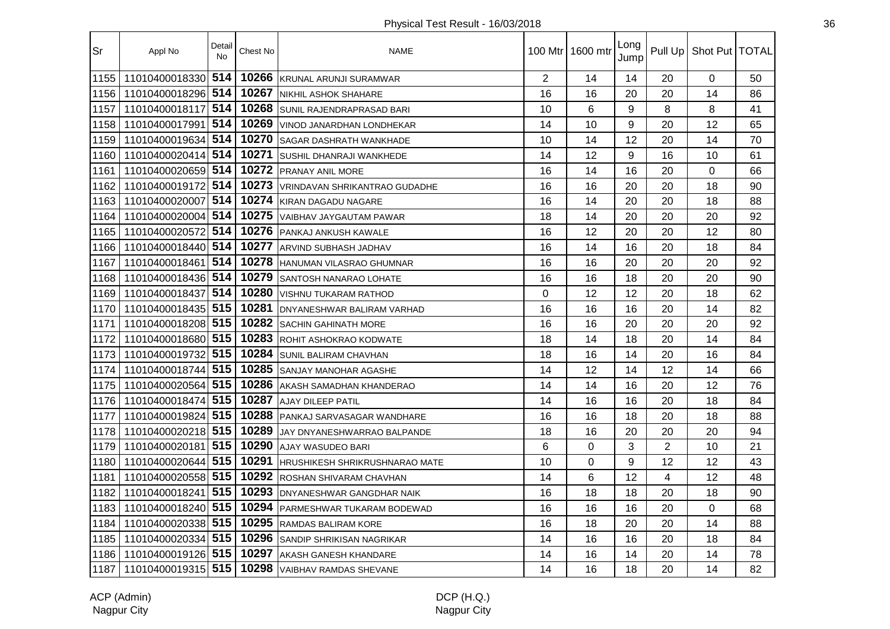Physical Test Result - 16/03/2018

| Sr | Appl No | Detail No | Chest No | NAME | 100 Mtr | 1600 mtr | Long Jump | Pull Up | Shot Put | TOTAL |
|---|---|---|---|---|---|---|---|---|---|---|
| 1155 | 11010400018330 | 514 | 10266 | KRUNAL ARUNJI SURAMWAR | 2 | 14 | 14 | 20 | 0 | 50 |
| 1156 | 11010400018296 | 514 | 10267 | NIKHIL ASHOK SHAHARE | 16 | 16 | 20 | 20 | 14 | 86 |
| 1157 | 11010400018117 | 514 | 10268 | SUNIL RAJENDRAPRASAD BARI | 10 | 6 | 9 | 8 | 8 | 41 |
| 1158 | 11010400017991 | 514 | 10269 | VINOD JANARDHAN LONDHEKAR | 14 | 10 | 9 | 20 | 12 | 65 |
| 1159 | 11010400019634 | 514 | 10270 | SAGAR DASHRATH WANKHADE | 10 | 14 | 12 | 20 | 14 | 70 |
| 1160 | 11010400020414 | 514 | 10271 | SUSHIL DHANRAJI WANKHEDE | 14 | 12 | 9 | 16 | 10 | 61 |
| 1161 | 11010400020659 | 514 | 10272 | PRANAY ANIL MORE | 16 | 14 | 16 | 20 | 0 | 66 |
| 1162 | 11010400019172 | 514 | 10273 | VRINDAVAN SHRIKANTRAO GUDADHE | 16 | 16 | 20 | 20 | 18 | 90 |
| 1163 | 11010400020007 | 514 | 10274 | KIRAN DAGADU NAGARE | 16 | 14 | 20 | 20 | 18 | 88 |
| 1164 | 11010400020004 | 514 | 10275 | VAIBHAV JAYGAUTAM PAWAR | 18 | 14 | 20 | 20 | 20 | 92 |
| 1165 | 11010400020572 | 514 | 10276 | PANKAJ ANKUSH KAWALE | 16 | 12 | 20 | 20 | 12 | 80 |
| 1166 | 11010400018440 | 514 | 10277 | ARVIND SUBHASH JADHAV | 16 | 14 | 16 | 20 | 18 | 84 |
| 1167 | 11010400018461 | 514 | 10278 | HANUMAN VILASRAO GHUMNAR | 16 | 16 | 20 | 20 | 20 | 92 |
| 1168 | 11010400018436 | 514 | 10279 | SANTOSH NANARAO LOHATE | 16 | 16 | 18 | 20 | 20 | 90 |
| 1169 | 11010400018437 | 514 | 10280 | VISHNU TUKARAM RATHOD | 0 | 12 | 12 | 20 | 18 | 62 |
| 1170 | 11010400018435 | 515 | 10281 | DNYANESHWAR BALIRAM VARHAD | 16 | 16 | 16 | 20 | 14 | 82 |
| 1171 | 11010400018208 | 515 | 10282 | SACHIN GAHINATH MORE | 16 | 16 | 20 | 20 | 20 | 92 |
| 1172 | 11010400018680 | 515 | 10283 | ROHIT ASHOKRAO KODWATE | 18 | 14 | 18 | 20 | 14 | 84 |
| 1173 | 11010400019732 | 515 | 10284 | SUNIL BALIRAM CHAVHAN | 18 | 16 | 14 | 20 | 16 | 84 |
| 1174 | 11010400018744 | 515 | 10285 | SANJAY MANOHAR AGASHE | 14 | 12 | 14 | 12 | 14 | 66 |
| 1175 | 11010400020564 | 515 | 10286 | AKASH SAMADHAN KHANDERAO | 14 | 14 | 16 | 20 | 12 | 76 |
| 1176 | 11010400018474 | 515 | 10287 | AJAY DILEEP PATIL | 14 | 16 | 16 | 20 | 18 | 84 |
| 1177 | 11010400019824 | 515 | 10288 | PANKAJ SARVASAGAR WANDHARE | 16 | 16 | 18 | 20 | 18 | 88 |
| 1178 | 11010400020218 | 515 | 10289 | JAY DNYANESHWARRAO BALPANDE | 18 | 16 | 20 | 20 | 20 | 94 |
| 1179 | 11010400020181 | 515 | 10290 | AJAY WASUDEO BARI | 6 | 0 | 3 | 2 | 10 | 21 |
| 1180 | 11010400020644 | 515 | 10291 | HRUSHIKESH SHRIKRUSHNARAO MATE | 10 | 0 | 9 | 12 | 12 | 43 |
| 1181 | 11010400020558 | 515 | 10292 | ROSHAN SHIVARAM CHAVHAN | 14 | 6 | 12 | 4 | 12 | 48 |
| 1182 | 11010400018241 | 515 | 10293 | DNYANESHWAR GANGDHAR NAIK | 16 | 18 | 18 | 20 | 18 | 90 |
| 1183 | 11010400018240 | 515 | 10294 | PARMESHWAR TUKARAM BODEWAD | 16 | 16 | 16 | 20 | 0 | 68 |
| 1184 | 11010400020338 | 515 | 10295 | RAMDAS BALIRAM KORE | 16 | 18 | 20 | 20 | 14 | 88 |
| 1185 | 11010400020334 | 515 | 10296 | SANDIP SHRIKISAN NAGRIKAR | 14 | 16 | 16 | 20 | 18 | 84 |
| 1186 | 11010400019126 | 515 | 10297 | AKASH GANESH KHANDARE | 14 | 16 | 14 | 20 | 14 | 78 |
| 1187 | 11010400019315 | 515 | 10298 | VAIBHAV RAMDAS SHEVANE | 14 | 16 | 18 | 20 | 14 | 82 |

ACP (Admin)
Nagpur City

DCP (H.Q.)
Nagpur City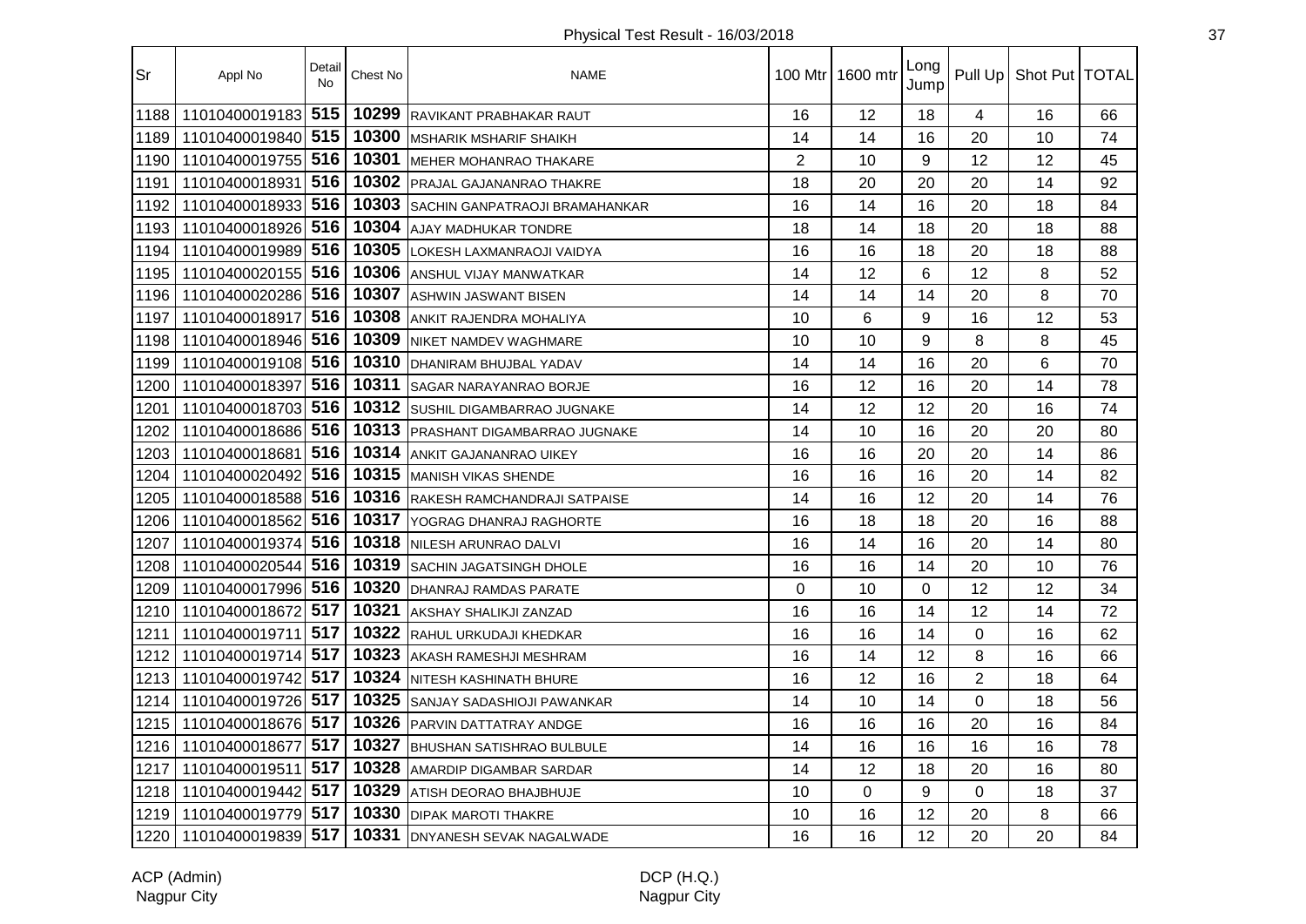Physical Test Result - 16/03/2018

| Sr | Appl No | Detail No | Chest No | NAME | 100 Mtr | 1600 mtr | Long Jump | Pull Up | Shot Put | TOTAL |
|---|---|---|---|---|---|---|---|---|---|---|
| 1188 | 11010400019183 | 515 | 10299 | RAVIKANT PRABHAKAR RAUT | 16 | 12 | 18 | 4 | 16 | 66 |
| 1189 | 11010400019840 | 515 | 10300 | MSHARIK MSHARIF SHAIKH | 14 | 14 | 16 | 20 | 10 | 74 |
| 1190 | 11010400019755 | 516 | 10301 | MEHER MOHANRAO THAKARE | 2 | 10 | 9 | 12 | 12 | 45 |
| 1191 | 11010400018931 | 516 | 10302 | PRAJAL GAJANANRAO THAKRE | 18 | 20 | 20 | 20 | 14 | 92 |
| 1192 | 11010400018933 | 516 | 10303 | SACHIN GANPATRAOJI BRAMAHANKAR | 16 | 14 | 16 | 20 | 18 | 84 |
| 1193 | 11010400018926 | 516 | 10304 | AJAY MADHUKAR TONDRE | 18 | 14 | 18 | 20 | 18 | 88 |
| 1194 | 11010400019989 | 516 | 10305 | LOKESH LAXMANRAOJI VAIDYA | 16 | 16 | 18 | 20 | 18 | 88 |
| 1195 | 11010400020155 | 516 | 10306 | ANSHUL VIJAY MANWATKAR | 14 | 12 | 6 | 12 | 8 | 52 |
| 1196 | 11010400020286 | 516 | 10307 | ASHWIN JASWANT BISEN | 14 | 14 | 14 | 20 | 8 | 70 |
| 1197 | 11010400018917 | 516 | 10308 | ANKIT RAJENDRA MOHALIYA | 10 | 6 | 9 | 16 | 12 | 53 |
| 1198 | 11010400018946 | 516 | 10309 | NIKET NAMDEV WAGHMARE | 10 | 10 | 9 | 8 | 8 | 45 |
| 1199 | 11010400019108 | 516 | 10310 | DHANIRAM BHUJBAL YADAV | 14 | 14 | 16 | 20 | 6 | 70 |
| 1200 | 11010400018397 | 516 | 10311 | SAGAR NARAYANRAO BORJE | 16 | 12 | 16 | 20 | 14 | 78 |
| 1201 | 11010400018703 | 516 | 10312 | SUSHIL DIGAMBARRAO JUGNAKE | 14 | 12 | 12 | 20 | 16 | 74 |
| 1202 | 11010400018686 | 516 | 10313 | PRASHANT DIGAMBARRAO JUGNAKE | 14 | 10 | 16 | 20 | 20 | 80 |
| 1203 | 11010400018681 | 516 | 10314 | ANKIT GAJANANRAO UIKEY | 16 | 16 | 20 | 20 | 14 | 86 |
| 1204 | 11010400020492 | 516 | 10315 | MANISH VIKAS SHENDE | 16 | 16 | 16 | 20 | 14 | 82 |
| 1205 | 11010400018588 | 516 | 10316 | RAKESH RAMCHANDRAJI SATPAISE | 14 | 16 | 12 | 20 | 14 | 76 |
| 1206 | 11010400018562 | 516 | 10317 | YOGRAG DHANRAJ RAGHORTE | 16 | 18 | 18 | 20 | 16 | 88 |
| 1207 | 11010400019374 | 516 | 10318 | NILESH ARUNRAO DALVI | 16 | 14 | 16 | 20 | 14 | 80 |
| 1208 | 11010400020544 | 516 | 10319 | SACHIN JAGATSINGH DHOLE | 16 | 16 | 14 | 20 | 10 | 76 |
| 1209 | 11010400017996 | 516 | 10320 | DHANRAJ RAMDAS PARATE | 0 | 10 | 0 | 12 | 12 | 34 |
| 1210 | 11010400018672 | 517 | 10321 | AKSHAY SHALIKJI ZANZAD | 16 | 16 | 14 | 12 | 14 | 72 |
| 1211 | 11010400019711 | 517 | 10322 | RAHUL URKUDAJI KHEDKAR | 16 | 16 | 14 | 0 | 16 | 62 |
| 1212 | 11010400019714 | 517 | 10323 | AKASH RAMESHJI MESHRAM | 16 | 14 | 12 | 8 | 16 | 66 |
| 1213 | 11010400019742 | 517 | 10324 | NITESH KASHINATH BHURE | 16 | 12 | 16 | 2 | 18 | 64 |
| 1214 | 11010400019726 | 517 | 10325 | SANJAY SADASHIOJI PAWANKAR | 14 | 10 | 14 | 0 | 18 | 56 |
| 1215 | 11010400018676 | 517 | 10326 | PARVIN DATTATRAY ANDGE | 16 | 16 | 16 | 20 | 16 | 84 |
| 1216 | 11010400018677 | 517 | 10327 | BHUSHAN SATISHRAO BULBULE | 14 | 16 | 16 | 16 | 16 | 78 |
| 1217 | 11010400019511 | 517 | 10328 | AMARDIP DIGAMBAR SARDAR | 14 | 12 | 18 | 20 | 16 | 80 |
| 1218 | 11010400019442 | 517 | 10329 | ATISH DEORAO BHAJBHUJE | 10 | 0 | 9 | 0 | 18 | 37 |
| 1219 | 11010400019779 | 517 | 10330 | DIPAK MAROTI THAKRE | 10 | 16 | 12 | 20 | 8 | 66 |
| 1220 | 11010400019839 | 517 | 10331 | DNYANESH SEVAK NAGALWADE | 16 | 16 | 12 | 20 | 20 | 84 |

ACP (Admin)
Nagpur City

DCP (H.Q.)
Nagpur City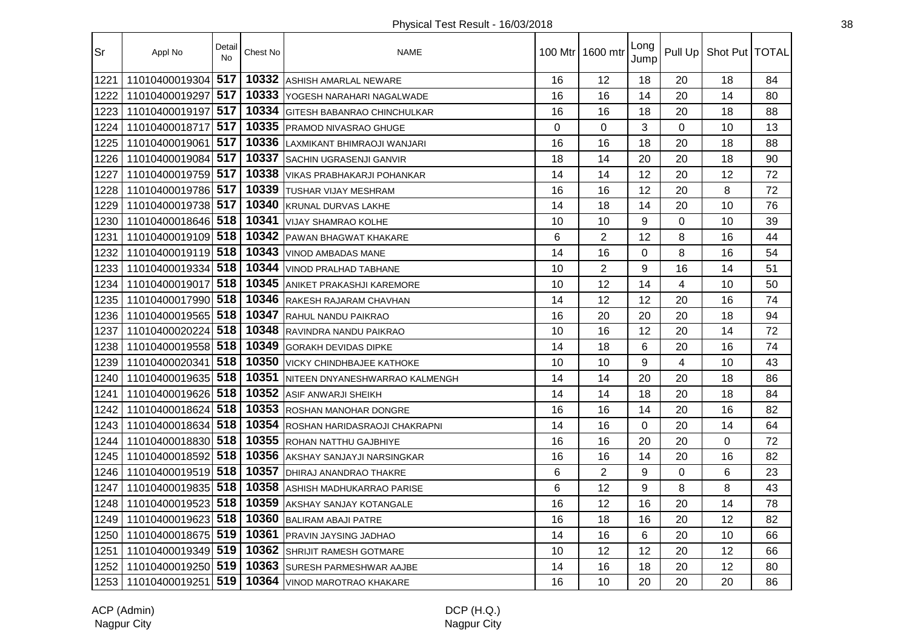Physical Test Result - 16/03/2018

| Sr | Appl No | Detail No | Chest No | NAME | 100 Mtr | 1600 mtr | Long Jump | Pull Up | Shot Put | TOTAL |
|---|---|---|---|---|---|---|---|---|---|---|
| 1221 | 11010400019304 | 517 | 10332 | ASHISH AMARLAL NEWARE | 16 | 12 | 18 | 20 | 18 | 84 |
| 1222 | 11010400019297 | 517 | 10333 | YOGESH NARAHARI NAGALWADE | 16 | 16 | 14 | 20 | 14 | 80 |
| 1223 | 11010400019197 | 517 | 10334 | GITESH BABANRAO CHINCHULKAR | 16 | 16 | 18 | 20 | 18 | 88 |
| 1224 | 11010400018717 | 517 | 10335 | PRAMOD NIVASRAO GHUGE | 0 | 0 | 3 | 0 | 10 | 13 |
| 1225 | 11010400019061 | 517 | 10336 | LAXMIKANT BHIMRAOJI WANJARI | 16 | 16 | 18 | 20 | 18 | 88 |
| 1226 | 11010400019084 | 517 | 10337 | SACHIN UGRASENJI GANVIR | 18 | 14 | 20 | 20 | 18 | 90 |
| 1227 | 11010400019759 | 517 | 10338 | VIKAS PRABHAKARJI POHANKAR | 14 | 14 | 12 | 20 | 12 | 72 |
| 1228 | 11010400019786 | 517 | 10339 | TUSHAR VIJAY MESHRAM | 16 | 16 | 12 | 20 | 8 | 72 |
| 1229 | 11010400019738 | 517 | 10340 | KRUNAL DURVAS LAKHE | 14 | 18 | 14 | 20 | 10 | 76 |
| 1230 | 11010400018646 | 518 | 10341 | VIJAY SHAMRAO KOLHE | 10 | 10 | 9 | 0 | 10 | 39 |
| 1231 | 11010400019109 | 518 | 10342 | PAWAN BHAGWAT KHAKARE | 6 | 2 | 12 | 8 | 16 | 44 |
| 1232 | 11010400019119 | 518 | 10343 | VINOD AMBADAS MANE | 14 | 16 | 0 | 8 | 16 | 54 |
| 1233 | 11010400019334 | 518 | 10344 | VINOD PRALHAD TABHANE | 10 | 2 | 9 | 16 | 14 | 51 |
| 1234 | 11010400019017 | 518 | 10345 | ANIKET PRAKASHJI KAREMORE | 10 | 12 | 14 | 4 | 10 | 50 |
| 1235 | 11010400017990 | 518 | 10346 | RAKESH RAJARAM CHAVHAN | 14 | 12 | 12 | 20 | 16 | 74 |
| 1236 | 11010400019565 | 518 | 10347 | RAHUL NANDU PAIKRAO | 16 | 20 | 20 | 20 | 18 | 94 |
| 1237 | 11010400020224 | 518 | 10348 | RAVINDRA NANDU PAIKRAO | 10 | 16 | 12 | 20 | 14 | 72 |
| 1238 | 11010400019558 | 518 | 10349 | GORAKH DEVIDAS DIPKE | 14 | 18 | 6 | 20 | 16 | 74 |
| 1239 | 11010400020341 | 518 | 10350 | VICKY CHINDHBAJEE KATHOKE | 10 | 10 | 9 | 4 | 10 | 43 |
| 1240 | 11010400019635 | 518 | 10351 | NITEEN DNYANESHWARRAO KALMENGH | 14 | 14 | 20 | 20 | 18 | 86 |
| 1241 | 11010400019626 | 518 | 10352 | ASIF ANWARJI SHEIKH | 14 | 14 | 18 | 20 | 18 | 84 |
| 1242 | 11010400018624 | 518 | 10353 | ROSHAN MANOHAR DONGRE | 16 | 16 | 14 | 20 | 16 | 82 |
| 1243 | 11010400018634 | 518 | 10354 | ROSHAN HARIDASRAOJI CHAKRAPNI | 14 | 16 | 0 | 20 | 14 | 64 |
| 1244 | 11010400018830 | 518 | 10355 | ROHAN NATTHU GAJBHIYE | 16 | 16 | 20 | 20 | 0 | 72 |
| 1245 | 11010400018592 | 518 | 10356 | AKSHAY SANJAYJI NARSINGKAR | 16 | 16 | 14 | 20 | 16 | 82 |
| 1246 | 11010400019519 | 518 | 10357 | DHIRAJ ANANDRAO THAKRE | 6 | 2 | 9 | 0 | 6 | 23 |
| 1247 | 11010400019835 | 518 | 10358 | ASHISH MADHUKARRAO PARISE | 6 | 12 | 9 | 8 | 8 | 43 |
| 1248 | 11010400019523 | 518 | 10359 | AKSHAY SANJAY KOTANGALE | 16 | 12 | 16 | 20 | 14 | 78 |
| 1249 | 11010400019623 | 518 | 10360 | BALIRAM ABAJI PATRE | 16 | 18 | 16 | 20 | 12 | 82 |
| 1250 | 11010400018675 | 519 | 10361 | PRAVIN JAYSING JADHAO | 14 | 16 | 6 | 20 | 10 | 66 |
| 1251 | 11010400019349 | 519 | 10362 | SHRIJIT RAMESH GOTMARE | 10 | 12 | 12 | 20 | 12 | 66 |
| 1252 | 11010400019250 | 519 | 10363 | SURESH PARMESHWAR AAJBE | 14 | 16 | 18 | 20 | 12 | 80 |
| 1253 | 11010400019251 | 519 | 10364 | VINOD MAROTRAO KHAKARE | 16 | 10 | 20 | 20 | 20 | 86 |

ACP (Admin)
Nagpur City

DCP (H.Q.)
Nagpur City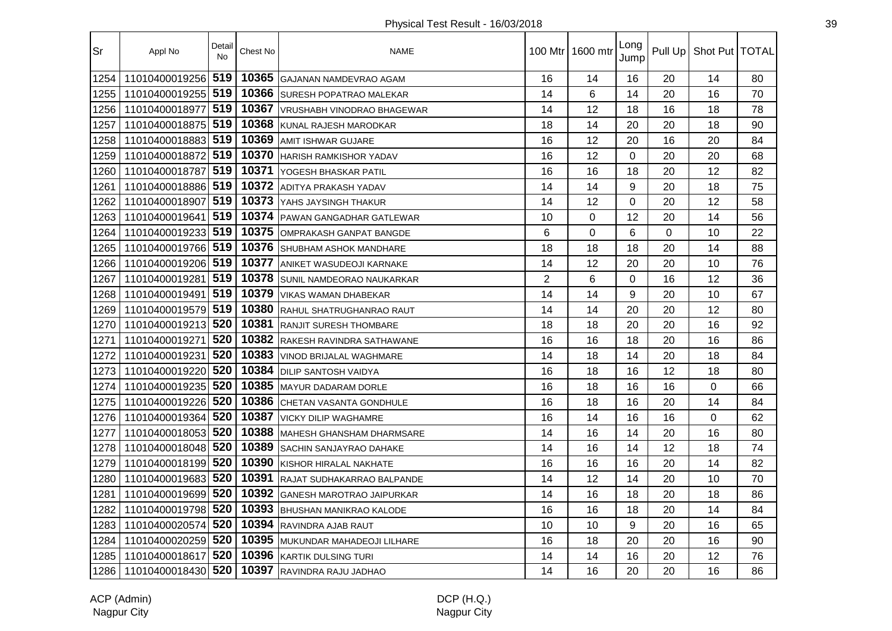Physical Test Result - 16/03/2018

| Sr | Appl No | Detail No | Chest No | NAME | 100 Mtr | 1600 mtr | Long Jump | Pull Up | Shot Put | TOTAL |
|---|---|---|---|---|---|---|---|---|---|---|
| 1254 | 11010400019256 | 519 | 10365 | GAJANAN NAMDEVRAO AGAM | 16 | 14 | 16 | 20 | 14 | 80 |
| 1255 | 11010400019255 | 519 | 10366 | SURESH POPATRAO MALEKAR | 14 | 6 | 14 | 20 | 16 | 70 |
| 1256 | 11010400018977 | 519 | 10367 | VRUSHABH VINODRAO BHAGEWAR | 14 | 12 | 18 | 16 | 18 | 78 |
| 1257 | 11010400018875 | 519 | 10368 | KUNAL RAJESH MARODKAR | 18 | 14 | 20 | 20 | 18 | 90 |
| 1258 | 11010400018883 | 519 | 10369 | AMIT ISHWAR GUJARE | 16 | 12 | 20 | 16 | 20 | 84 |
| 1259 | 11010400018872 | 519 | 10370 | HARISH RAMKISHOR YADAV | 16 | 12 | 0 | 20 | 20 | 68 |
| 1260 | 11010400018787 | 519 | 10371 | YOGESH BHASKAR PATIL | 16 | 16 | 18 | 20 | 12 | 82 |
| 1261 | 11010400018886 | 519 | 10372 | ADITYA PRAKASH YADAV | 14 | 14 | 9 | 20 | 18 | 75 |
| 1262 | 11010400018907 | 519 | 10373 | YAHS JAYSINGH THAKUR | 14 | 12 | 0 | 20 | 12 | 58 |
| 1263 | 11010400019641 | 519 | 10374 | PAWAN GANGADHAR GATLEWAR | 10 | 0 | 12 | 20 | 14 | 56 |
| 1264 | 11010400019233 | 519 | 10375 | OMPRAKASH GANPAT BANGDE | 6 | 0 | 6 | 0 | 10 | 22 |
| 1265 | 11010400019766 | 519 | 10376 | SHUBHAM ASHOK MANDHARE | 18 | 18 | 18 | 20 | 14 | 88 |
| 1266 | 11010400019206 | 519 | 10377 | ANIKET WASUDEOJI KARNAKE | 14 | 12 | 20 | 20 | 10 | 76 |
| 1267 | 11010400019281 | 519 | 10378 | SUNIL NAMDEORAO NAUKARKAR | 2 | 6 | 0 | 16 | 12 | 36 |
| 1268 | 11010400019491 | 519 | 10379 | VIKAS WAMAN DHABEKAR | 14 | 14 | 9 | 20 | 10 | 67 |
| 1269 | 11010400019579 | 519 | 10380 | RAHUL SHATRUGHANRAO RAUT | 14 | 14 | 20 | 20 | 12 | 80 |
| 1270 | 11010400019213 | 520 | 10381 | RANJIT SURESH THOMBARE | 18 | 18 | 20 | 20 | 16 | 92 |
| 1271 | 11010400019271 | 520 | 10382 | RAKESH RAVINDRA SATHAWANE | 16 | 16 | 18 | 20 | 16 | 86 |
| 1272 | 11010400019231 | 520 | 10383 | VINOD BRIJALAL WAGHMARE | 14 | 18 | 14 | 20 | 18 | 84 |
| 1273 | 11010400019220 | 520 | 10384 | DILIP SANTOSH VAIDYA | 16 | 18 | 16 | 12 | 18 | 80 |
| 1274 | 11010400019235 | 520 | 10385 | MAYUR DADARAM DORLE | 16 | 18 | 16 | 16 | 0 | 66 |
| 1275 | 11010400019226 | 520 | 10386 | CHETAN VASANTA GONDHULE | 16 | 18 | 16 | 20 | 14 | 84 |
| 1276 | 11010400019364 | 520 | 10387 | VICKY DILIP WAGHAMRE | 16 | 14 | 16 | 16 | 0 | 62 |
| 1277 | 11010400018053 | 520 | 10388 | MAHESH GHANSHAM DHARMSARE | 14 | 16 | 14 | 20 | 16 | 80 |
| 1278 | 11010400018048 | 520 | 10389 | SACHIN SANJAYRAO DAHAKE | 14 | 16 | 14 | 12 | 18 | 74 |
| 1279 | 11010400018199 | 520 | 10390 | KISHOR HIRALAL NAKHATE | 16 | 16 | 16 | 20 | 14 | 82 |
| 1280 | 11010400019683 | 520 | 10391 | RAJAT SUDHAKARRAO BALPANDE | 14 | 12 | 14 | 20 | 10 | 70 |
| 1281 | 11010400019699 | 520 | 10392 | GANESH MAROTRAO JAIPURKAR | 14 | 16 | 18 | 20 | 18 | 86 |
| 1282 | 11010400019798 | 520 | 10393 | BHUSHAN MANIKRAO KALODE | 16 | 16 | 18 | 20 | 14 | 84 |
| 1283 | 11010400020574 | 520 | 10394 | RAVINDRA AJAB RAUT | 10 | 10 | 9 | 20 | 16 | 65 |
| 1284 | 11010400020259 | 520 | 10395 | MUKUNDAR MAHADEOJI LILHARE | 16 | 18 | 20 | 20 | 16 | 90 |
| 1285 | 11010400018617 | 520 | 10396 | KARTIK DULSING TURI | 14 | 14 | 16 | 20 | 12 | 76 |
| 1286 | 11010400018430 | 520 | 10397 | RAVINDRA RAJU JADHAO | 14 | 16 | 20 | 20 | 16 | 86 |

ACP (Admin)
Nagpur City

DCP (H.Q.)
Nagpur City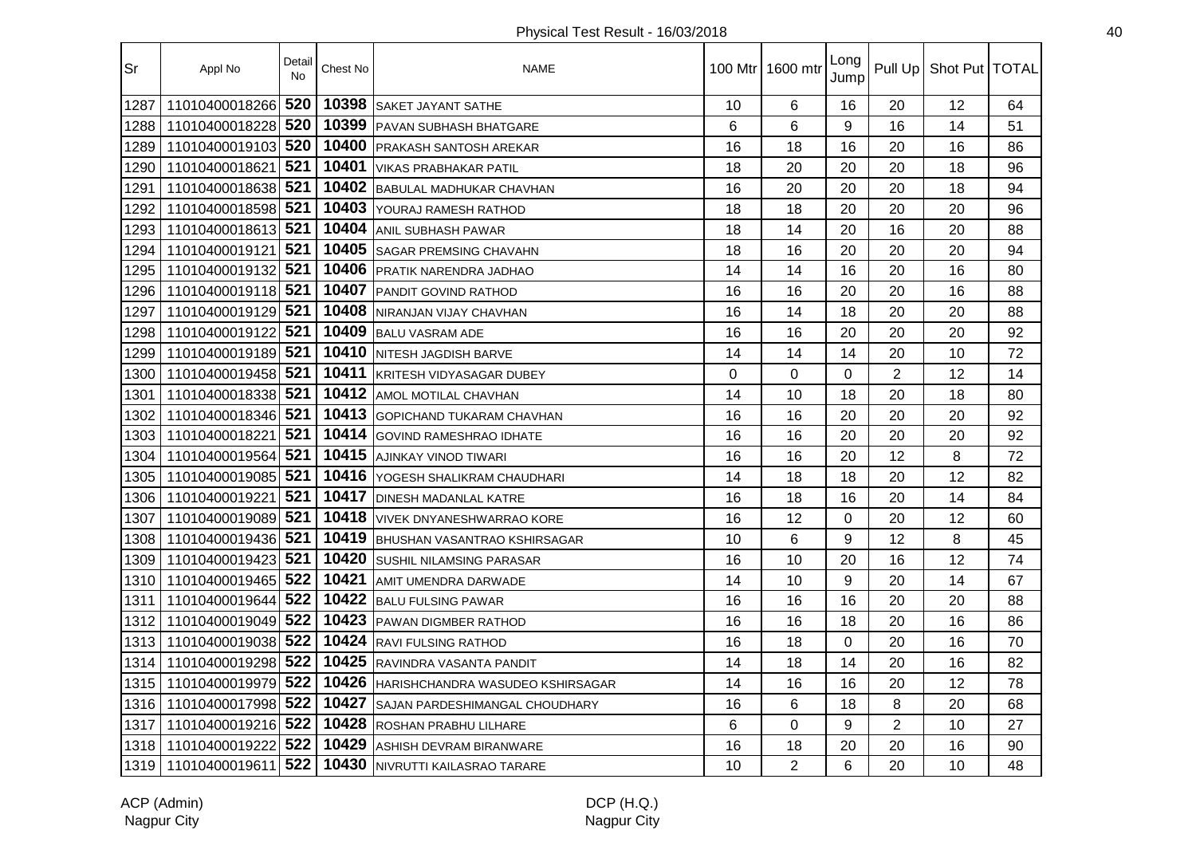Physical Test Result - 16/03/2018

| Sr | Appl No | Detail No | Chest No | NAME | 100 Mtr | 1600 mtr | Long Jump | Pull Up | Shot Put | TOTAL |
|---|---|---|---|---|---|---|---|---|---|---|
| 1287 | 11010400018266 | 520 | 10398 | SAKET JAYANT SATHE | 10 | 6 | 16 | 20 | 12 | 64 |
| 1288 | 11010400018228 | 520 | 10399 | PAVAN SUBHASH BHATGARE | 6 | 6 | 9 | 16 | 14 | 51 |
| 1289 | 11010400019103 | 520 | 10400 | PRAKASH SANTOSH AREKAR | 16 | 18 | 16 | 20 | 16 | 86 |
| 1290 | 11010400018621 | 521 | 10401 | VIKAS PRABHAKAR PATIL | 18 | 20 | 20 | 20 | 18 | 96 |
| 1291 | 11010400018638 | 521 | 10402 | BABULAL MADHUKAR CHAVHAN | 16 | 20 | 20 | 20 | 18 | 94 |
| 1292 | 11010400018598 | 521 | 10403 | YOURAJ RAMESH RATHOD | 18 | 18 | 20 | 20 | 20 | 96 |
| 1293 | 11010400018613 | 521 | 10404 | ANIL SUBHASH PAWAR | 18 | 14 | 20 | 16 | 20 | 88 |
| 1294 | 11010400019121 | 521 | 10405 | SAGAR PREMSING CHAVAHN | 18 | 16 | 20 | 20 | 20 | 94 |
| 1295 | 11010400019132 | 521 | 10406 | PRATIK NARENDRA JADHAO | 14 | 14 | 16 | 20 | 16 | 80 |
| 1296 | 11010400019118 | 521 | 10407 | PANDIT GOVIND RATHOD | 16 | 16 | 20 | 20 | 16 | 88 |
| 1297 | 11010400019129 | 521 | 10408 | NIRANJAN VIJAY CHAVHAN | 16 | 14 | 18 | 20 | 20 | 88 |
| 1298 | 11010400019122 | 521 | 10409 | BALU VASRAM ADE | 16 | 16 | 20 | 20 | 20 | 92 |
| 1299 | 11010400019189 | 521 | 10410 | NITESH JAGDISH BARVE | 14 | 14 | 14 | 20 | 10 | 72 |
| 1300 | 11010400019458 | 521 | 10411 | KRITESH VIDYASAGAR DUBEY | 0 | 0 | 0 | 2 | 12 | 14 |
| 1301 | 11010400018338 | 521 | 10412 | AMOL MOTILAL CHAVHAN | 14 | 10 | 18 | 20 | 18 | 80 |
| 1302 | 11010400018346 | 521 | 10413 | GOPICHAND TUKARAM CHAVHAN | 16 | 16 | 20 | 20 | 20 | 92 |
| 1303 | 11010400018221 | 521 | 10414 | GOVIND RAMESHRAO IDHATE | 16 | 16 | 20 | 20 | 20 | 92 |
| 1304 | 11010400019564 | 521 | 10415 | AJINKAY VINOD TIWARI | 16 | 16 | 20 | 12 | 8 | 72 |
| 1305 | 11010400019085 | 521 | 10416 | YOGESH SHALIKRAM CHAUDHARI | 14 | 18 | 18 | 20 | 12 | 82 |
| 1306 | 11010400019221 | 521 | 10417 | DINESH MADANLAL KATRE | 16 | 18 | 16 | 20 | 14 | 84 |
| 1307 | 11010400019089 | 521 | 10418 | VIVEK DNYANESHWARRAO KORE | 16 | 12 | 0 | 20 | 12 | 60 |
| 1308 | 11010400019436 | 521 | 10419 | BHUSHAN VASANTRAO KSHIRSAGAR | 10 | 6 | 9 | 12 | 8 | 45 |
| 1309 | 11010400019423 | 521 | 10420 | SUSHIL NILAMSING PARASAR | 16 | 10 | 20 | 16 | 12 | 74 |
| 1310 | 11010400019465 | 522 | 10421 | AMIT UMENDRA DARWADE | 14 | 10 | 9 | 20 | 14 | 67 |
| 1311 | 11010400019644 | 522 | 10422 | BALU FULSING PAWAR | 16 | 16 | 16 | 20 | 20 | 88 |
| 1312 | 11010400019049 | 522 | 10423 | PAWAN DIGMBER RATHOD | 16 | 16 | 18 | 20 | 16 | 86 |
| 1313 | 11010400019038 | 522 | 10424 | RAVI FULSING RATHOD | 16 | 18 | 0 | 20 | 16 | 70 |
| 1314 | 11010400019298 | 522 | 10425 | RAVINDRA VASANTA PANDIT | 14 | 18 | 14 | 20 | 16 | 82 |
| 1315 | 11010400019979 | 522 | 10426 | HARISHCHANDRA WASUDEO KSHIRSAGAR | 14 | 16 | 16 | 20 | 12 | 78 |
| 1316 | 11010400017998 | 522 | 10427 | SAJAN PARDESHIMANGAL CHOUDHARY | 16 | 6 | 18 | 8 | 20 | 68 |
| 1317 | 11010400019216 | 522 | 10428 | ROSHAN PRABHU LILHARE | 6 | 0 | 9 | 2 | 10 | 27 |
| 1318 | 11010400019222 | 522 | 10429 | ASHISH DEVRAM BIRANWARE | 16 | 18 | 20 | 20 | 16 | 90 |
| 1319 | 11010400019611 | 522 | 10430 | NIVRUTTI KAILASRAO TARARE | 10 | 2 | 6 | 20 | 10 | 48 |

ACP (Admin)
Nagpur City

DCP (H.Q.)
Nagpur City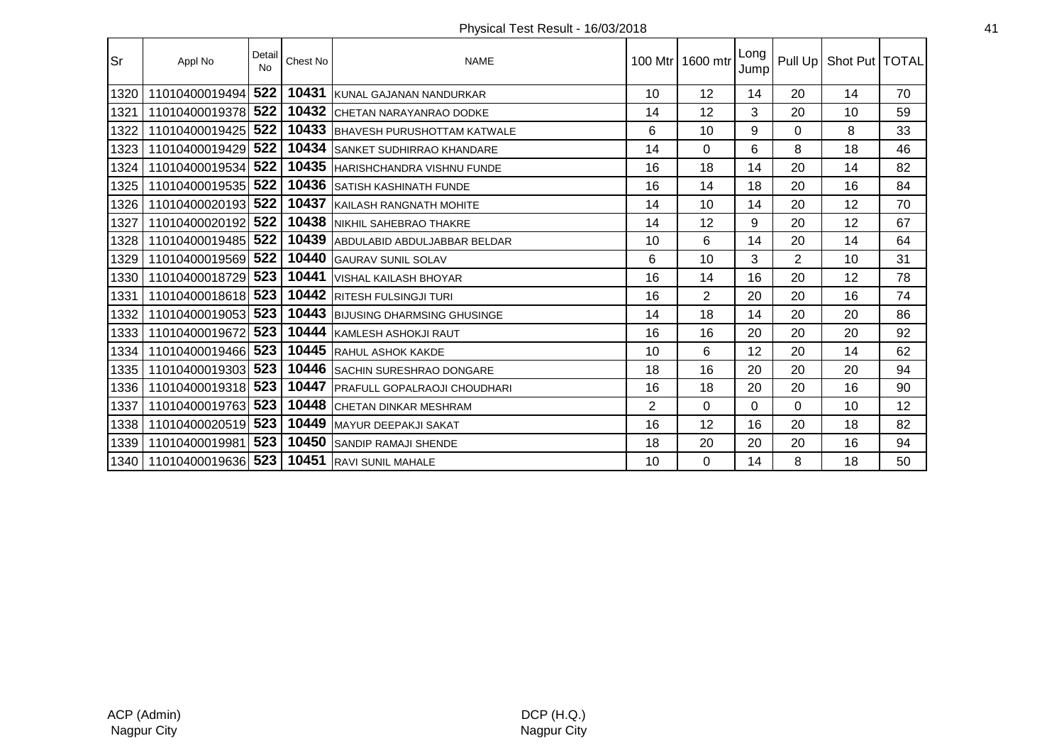| Sr | Appl No | Detail No | Chest No | NAME | 100 Mtr | 1600 mtr | Long Jump | Pull Up | Shot Put | TOTAL |
|---|---|---|---|---|---|---|---|---|---|---|
| 1320 | 11010400019494 | **522** | **10431** | KUNAL GAJANAN NANDURKAR | 10 | 12 | 14 | 20 | 14 | 70 |
| 1321 | 11010400019378 | **522** | **10432** | CHETAN NARAYANRAO DODKE | 14 | 12 | 3 | 20 | 10 | 59 |
| 1322 | 11010400019425 | **522** | **10433** | BHAVESH PURUSHOTTAM KATWALE | 6 | 10 | 9 | 0 | 8 | 33 |
| 1323 | 11010400019429 | **522** | **10434** | SANKET SUDHIRRAO KHANDARE | 14 | 0 | 6 | 8 | 18 | 46 |
| 1324 | 11010400019534 | **522** | **10435** | HARISHCHANDRA VISHNU FUNDE | 16 | 18 | 14 | 20 | 14 | 82 |
| 1325 | 11010400019535 | **522** | **10436** | SATISH KASHINATH FUNDE | 16 | 14 | 18 | 20 | 16 | 84 |
| 1326 | 11010400020193 | **522** | **10437** | KAILASH RANGNATH MOHITE | 14 | 10 | 14 | 20 | 12 | 70 |
| 1327 | 11010400020192 | **522** | **10438** | NIKHIL SAHEBRAO THAKRE | 14 | 12 | 9 | 20 | 12 | 67 |
| 1328 | 11010400019485 | **522** | **10439** | ABDULABID ABDULJABBAR BELDAR | 10 | 6 | 14 | 20 | 14 | 64 |
| 1329 | 11010400019569 | **522** | **10440** | GAURAV SUNIL SOLAV | 6 | 10 | 3 | 2 | 10 | 31 |
| 1330 | 11010400018729 | **523** | **10441** | VISHAL KAILASH BHOYAR | 16 | 14 | 16 | 20 | 12 | 78 |
| 1331 | 11010400018618 | **523** | **10442** | RITESH FULSINGJI TURI | 16 | 2 | 20 | 20 | 16 | 74 |
| 1332 | 11010400019053 | **523** | **10443** | BIJUSING DHARMSING GHUSINGE | 14 | 18 | 14 | 20 | 20 | 86 |
| 1333 | 11010400019672 | **523** | **10444** | KAMLESH ASHOKJI RAUT | 16 | 16 | 20 | 20 | 20 | 92 |
| 1334 | 11010400019466 | **523** | **10445** | RAHUL ASHOK KAKDE | 10 | 6 | 12 | 20 | 14 | 62 |
| 1335 | 11010400019303 | **523** | **10446** | SACHIN SURESHRAO DONGARE | 18 | 16 | 20 | 20 | 20 | 94 |
| 1336 | 11010400019318 | **523** | **10447** | PRAFULL GOPALRAOJI CHOUDHARI | 16 | 18 | 20 | 20 | 16 | 90 |
| 1337 | 11010400019763 | **523** | **10448** | CHETAN DINKAR MESHRAM | 2 | 0 | 0 | 0 | 10 | 12 |
| 1338 | 11010400020519 | **523** | **10449** | MAYUR DEEPAKJI SAKAT | 16 | 12 | 16 | 20 | 18 | 82 |
| 1339 | 11010400019981 | **523** | **10450** | SANDIP RAMAJI SHENDE | 18 | 20 | 20 | 20 | 16 | 94 |
| 1340 | 11010400019636 | **523** | **10451** | RAVI SUNIL MAHALE | 10 | 0 | 14 | 8 | 18 | 50 |

ACP (Admin)
Nagpur City

DCP (H.Q.)
Nagpur City